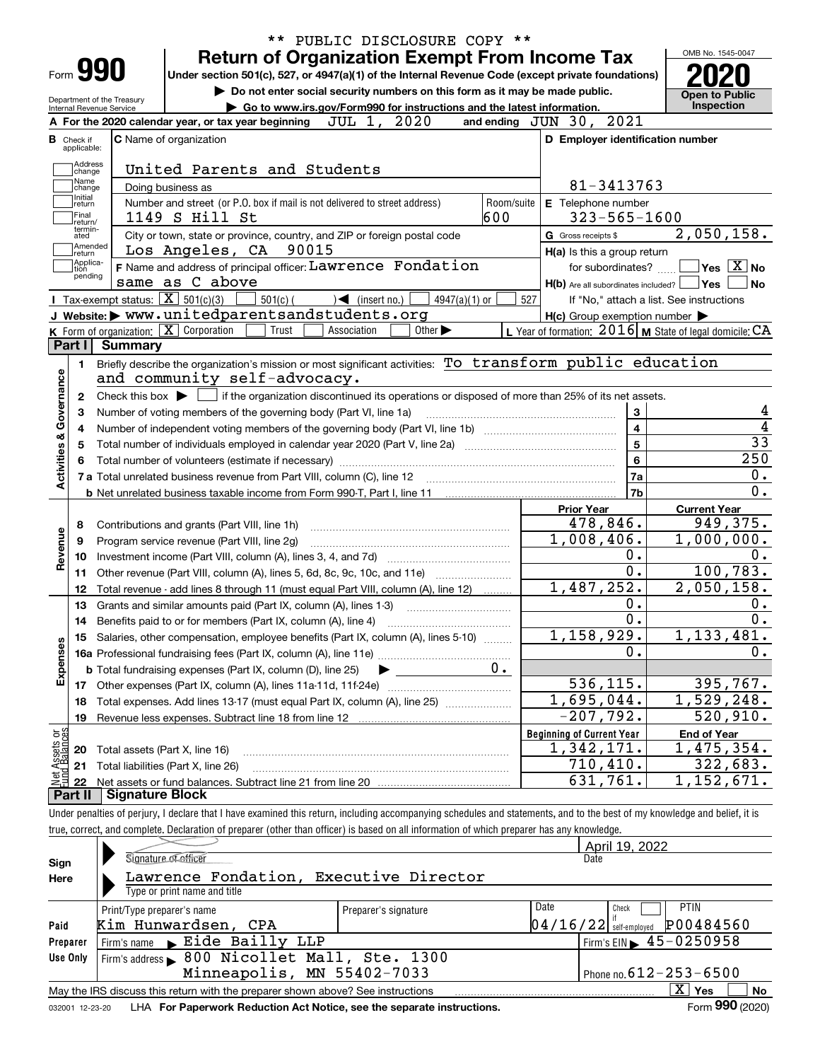\*\* PUBLIC DISCLOSURE COPY \*\*

Form **990**

# Return of Organization Exempt From Income Tax

**Under section 501(c), 527, or 4947(a)(1) of the Internal Revenue Code (except private foundations)**

▶ Do not enter social security numbers on this form as it may be made public.

▶ Go to www.irs.gov/Form990 for instructions and the latest information.

OMB No. 1545-0047

**2020**

**Open to Public Inspection**

Department of the Treasury
Internal Revenue Service

**A** For the 2020 calendar year, or tax year beginning JUL 1, 2020 and ending JUN 30, 2021

**B** Check if applicable: Address change, Name change, Initial return, Final return/terminated, Amended return, Application pending

**C** Name of organization: United Parents and Students

Doing business as

Number and street (or P.O. box if mail is not delivered to street address): 1149 S Hill St — Room/suite: 600

City or town, state or province, country, and ZIP or foreign postal code: Los Angeles, CA 90015

**F** Name and address of principal officer: Lawrence Fondation, same as C above

**D** Employer identification number: 81-3413763

**E** Telephone number: 323-565-1600

**G** Gross receipts $ 2,050,158.

**H(a)** Is this a group return for subordinates? Yes [ ] No [X]

**H(b)** Are all subordinates included? Yes [ ] No [ ]
If "No," attach a list. See instructions

**H(c)** Group exemption number ▶

**I** Tax-exempt status: [X] 501(c)(3) [ ] 501(c) ( ) ◀ (insert no.) [ ] 4947(a)(1) or [ ] 527

**J** Website: ▶ www.unitedparentsandstudents.org

**K** Form of organization: [X] Corporation [ ] Trust [ ] Association [ ] Other ▶

**L** Year of formation: 2016 **M** State of legal domicile: CA

## Part I Summary

**Activities & Governance**

1. Briefly describe the organization's mission or most significant activities: To transform public education and community self-advocacy.
2. Check this box ▶ [ ] if the organization discontinued its operations or disposed of more than 25% of its net assets.

| Line | Description | | Value |
|---|---|---|---|
| 3 | Number of voting members of the governing body (Part VI, line 1a) | 3 | 4 |
| 4 | Number of independent voting members of the governing body (Part VI, line 1b) | 4 | 4 |
| 5 | Total number of individuals employed in calendar year 2020 (Part V, line 2a) | 5 | 33 |
| 6 | Total number of volunteers (estimate if necessary) | 6 | 250 |
| 7a | Total unrelated business revenue from Part VIII, column (C), line 12 | 7a | 0. |
| 7b | Net unrelated business taxable income from Form 990-T, Part I, line 11 | 7b | 0. |

| Line | Description | Prior Year | Current Year |
|---|---|---|---|
| | **Revenue** | | |
| 8 | Contributions and grants (Part VIII, line 1h) | 478,846. | 949,375. |
| 9 | Program service revenue (Part VIII, line 2g) | 1,008,406. | 1,000,000. |
| 10 | Investment income (Part VIII, column (A), lines 3, 4, and 7d) | 0. | 0. |
| 11 | Other revenue (Part VIII, column (A), lines 5, 6d, 8c, 9c, 10c, and 11e) | 0. | 100,783. |
| 12 | Total revenue - add lines 8 through 11 (must equal Part VIII, column (A), line 12) | 1,487,252. | 2,050,158. |
| | **Expenses** | | |
| 13 | Grants and similar amounts paid (Part IX, column (A), lines 1-3) | 0. | 0. |
| 14 | Benefits paid to or for members (Part IX, column (A), line 4) | 0. | 0. |
| 15 | Salaries, other compensation, employee benefits (Part IX, column (A), lines 5-10) | 1,158,929. | 1,133,481. |
| 16a | Professional fundraising fees (Part IX, column (A), line 11e) | 0. | 0. |
| b | Total fundraising expenses (Part IX, column (D), line 25) ▶ 0. | | |
| 17 | Other expenses (Part IX, column (A), lines 11a-11d, 11f-24e) | 536,115. | 395,767. |
| 18 | Total expenses. Add lines 13-17 (must equal Part IX, column (A), line 25) | 1,695,044. | 1,529,248. |
| 19 | Revenue less expenses. Subtract line 18 from line 12 | -207,792. | 520,910. |

| Line | Net Assets or Fund Balances | Beginning of Current Year | End of Year |
|---|---|---|---|
| 20 | Total assets (Part X, line 16) | 1,342,171. | 1,475,354. |
| 21 | Total liabilities (Part X, line 26) | 710,410. | 322,683. |
| 22 | Net assets or fund balances. Subtract line 21 from line 20 | 631,761. | 1,152,671. |

## Part II Signature Block

Under penalties of perjury, I declare that I have examined this return, including accompanying schedules and statements, and to the best of my knowledge and belief, it is true, correct, and complete. Declaration of preparer (other than officer) is based on all information of which preparer has any knowledge.

**Sign Here**

Signature of officer — Date: April 19, 2022

Lawrence Fondation, Executive Director
Type or print name and title

**Paid Preparer Use Only**

| Print/Type preparer's name | Preparer's signature | Date | Check if self-employed | PTIN |
|---|---|---|---|---|
| Kim Hunwardsen, CPA | | 04/16/22 | [ ] | P00484560 |

Firm's name ▶ Eide Bailly LLP — Firm's EIN ▶ 45-0250958

Firm's address ▶ 800 Nicollet Mall, Ste. 1300, Minneapolis, MN 55402-7033 — Phone no. 612-253-6500

May the IRS discuss this return with the preparer shown above? See instructions [X] Yes [ ] No

032001 12-23-20 LHA **For Paperwork Reduction Act Notice, see the separate instructions.** Form **990** (2020)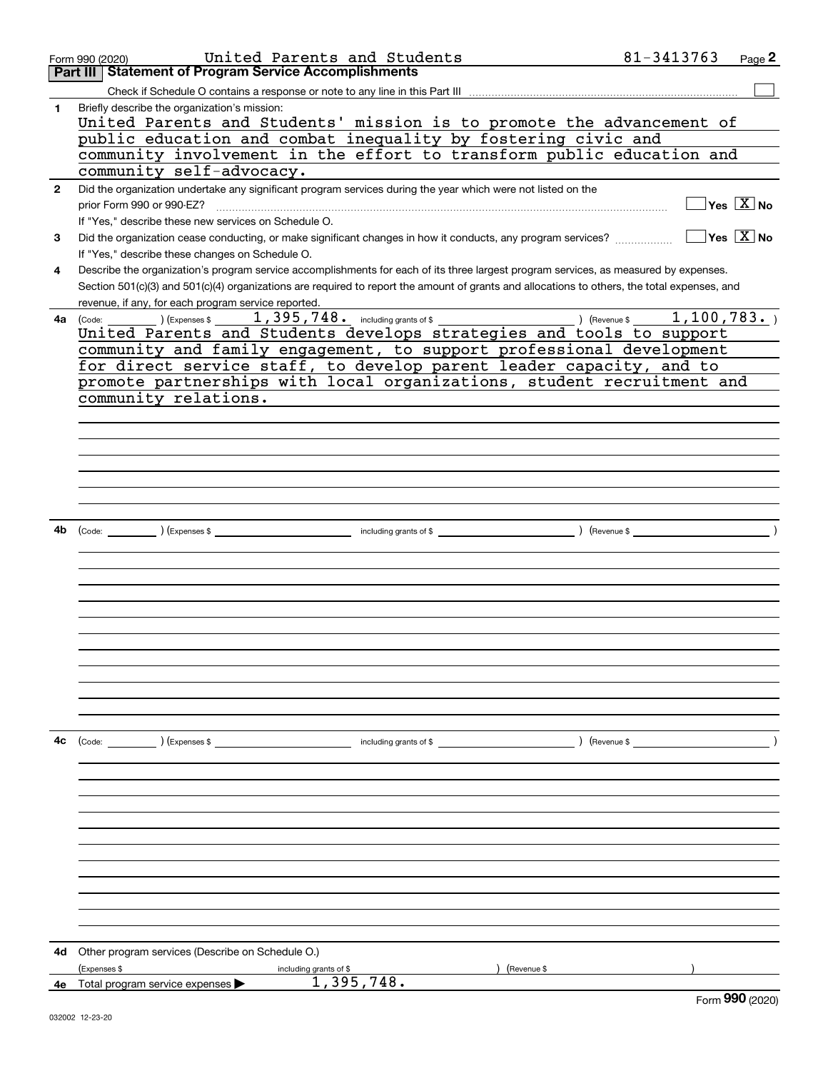Form 990 (2020) United Parents and Students 81-3413763

## Part III Statement of Program Service Accomplishments

Check if Schedule O contains a response or note to any line in this Part III [ ]

**1** Briefly describe the organization's mission:

United Parents and Students' mission is to promote the advancement of public education and combat inequality by fostering civic and community involvement in the effort to transform public education and community self-advocacy.

**2** Did the organization undertake any significant program services during the year which were not listed on the prior Form 990 or 990-EZ? [ ] Yes [X] No

If "Yes," describe these new services on Schedule O.

**3** Did the organization cease conducting, or make significant changes in how it conducts, any program services? [ ] Yes [X] No

If "Yes," describe these changes on Schedule O.

**4** Describe the organization's program service accomplishments for each of its three largest program services, as measured by expenses. Section 501(c)(3) and 501(c)(4) organizations are required to report the amount of grants and allocations to others, the total expenses, and revenue, if any, for each program service reported.

**4a** (Code: ) (Expenses $ 1,395,748. including grants of $ ) (Revenue $ 1,100,783. )

United Parents and Students develops strategies and tools to support community and family engagement, to support professional development for direct service staff, to develop parent leader capacity, and to promote partnerships with local organizations, student recruitment and community relations.

**4b** (Code: ) (Expenses $ including grants of $ ) (Revenue $ )

**4c** (Code: ) (Expenses $ including grants of $ ) (Revenue $ )

**4d** Other program services (Describe on Schedule O.)

(Expenses $ including grants of $ ) (Revenue $ )

**4e** Total program service expenses ▶ 1,395,748.

Form **990** (2020)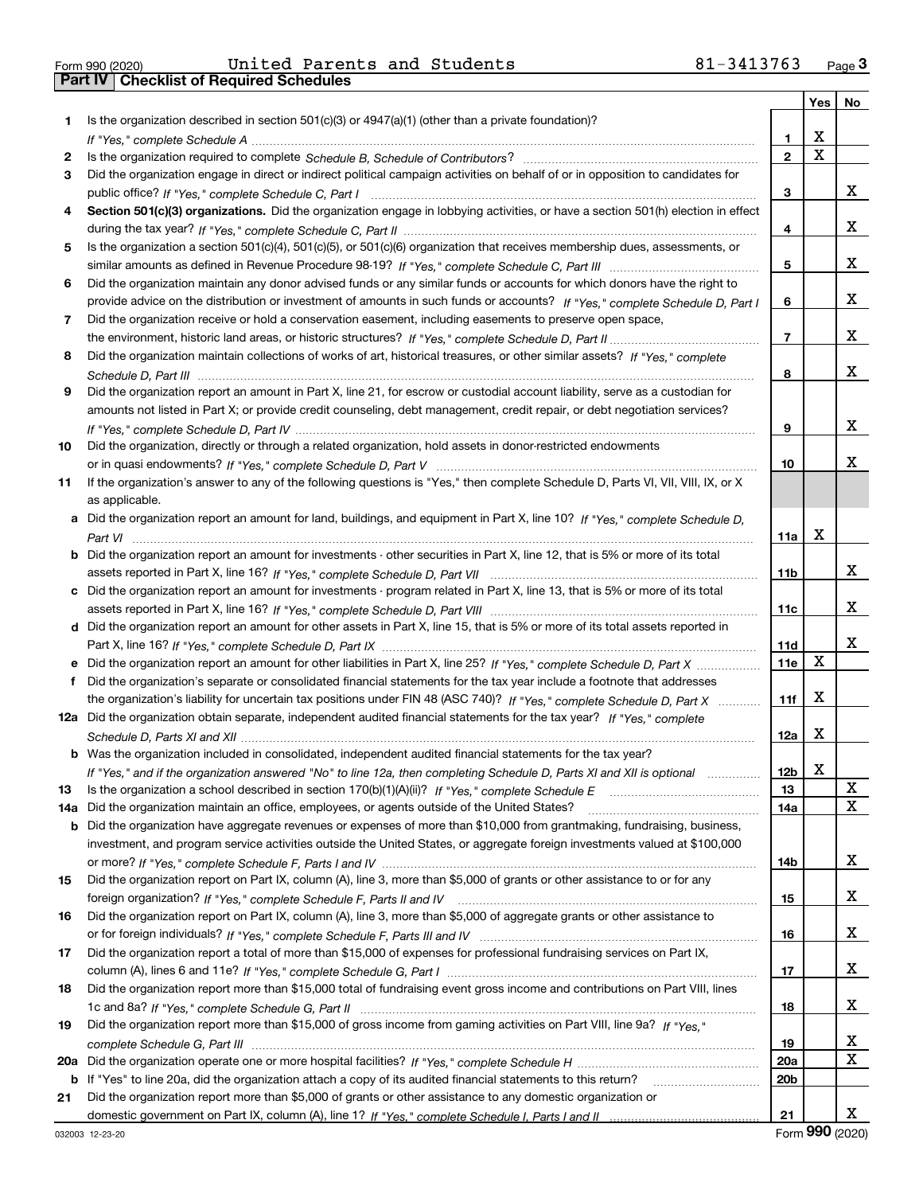Form 990 (2020) United Parents and Students 81-3413763 Page 3

## Part IV Checklist of Required Schedules

| | | | Yes | No |
|---|---|---|---|---|
| 1 | Is the organization described in section 501(c)(3) or 4947(a)(1) (other than a private foundation)? *If "Yes," complete Schedule A* | 1 | X | |
| 2 | Is the organization required to complete *Schedule B, Schedule of Contributors*? | 2 | X | |
| 3 | Did the organization engage in direct or indirect political campaign activities on behalf of or in opposition to candidates for public office? *If "Yes," complete Schedule C, Part I* | 3 | | X |
| 4 | **Section 501(c)(3) organizations.** Did the organization engage in lobbying activities, or have a section 501(h) election in effect during the tax year? *If "Yes," complete Schedule C, Part II* | 4 | | X |
| 5 | Is the organization a section 501(c)(4), 501(c)(5), or 501(c)(6) organization that receives membership dues, assessments, or similar amounts as defined in Revenue Procedure 98-19? *If "Yes," complete Schedule C, Part III* | 5 | | X |
| 6 | Did the organization maintain any donor advised funds or any similar funds or accounts for which donors have the right to provide advice on the distribution or investment of amounts in such funds or accounts? *If "Yes," complete Schedule D, Part I* | 6 | | X |
| 7 | Did the organization receive or hold a conservation easement, including easements to preserve open space, the environment, historic land areas, or historic structures? *If "Yes," complete Schedule D, Part II* | 7 | | X |
| 8 | Did the organization maintain collections of works of art, historical treasures, or other similar assets? *If "Yes," complete Schedule D, Part III* | 8 | | X |
| 9 | Did the organization report an amount in Part X, line 21, for escrow or custodial account liability, serve as a custodian for amounts not listed in Part X; or provide credit counseling, debt management, credit repair, or debt negotiation services? *If "Yes," complete Schedule D, Part IV* | 9 | | X |
| 10 | Did the organization, directly or through a related organization, hold assets in donor-restricted endowments or in quasi endowments? *If "Yes," complete Schedule D, Part V* | 10 | | X |
| 11 | If the organization's answer to any of the following questions is "Yes," then complete Schedule D, Parts VI, VII, VIII, IX, or X as applicable. | | | |
| a | Did the organization report an amount for land, buildings, and equipment in Part X, line 10? *If "Yes," complete Schedule D, Part VI* | 11a | X | |
| b | Did the organization report an amount for investments - other securities in Part X, line 12, that is 5% or more of its total assets reported in Part X, line 16? *If "Yes," complete Schedule D, Part VII* | 11b | | X |
| c | Did the organization report an amount for investments - program related in Part X, line 13, that is 5% or more of its total assets reported in Part X, line 16? *If "Yes," complete Schedule D, Part VIII* | 11c | | X |
| d | Did the organization report an amount for other assets in Part X, line 15, that is 5% or more of its total assets reported in Part X, line 16? *If "Yes," complete Schedule D, Part IX* | 11d | | X |
| e | Did the organization report an amount for other liabilities in Part X, line 25? *If "Yes," complete Schedule D, Part X* | 11e | X | |
| f | Did the organization's separate or consolidated financial statements for the tax year include a footnote that addresses the organization's liability for uncertain tax positions under FIN 48 (ASC 740)? *If "Yes," complete Schedule D, Part X* | 11f | X | |
| 12a | Did the organization obtain separate, independent audited financial statements for the tax year? *If "Yes," complete Schedule D, Parts XI and XII* | 12a | X | |
| b | Was the organization included in consolidated, independent audited financial statements for the tax year? *If "Yes," and if the organization answered "No" to line 12a, then completing Schedule D, Parts XI and XII is optional* | 12b | X | |
| 13 | Is the organization a school described in section 170(b)(1)(A)(ii)? *If "Yes," complete Schedule E* | 13 | | X |
| 14a | Did the organization maintain an office, employees, or agents outside of the United States? | 14a | | X |
| b | Did the organization have aggregate revenues or expenses of more than $10,000 from grantmaking, fundraising, business, investment, and program service activities outside the United States, or aggregate foreign investments valued at $100,000 or more? *If "Yes," complete Schedule F, Parts I and IV* | 14b | | X |
| 15 | Did the organization report on Part IX, column (A), line 3, more than $5,000 of grants or other assistance to or for any foreign organization? *If "Yes," complete Schedule F, Parts II and IV* | 15 | | X |
| 16 | Did the organization report on Part IX, column (A), line 3, more than $5,000 of aggregate grants or other assistance to or for foreign individuals? *If "Yes," complete Schedule F, Parts III and IV* | 16 | | X |
| 17 | Did the organization report a total of more than $15,000 of expenses for professional fundraising services on Part IX, column (A), lines 6 and 11e? *If "Yes," complete Schedule G, Part I* | 17 | | X |
| 18 | Did the organization report more than $15,000 total of fundraising event gross income and contributions on Part VIII, lines 1c and 8a? *If "Yes," complete Schedule G, Part II* | 18 | | X |
| 19 | Did the organization report more than $15,000 of gross income from gaming activities on Part VIII, line 9a? *If "Yes," complete Schedule G, Part III* | 19 | | X |
| 20a | Did the organization operate one or more hospital facilities? *If "Yes," complete Schedule H* | 20a | | X |
| b | If "Yes" to line 20a, did the organization attach a copy of its audited financial statements to this return? | 20b | | |
| 21 | Did the organization report more than $5,000 of grants or other assistance to any domestic organization or domestic government on Part IX, column (A), line 1? *If "Yes," complete Schedule I, Parts I and II* | 21 | | X |

032003 12-23-20 Form **990** (2020)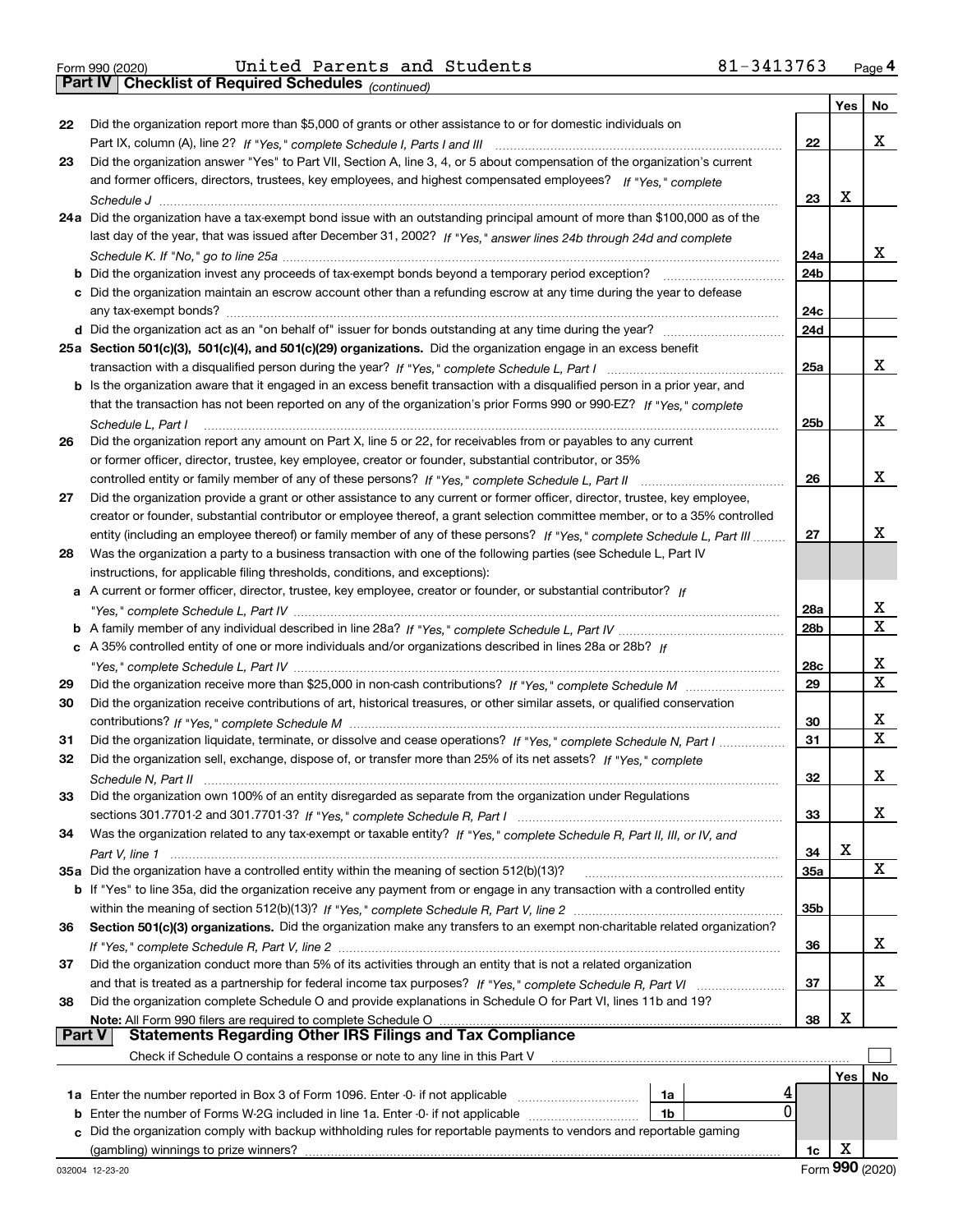Form 990 (2020) United Parents and Students 81-3413763 Page **4**

**Part IV Checklist of Required Schedules** *(continued)*

| | | | Yes | No |
|---|---|---|---|---|
| **22** | Did the organization report more than $5,000 of grants or other assistance to or for domestic individuals on Part IX, column (A), line 2? *If "Yes," complete Schedule I, Parts I and III* | **22** | | X |
| **23** | Did the organization answer "Yes" to Part VII, Section A, line 3, 4, or 5 about compensation of the organization's current and former officers, directors, trustees, key employees, and highest compensated employees? *If "Yes," complete Schedule J* | **23** | X | |
| **24a** | Did the organization have a tax-exempt bond issue with an outstanding principal amount of more than $100,000 as of the last day of the year, that was issued after December 31, 2002? *If "Yes," answer lines 24b through 24d and complete Schedule K. If "No," go to line 25a* | **24a** | | X |
| **b** | Did the organization invest any proceeds of tax-exempt bonds beyond a temporary period exception? | **24b** | | |
| **c** | Did the organization maintain an escrow account other than a refunding escrow at any time during the year to defease any tax-exempt bonds? | **24c** | | |
| **d** | Did the organization act as an "on behalf of" issuer for bonds outstanding at any time during the year? | **24d** | | |
| **25a** | **Section 501(c)(3), 501(c)(4), and 501(c)(29) organizations.** Did the organization engage in an excess benefit transaction with a disqualified person during the year? *If "Yes," complete Schedule L, Part I* | **25a** | | X |
| **b** | Is the organization aware that it engaged in an excess benefit transaction with a disqualified person in a prior year, and that the transaction has not been reported on any of the organization's prior Forms 990 or 990-EZ? *If "Yes," complete Schedule L, Part I* | **25b** | | X |
| **26** | Did the organization report any amount on Part X, line 5 or 22, for receivables from or payables to any current or former officer, director, trustee, key employee, creator or founder, substantial contributor, or 35% controlled entity or family member of any of these persons? *If "Yes," complete Schedule L, Part II* | **26** | | X |
| **27** | Did the organization provide a grant or other assistance to any current or former officer, director, trustee, key employee, creator or founder, substantial contributor or employee thereof, a grant selection committee member, or to a 35% controlled entity (including an employee thereof) or family member of any of these persons? *If "Yes," complete Schedule L, Part III* | **27** | | X |
| **28** | Was the organization a party to a business transaction with one of the following parties (see Schedule L, Part IV instructions, for applicable filing thresholds, conditions, and exceptions): | | | |
| **a** | A current or former officer, director, trustee, key employee, creator or founder, or substantial contributor? *If "Yes," complete Schedule L, Part IV* | **28a** | | X |
| **b** | A family member of any individual described in line 28a? *If "Yes," complete Schedule L, Part IV* | **28b** | | X |
| **c** | A 35% controlled entity of one or more individuals and/or organizations described in lines 28a or 28b? *If "Yes," complete Schedule L, Part IV* | **28c** | | X |
| **29** | Did the organization receive more than $25,000 in non-cash contributions? *If "Yes," complete Schedule M* | **29** | | X |
| **30** | Did the organization receive contributions of art, historical treasures, or other similar assets, or qualified conservation contributions? *If "Yes," complete Schedule M* | **30** | | X |
| **31** | Did the organization liquidate, terminate, or dissolve and cease operations? *If "Yes," complete Schedule N, Part I* | **31** | | X |
| **32** | Did the organization sell, exchange, dispose of, or transfer more than 25% of its net assets? *If "Yes," complete Schedule N, Part II* | **32** | | X |
| **33** | Did the organization own 100% of an entity disregarded as separate from the organization under Regulations sections 301.7701-2 and 301.7701-3? *If "Yes," complete Schedule R, Part I* | **33** | | X |
| **34** | Was the organization related to any tax-exempt or taxable entity? *If "Yes," complete Schedule R, Part II, III, or IV, and Part V, line 1* | **34** | X | |
| **35a** | Did the organization have a controlled entity within the meaning of section 512(b)(13)? | **35a** | | X |
| **b** | If "Yes" to line 35a, did the organization receive any payment from or engage in any transaction with a controlled entity within the meaning of section 512(b)(13)? *If "Yes," complete Schedule R, Part V, line 2* | **35b** | | |
| **36** | **Section 501(c)(3) organizations.** Did the organization make any transfers to an exempt non-charitable related organization? *If "Yes," complete Schedule R, Part V, line 2* | **36** | | X |
| **37** | Did the organization conduct more than 5% of its activities through an entity that is not a related organization and that is treated as a partnership for federal income tax purposes? *If "Yes," complete Schedule R, Part VI* | **37** | | X |
| **38** | Did the organization complete Schedule O and provide explanations in Schedule O for Part VI, lines 11b and 19? **Note:** All Form 990 filers are required to complete Schedule O | **38** | X | |

**Part V Statements Regarding Other IRS Filings and Tax Compliance**

Check if Schedule O contains a response or note to any line in this Part V ☐

| | | | | | Yes | No |
|---|---|---|---|---|---|---|
| **1a** | Enter the number reported in Box 3 of Form 1096. Enter -0- if not applicable | 1a | 4 | | | |
| **b** | Enter the number of Forms W-2G included in line 1a. Enter -0- if not applicable | 1b | 0 | | | |
| **c** | Did the organization comply with backup withholding rules for reportable payments to vendors and reportable gaming (gambling) winnings to prize winners? | | | **1c** | X | |

032004 12-23-20 Form **990** (2020)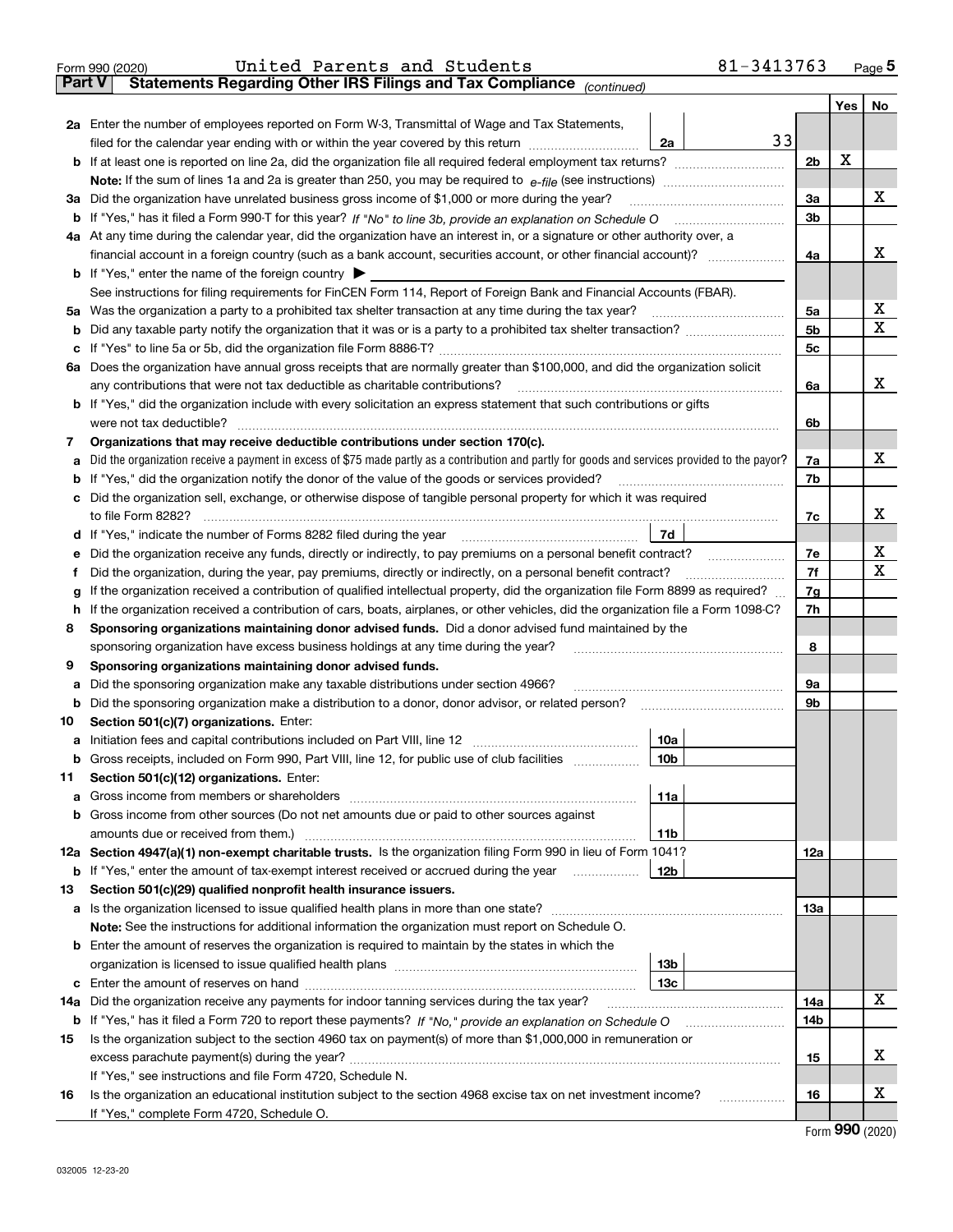Form 990 (2020) United Parents and Students 81-3413763 Page 5

## Part V Statements Regarding Other IRS Filings and Tax Compliance *(continued)*

| | | | | | Yes | No |
|---|---|---|---|---|---|---|
| **2a** | Enter the number of employees reported on Form W-3, Transmittal of Wage and Tax Statements, filed for the calendar year ending with or within the year covered by this return | 2a | 33 | | | |
| **b** | If at least one is reported on line 2a, did the organization file all required federal employment tax returns? | | | 2b | X | |
| | **Note:** If the sum of lines 1a and 2a is greater than 250, you may be required to *e-file* (see instructions) | | | | | |
| **3a** | Did the organization have unrelated business gross income of $1,000 or more during the year? | | | 3a | | X |
| **b** | If "Yes," has it filed a Form 990-T for this year? *If "No" to line 3b, provide an explanation on Schedule O* | | | 3b | | |
| **4a** | At any time during the calendar year, did the organization have an interest in, or a signature or other authority over, a financial account in a foreign country (such as a bank account, securities account, or other financial account)? | | | 4a | | X |
| **b** | If "Yes," enter the name of the foreign country ▶ | | | | | |
| | See instructions for filing requirements for FinCEN Form 114, Report of Foreign Bank and Financial Accounts (FBAR). | | | | | |
| **5a** | Was the organization a party to a prohibited tax shelter transaction at any time during the tax year? | | | 5a | | X |
| **b** | Did any taxable party notify the organization that it was or is a party to a prohibited tax shelter transaction? | | | 5b | | X |
| **c** | If "Yes" to line 5a or 5b, did the organization file Form 8886-T? | | | 5c | | |
| **6a** | Does the organization have annual gross receipts that are normally greater than $100,000, and did the organization solicit any contributions that were not tax deductible as charitable contributions? | | | 6a | | X |
| **b** | If "Yes," did the organization include with every solicitation an express statement that such contributions or gifts were not tax deductible? | | | 6b | | |
| **7** | **Organizations that may receive deductible contributions under section 170(c).** | | | | | |
| **a** | Did the organization receive a payment in excess of $75 made partly as a contribution and partly for goods and services provided to the payor? | | | 7a | | X |
| **b** | If "Yes," did the organization notify the donor of the value of the goods or services provided? | | | 7b | | |
| **c** | Did the organization sell, exchange, or otherwise dispose of tangible personal property for which it was required to file Form 8282? | | | 7c | | X |
| **d** | If "Yes," indicate the number of Forms 8282 filed during the year | 7d | | | | |
| **e** | Did the organization receive any funds, directly or indirectly, to pay premiums on a personal benefit contract? | | | 7e | | X |
| **f** | Did the organization, during the year, pay premiums, directly or indirectly, on a personal benefit contract? | | | 7f | | X |
| **g** | If the organization received a contribution of qualified intellectual property, did the organization file Form 8899 as required? | | | 7g | | |
| **h** | If the organization received a contribution of cars, boats, airplanes, or other vehicles, did the organization file a Form 1098-C? | | | 7h | | |
| **8** | **Sponsoring organizations maintaining donor advised funds.** Did a donor advised fund maintained by the sponsoring organization have excess business holdings at any time during the year? | | | 8 | | |
| **9** | **Sponsoring organizations maintaining donor advised funds.** | | | | | |
| **a** | Did the sponsoring organization make any taxable distributions under section 4966? | | | 9a | | |
| **b** | Did the sponsoring organization make a distribution to a donor, donor advisor, or related person? | | | 9b | | |
| **10** | **Section 501(c)(7) organizations.** Enter: | | | | | |
| **a** | Initiation fees and capital contributions included on Part VIII, line 12 | 10a | | | | |
| **b** | Gross receipts, included on Form 990, Part VIII, line 12, for public use of club facilities | 10b | | | | |
| **11** | **Section 501(c)(12) organizations.** Enter: | | | | | |
| **a** | Gross income from members or shareholders | 11a | | | | |
| **b** | Gross income from other sources (Do not net amounts due or paid to other sources against amounts due or received from them.) | 11b | | | | |
| **12a** | **Section 4947(a)(1) non-exempt charitable trusts.** Is the organization filing Form 990 in lieu of Form 1041? | | | 12a | | |
| **b** | If "Yes," enter the amount of tax-exempt interest received or accrued during the year | 12b | | | | |
| **13** | **Section 501(c)(29) qualified nonprofit health insurance issuers.** | | | | | |
| **a** | Is the organization licensed to issue qualified health plans in more than one state? | | | 13a | | |
| | **Note:** See the instructions for additional information the organization must report on Schedule O. | | | | | |
| **b** | Enter the amount of reserves the organization is required to maintain by the states in which the organization is licensed to issue qualified health plans | 13b | | | | |
| **c** | Enter the amount of reserves on hand | 13c | | | | |
| **14a** | Did the organization receive any payments for indoor tanning services during the tax year? | | | 14a | | X |
| **b** | If "Yes," has it filed a Form 720 to report these payments? *If "No," provide an explanation on Schedule O* | | | 14b | | |
| **15** | Is the organization subject to the section 4960 tax on payment(s) of more than $1,000,000 in remuneration or excess parachute payment(s) during the year? | | | 15 | | X |
| | If "Yes," see instructions and file Form 4720, Schedule N. | | | | | |
| **16** | Is the organization an educational institution subject to the section 4968 excise tax on net investment income? | | | 16 | | X |
| | If "Yes," complete Form 4720, Schedule O. | | | | | |

Form **990** (2020)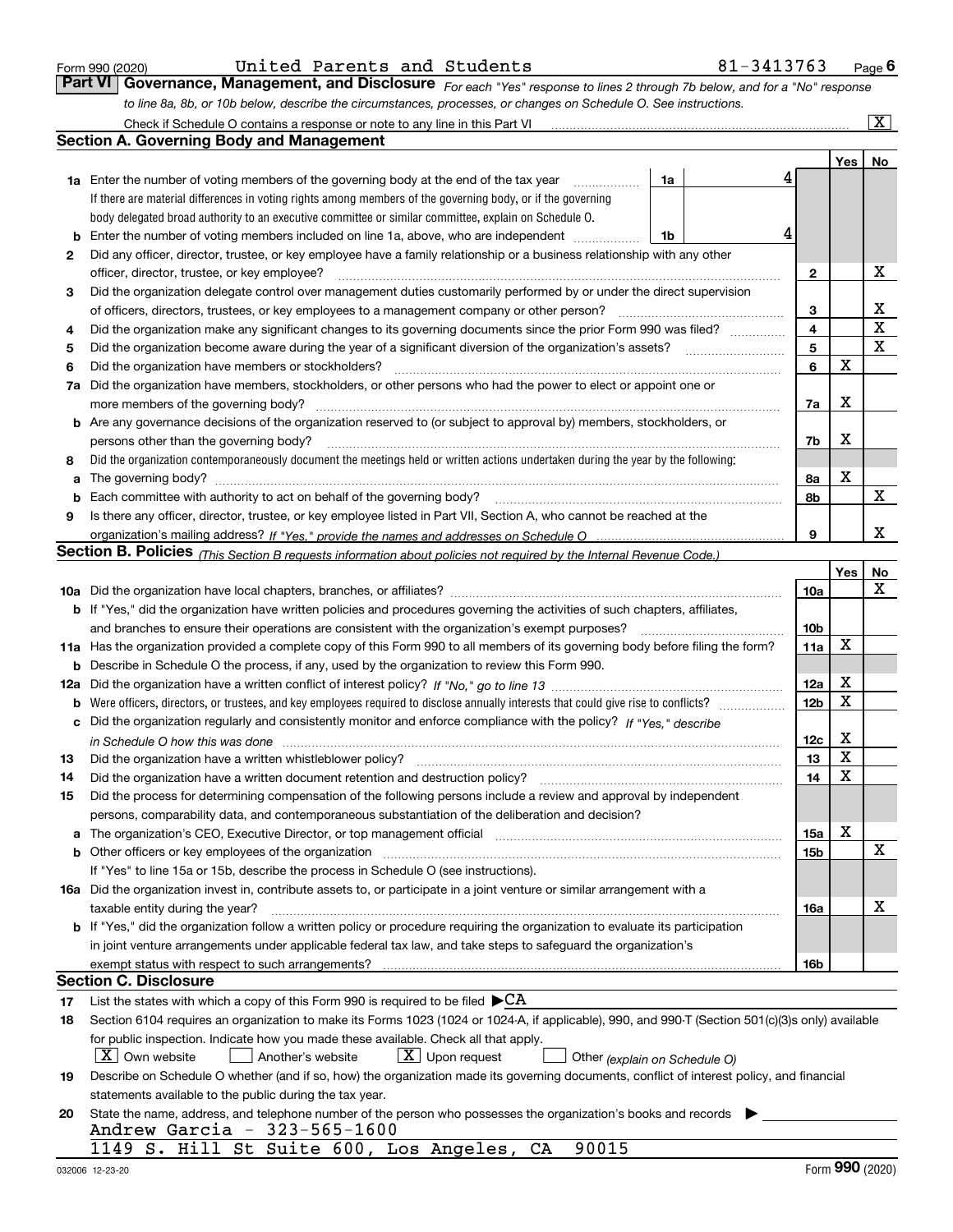Form 990 (2020) United Parents and Students 81-3413763

**Part VI Governance, Management, and Disclosure** *For each "Yes" response to lines 2 through 7b below, and for a "No" response to line 8a, 8b, or 10b below, describe the circumstances, processes, or changes on Schedule O. See instructions.*

Check if Schedule O contains a response or note to any line in this Part VI .......... [X]

## Section A. Governing Body and Management

| | | | | Yes | No |
|---|---|---|---|---|---|
| **1a** | Enter the number of voting members of the governing body at the end of the tax year | 1a | 4 | | |
| | If there are material differences in voting rights among members of the governing body, or if the governing body delegated broad authority to an executive committee or similar committee, explain on Schedule O. | | | | |
| **b** | Enter the number of voting members included on line 1a, above, who are independent | 1b | 4 | | |
| **2** | Did any officer, director, trustee, or key employee have a family relationship or a business relationship with any other officer, director, trustee, or key employee? | 2 | | | X |
| **3** | Did the organization delegate control over management duties customarily performed by or under the direct supervision of officers, directors, trustees, or key employees to a management company or other person? | 3 | | | X |
| **4** | Did the organization make any significant changes to its governing documents since the prior Form 990 was filed? | 4 | | | X |
| **5** | Did the organization become aware during the year of a significant diversion of the organization's assets? | 5 | | | X |
| **6** | Did the organization have members or stockholders? | 6 | | X | |
| **7a** | Did the organization have members, stockholders, or other persons who had the power to elect or appoint one or more members of the governing body? | 7a | | X | |
| **b** | Are any governance decisions of the organization reserved to (or subject to approval by) members, stockholders, or persons other than the governing body? | 7b | | X | |
| **8** | Did the organization contemporaneously document the meetings held or written actions undertaken during the year by the following: | | | | |
| **a** | The governing body? | 8a | | X | |
| **b** | Each committee with authority to act on behalf of the governing body? | 8b | | | X |
| **9** | Is there any officer, director, trustee, or key employee listed in Part VII, Section A, who cannot be reached at the organization's mailing address? *If "Yes," provide the names and addresses on Schedule O* | 9 | | | X |

## Section B. Policies *(This Section B requests information about policies not required by the Internal Revenue Code.)*

| | | | Yes | No |
|---|---|---|---|---|
| **10a** | Did the organization have local chapters, branches, or affiliates? | 10a | | X |
| **b** | If "Yes," did the organization have written policies and procedures governing the activities of such chapters, affiliates, and branches to ensure their operations are consistent with the organization's exempt purposes? | 10b | | |
| **11a** | Has the organization provided a complete copy of this Form 990 to all members of its governing body before filing the form? | 11a | X | |
| **b** | Describe in Schedule O the process, if any, used by the organization to review this Form 990. | | | |
| **12a** | Did the organization have a written conflict of interest policy? *If "No," go to line 13* | 12a | X | |
| **b** | Were officers, directors, or trustees, and key employees required to disclose annually interests that could give rise to conflicts? | 12b | X | |
| **c** | Did the organization regularly and consistently monitor and enforce compliance with the policy? *If "Yes," describe in Schedule O how this was done* | 12c | X | |
| **13** | Did the organization have a written whistleblower policy? | 13 | X | |
| **14** | Did the organization have a written document retention and destruction policy? | 14 | X | |
| **15** | Did the process for determining compensation of the following persons include a review and approval by independent persons, comparability data, and contemporaneous substantiation of the deliberation and decision? | | | |
| **a** | The organization's CEO, Executive Director, or top management official | 15a | X | |
| **b** | Other officers or key employees of the organization | 15b | | X |
| | If "Yes" to line 15a or 15b, describe the process in Schedule O (see instructions). | | | |
| **16a** | Did the organization invest in, contribute assets to, or participate in a joint venture or similar arrangement with a taxable entity during the year? | 16a | | X |
| **b** | If "Yes," did the organization follow a written policy or procedure requiring the organization to evaluate its participation in joint venture arrangements under applicable federal tax law, and take steps to safeguard the organization's exempt status with respect to such arrangements? | 16b | | |

## Section C. Disclosure

**17** List the states with which a copy of this Form 990 is required to be filed ▶CA

**18** Section 6104 requires an organization to make its Forms 1023 (1024 or 1024-A, if applicable), 990, and 990-T (Section 501(c)(3)s only) available for public inspection. Indicate how you made these available. Check all that apply.

[X] Own website  [ ] Another's website  [X] Upon request  [ ] Other *(explain on Schedule O)*

**19** Describe on Schedule O whether (and if so, how) the organization made its governing documents, conflict of interest policy, and financial statements available to the public during the tax year.

**20** State the name, address, and telephone number of the person who possesses the organization's books and records ▶

Andrew Garcia - 323-565-1600
1149 S. Hill St Suite 600, Los Angeles, CA 90015

032006 12-23-20 Form **990** (2020)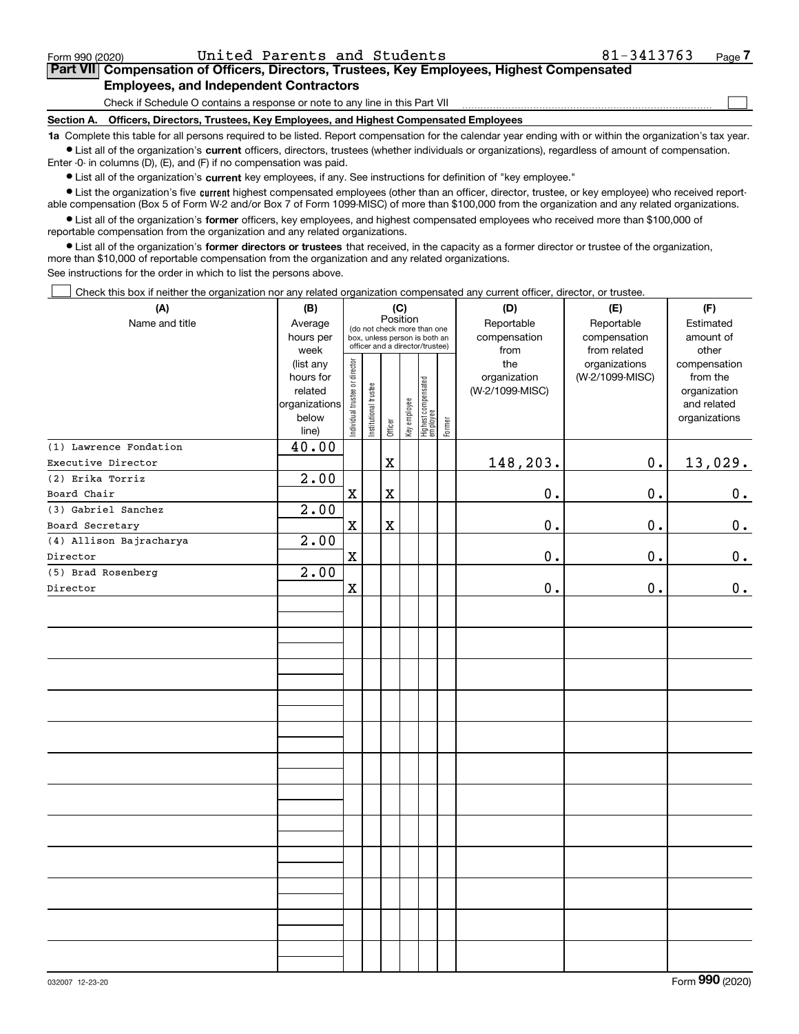Form 990 (2020) United Parents and Students 81-3413763

## Part VII Compensation of Officers, Directors, Trustees, Key Employees, Highest Compensated Employees, and Independent Contractors

Check if Schedule O contains a response or note to any line in this Part VII ☐

### Section A. Officers, Directors, Trustees, Key Employees, and Highest Compensated Employees

**1a** Complete this table for all persons required to be listed. Report compensation for the calendar year ending with or within the organization's tax year.

- List all of the organization's **current** officers, directors, trustees (whether individuals or organizations), regardless of amount of compensation. Enter -0- in columns (D), (E), and (F) if no compensation was paid.
- List all of the organization's **current** key employees, if any. See instructions for definition of "key employee."
- List the organization's five **current** highest compensated employees (other than an officer, director, trustee, or key employee) who received reportable compensation (Box 5 of Form W-2 and/or Box 7 of Form 1099-MISC) of more than $100,000 from the organization and any related organizations.
- List all of the organization's **former** officers, key employees, and highest compensated employees who received more than $100,000 of reportable compensation from the organization and any related organizations.
- List all of the organization's **former directors or trustees** that received, in the capacity as a former director or trustee of the organization, more than $10,000 of reportable compensation from the organization and any related organizations.

See instructions for the order in which to list the persons above.

☐ Check this box if neither the organization nor any related organization compensated any current officer, director, or trustee.

| (A) Name and title | (B) Average hours per week (list any hours for related organizations below line) | (C) Position: Individual trustee or director | Institutional trustee | Officer | Key employee | Highest compensated employee | Former | (D) Reportable compensation from the organization (W-2/1099-MISC) | (E) Reportable compensation from related organizations (W-2/1099-MISC) | (F) Estimated amount of other compensation from the organization and related organizations |
|---|---|---|---|---|---|---|---|---|---|---|
| (1) Lawrence Fondation<br>Executive Director | 40.00 | | | X | | | | 148,203. | 0. | 13,029. |
| (2) Erika Torriz<br>Board Chair | 2.00 | X | | X | | | | 0. | 0. | 0. |
| (3) Gabriel Sanchez<br>Board Secretary | 2.00 | X | | X | | | | 0. | 0. | 0. |
| (4) Allison Bajracharya<br>Director | 2.00 | X | | | | | | 0. | 0. | 0. |
| (5) Brad Rosenberg<br>Director | 2.00 | X | | | | | | 0. | 0. | 0. |

032007 12-23-20 Form 990 (2020)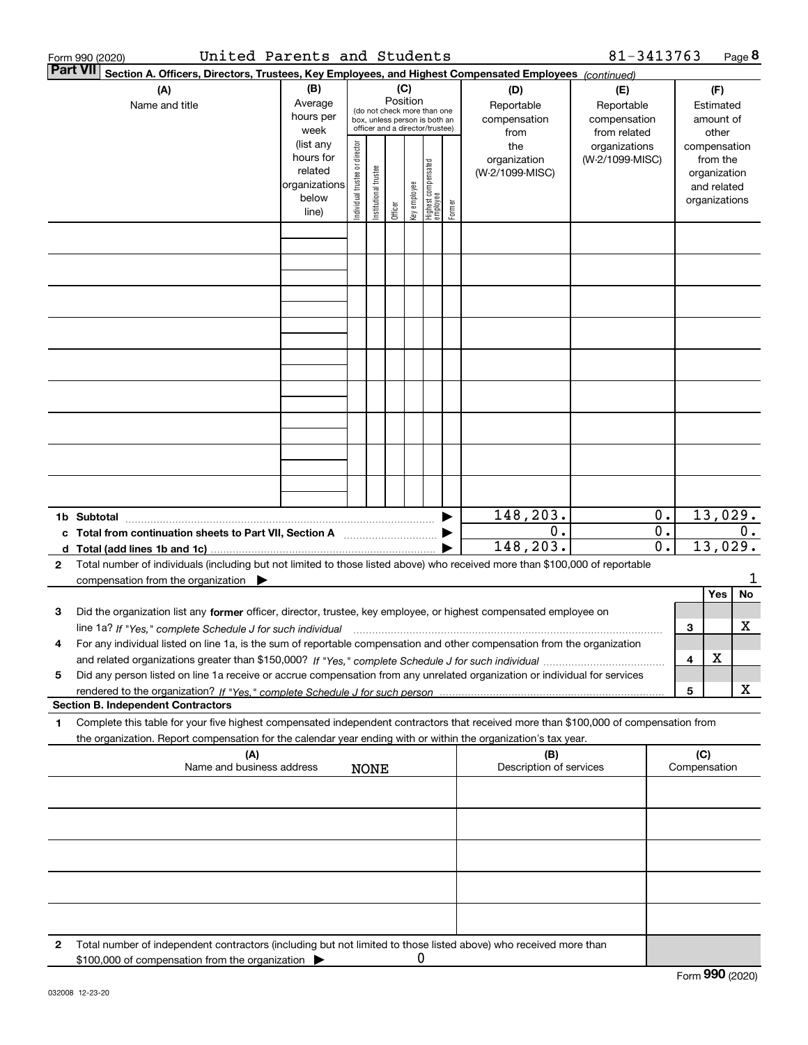Form 990 (2020) United Parents and Students 81-3413763

**Part VII Section A. Officers, Directors, Trustees, Key Employees, and Highest Compensated Employees** *(continued)*

| (A) Name and title | (B) Average hours per week (list any hours for related organizations below line) | (C) Position: Individual trustee or director | Institutional trustee | Officer | Key employee | Highest compensated employee | Former | (D) Reportable compensation from the organization (W-2/1099-MISC) | (E) Reportable compensation from related organizations (W-2/1099-MISC) | (F) Estimated amount of other compensation from the organization and related organizations |
|---|---|---|---|---|---|---|---|---|---|---|
| | | | | | | | | | | |
| | | | | | | | | | | |
| | | | | | | | | | | |
| | | | | | | | | | | |
| | | | | | | | | | | |
| | | | | | | | | | | |
| | | | | | | | | | | |
| | | | | | | | | | | |
| | | | | | | | | | | |
| **1b Subtotal** | | | | | | | | 148,203. | 0. | 13,029. |
| **c Total from continuation sheets to Part VII, Section A** | | | | | | | | 0. | 0. | 0. |
| **d Total (add lines 1b and 1c)** | | | | | | | | 148,203. | 0. | 13,029. |

**2** Total number of individuals (including but not limited to those listed above) who received more than $100,000 of reportable compensation from the organization ▶ 1

| | | Yes | No |
|---|---|---|---|
| **3** Did the organization list any **former** officer, director, trustee, key employee, or highest compensated employee on line 1a? *If "Yes," complete Schedule J for such individual* | 3 | | X |
| **4** For any individual listed on line 1a, is the sum of reportable compensation and other compensation from the organization and related organizations greater than $150,000? *If "Yes," complete Schedule J for such individual* | 4 | X | |
| **5** Did any person listed on line 1a receive or accrue compensation from any unrelated organization or individual for services rendered to the organization? *If "Yes," complete Schedule J for such person* | 5 | | X |

**Section B. Independent Contractors**

**1** Complete this table for your five highest compensated independent contractors that received more than $100,000 of compensation from the organization. Report compensation for the calendar year ending with or within the organization's tax year.

| (A) Name and business address | (B) Description of services | (C) Compensation |
|---|---|---|
| NONE | | |
| | | |
| | | |
| | | |
| | | |

**2** Total number of independent contractors (including but not limited to those listed above) who received more than $100,000 of compensation from the organization ▶ 0

Form **990** (2020)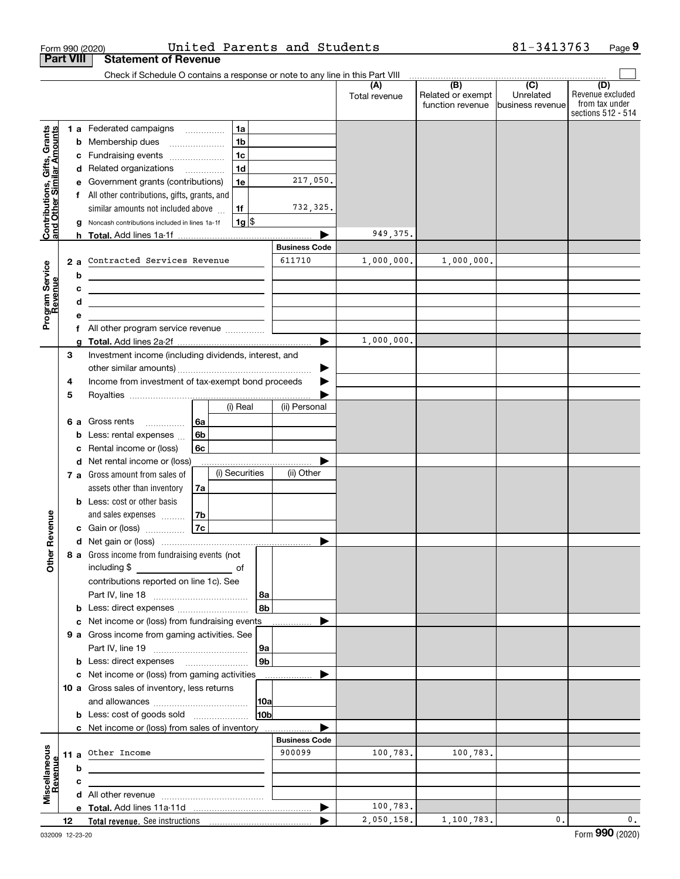Form 990 (2020) United Parents and Students 81-3413763

## Part VIII Statement of Revenue

Check if Schedule O contains a response or note to any line in this Part VIII

| | | | (A) Total revenue | (B) Related or exempt function revenue | (C) Unrelated business revenue | (D) Revenue excluded from tax under sections 512 - 514 |
|---|---|---|---|---|---|---|
| **Contributions, Gifts, Grants and Other Similar Amounts** | 1a Federated campaigns | 1a | | | | |
| | b Membership dues | 1b | | | | |
| | c Fundraising events | 1c | | | | |
| | d Related organizations | 1d | | | | |
| | e Government grants (contributions) | 1e 217,050. | | | | |
| | f All other contributions, gifts, grants, and similar amounts not included above | 1f 732,325. | | | | |
| | g Noncash contributions included in lines 1a-1f | 1g $ | | | | |
| | h Total. Add lines 1a-1f | | 949,375. | | | |
| **Program Service Revenue** | | Business Code | | | | |
| | 2a Contracted Services Revenue | 611710 | 1,000,000. | 1,000,000. | | |
| | b | | | | | |
| | c | | | | | |
| | d | | | | | |
| | e | | | | | |
| | f All other program service revenue | | | | | |
| | g Total. Add lines 2a-2f | | 1,000,000. | | | |
| **Other Revenue** | 3 Investment income (including dividends, interest, and other similar amounts) | | | | | |
| | 4 Income from investment of tax-exempt bond proceeds | | | | | |
| | 5 Royalties | | | | | |
| | 6a Gross rents (i) Real / (ii) Personal | 6a | | | | |
| | b Less: rental expenses | 6b | | | | |
| | c Rental income or (loss) | 6c | | | | |
| | d Net rental income or (loss) | | | | | |
| | 7a Gross amount from sales of assets other than inventory (i) Securities / (ii) Other | 7a | | | | |
| | b Less: cost or other basis and sales expenses | 7b | | | | |
| | c Gain or (loss) | 7c | | | | |
| | d Net gain or (loss) | | | | | |
| | 8a Gross income from fundraising events (not including $ of contributions reported on line 1c). See Part IV, line 18 | 8a | | | | |
| | b Less: direct expenses | 8b | | | | |
| | c Net income or (loss) from fundraising events | | | | | |
| | 9a Gross income from gaming activities. See Part IV, line 19 | 9a | | | | |
| | b Less: direct expenses | 9b | | | | |
| | c Net income or (loss) from gaming activities | | | | | |
| | 10a Gross sales of inventory, less returns and allowances | 10a | | | | |
| | b Less: cost of goods sold | 10b | | | | |
| | c Net income or (loss) from sales of inventory | | | | | |
| **Miscellaneous Revenue** | | Business Code | | | | |
| | 11a Other Income | 900099 | 100,783. | 100,783. | | |
| | b | | | | | |
| | c | | | | | |
| | d All other revenue | | | | | |
| | e Total. Add lines 11a-11d | | 100,783. | | | |
| | 12 Total revenue. See instructions | | 2,050,158. | 1,100,783. | 0. | 0. |

032009 12-23-20 Form 990 (2020)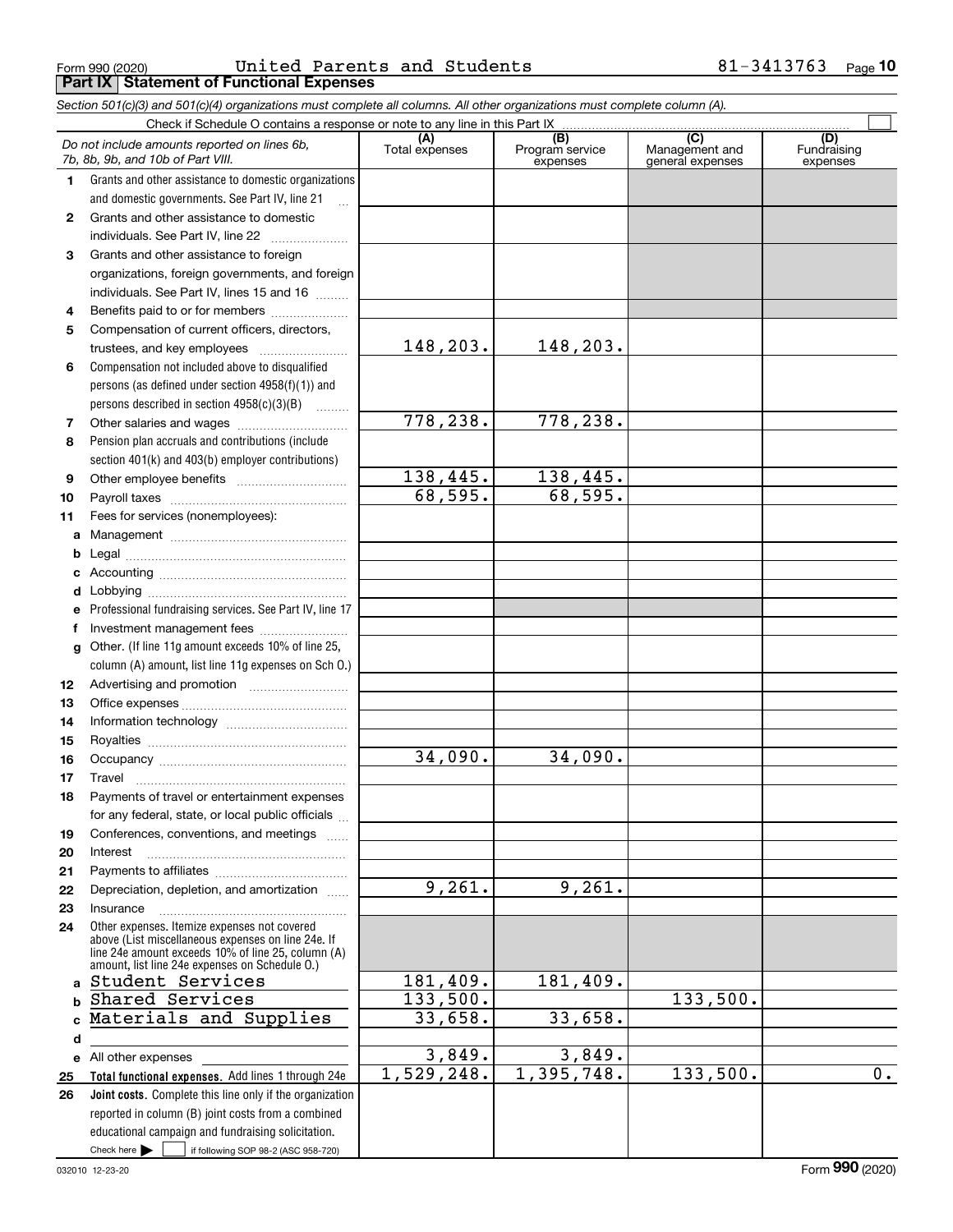Form 990 (2020) United Parents and Students 81-3413763

## Part IX Statement of Functional Expenses

*Section 501(c)(3) and 501(c)(4) organizations must complete all columns. All other organizations must complete column (A).*

Check if Schedule O contains a response or note to any line in this Part IX

| *Do not include amounts reported on lines 6b, 7b, 8b, 9b, and 10b of Part VIII.* | (A) Total expenses | (B) Program service expenses | (C) Management and general expenses | (D) Fundraising expenses |
|---|---|---|---|---|
| 1 Grants and other assistance to domestic organizations and domestic governments. See Part IV, line 21 | | | | |
| 2 Grants and other assistance to domestic individuals. See Part IV, line 22 | | | | |
| 3 Grants and other assistance to foreign organizations, foreign governments, and foreign individuals. See Part IV, lines 15 and 16 | | | | |
| 4 Benefits paid to or for members | | | | |
| 5 Compensation of current officers, directors, trustees, and key employees | 148,203. | 148,203. | | |
| 6 Compensation not included above to disqualified persons (as defined under section 4958(f)(1)) and persons described in section 4958(c)(3)(B) | | | | |
| 7 Other salaries and wages | 778,238. | 778,238. | | |
| 8 Pension plan accruals and contributions (include section 401(k) and 403(b) employer contributions) | | | | |
| 9 Other employee benefits | 138,445. | 138,445. | | |
| 10 Payroll taxes | 68,595. | 68,595. | | |
| 11 Fees for services (nonemployees): | | | | |
| a Management | | | | |
| b Legal | | | | |
| c Accounting | | | | |
| d Lobbying | | | | |
| e Professional fundraising services. See Part IV, line 17 | | | | |
| f Investment management fees | | | | |
| g Other. (If line 11g amount exceeds 10% of line 25, column (A) amount, list line 11g expenses on Sch O.) | | | | |
| 12 Advertising and promotion | | | | |
| 13 Office expenses | | | | |
| 14 Information technology | | | | |
| 15 Royalties | | | | |
| 16 Occupancy | 34,090. | 34,090. | | |
| 17 Travel | | | | |
| 18 Payments of travel or entertainment expenses for any federal, state, or local public officials | | | | |
| 19 Conferences, conventions, and meetings | | | | |
| 20 Interest | | | | |
| 21 Payments to affiliates | | | | |
| 22 Depreciation, depletion, and amortization | 9,261. | 9,261. | | |
| 23 Insurance | | | | |
| 24 Other expenses. Itemize expenses not covered above (List miscellaneous expenses on line 24e. If line 24e amount exceeds 10% of line 25, column (A) amount, list line 24e expenses on Schedule O.) | | | | |
| a Student Services | 181,409. | 181,409. | | |
| b Shared Services | 133,500. | | 133,500. | |
| c Materials and Supplies | 33,658. | 33,658. | | |
| d | | | | |
| e All other expenses | 3,849. | 3,849. | | |
| 25 **Total functional expenses.** Add lines 1 through 24e | 1,529,248. | 1,395,748. | 133,500. | 0. |
| 26 **Joint costs.** Complete this line only if the organization reported in column (B) joint costs from a combined educational campaign and fundraising solicitation. Check here ☐ if following SOP 98-2 (ASC 958-720) | | | | |

032010 12-23-20

Form **990** (2020)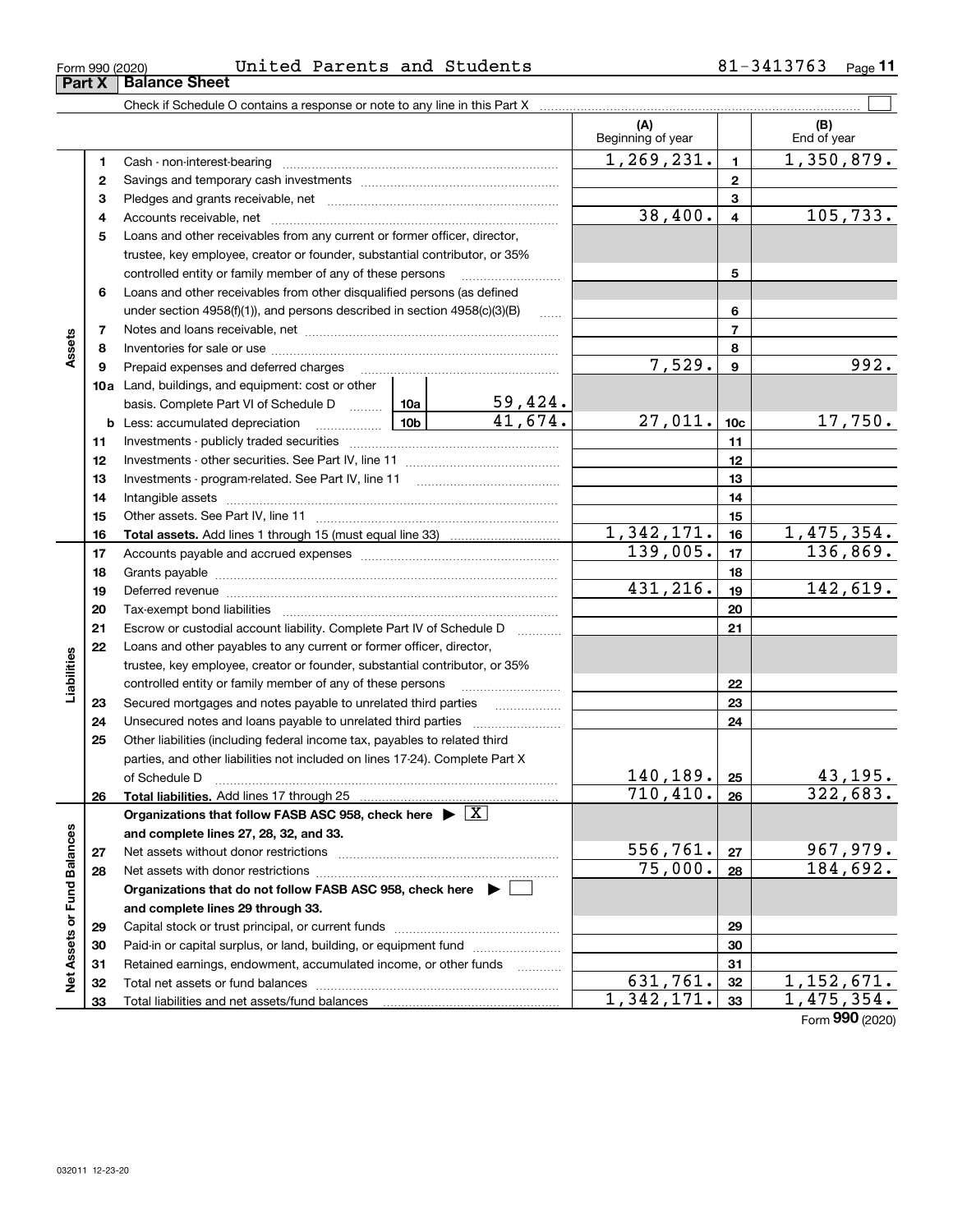Form 990 (2020) United Parents and Students 81-3413763

## Part X Balance Sheet

Check if Schedule O contains a response or note to any line in this Part X

| | | | | (A) Beginning of year | | (B) End of year |
|---|---|---|---|---|---|---|
| **Assets** | 1 | Cash - non-interest-bearing | | 1,269,231. | 1 | 1,350,879. |
| | 2 | Savings and temporary cash investments | | | 2 | |
| | 3 | Pledges and grants receivable, net | | | 3 | |
| | 4 | Accounts receivable, net | | 38,400. | 4 | 105,733. |
| | 5 | Loans and other receivables from any current or former officer, director, trustee, key employee, creator or founder, substantial contributor, or 35% controlled entity or family member of any of these persons | | | 5 | |
| | 6 | Loans and other receivables from other disqualified persons (as defined under section 4958(f)(1)), and persons described in section 4958(c)(3)(B) | | | 6 | |
| | 7 | Notes and loans receivable, net | | | 7 | |
| | 8 | Inventories for sale or use | | | 8 | |
| | 9 | Prepaid expenses and deferred charges | | 7,529. | 9 | 992. |
| | 10a | Land, buildings, and equipment: cost or other basis. Complete Part VI of Schedule D | 10a 59,424. | | | |
| | b | Less: accumulated depreciation | 10b 41,674. | 27,011. | 10c | 17,750. |
| | 11 | Investments - publicly traded securities | | | 11 | |
| | 12 | Investments - other securities. See Part IV, line 11 | | | 12 | |
| | 13 | Investments - program-related. See Part IV, line 11 | | | 13 | |
| | 14 | Intangible assets | | | 14 | |
| | 15 | Other assets. See Part IV, line 11 | | | 15 | |
| | 16 | **Total assets.** Add lines 1 through 15 (must equal line 33) | | 1,342,171. | 16 | 1,475,354. |
| **Liabilities** | 17 | Accounts payable and accrued expenses | | 139,005. | 17 | 136,869. |
| | 18 | Grants payable | | | 18 | |
| | 19 | Deferred revenue | | 431,216. | 19 | 142,619. |
| | 20 | Tax-exempt bond liabilities | | | 20 | |
| | 21 | Escrow or custodial account liability. Complete Part IV of Schedule D | | | 21 | |
| | 22 | Loans and other payables to any current or former officer, director, trustee, key employee, creator or founder, substantial contributor, or 35% controlled entity or family member of any of these persons | | | 22 | |
| | 23 | Secured mortgages and notes payable to unrelated third parties | | | 23 | |
| | 24 | Unsecured notes and loans payable to unrelated third parties | | | 24 | |
| | 25 | Other liabilities (including federal income tax, payables to related third parties, and other liabilities not included on lines 17-24). Complete Part X of Schedule D | | 140,189. | 25 | 43,195. |
| | 26 | **Total liabilities.** Add lines 17 through 25 | | 710,410. | 26 | 322,683. |
| **Net Assets or Fund Balances** | | **Organizations that follow FASB ASC 958, check here** ▶ [X] **and complete lines 27, 28, 32, and 33.** | | | | |
| | 27 | Net assets without donor restrictions | | 556,761. | 27 | 967,979. |
| | 28 | Net assets with donor restrictions | | 75,000. | 28 | 184,692. |
| | | **Organizations that do not follow FASB ASC 958, check here** ▶ [ ] **and complete lines 29 through 33.** | | | | |
| | 29 | Capital stock or trust principal, or current funds | | | 29 | |
| | 30 | Paid-in or capital surplus, or land, building, or equipment fund | | | 30 | |
| | 31 | Retained earnings, endowment, accumulated income, or other funds | | | 31 | |
| | 32 | Total net assets or fund balances | | 631,761. | 32 | 1,152,671. |
| | 33 | Total liabilities and net assets/fund balances | | 1,342,171. | 33 | 1,475,354. |

Form **990** (2020)

032011 12-23-20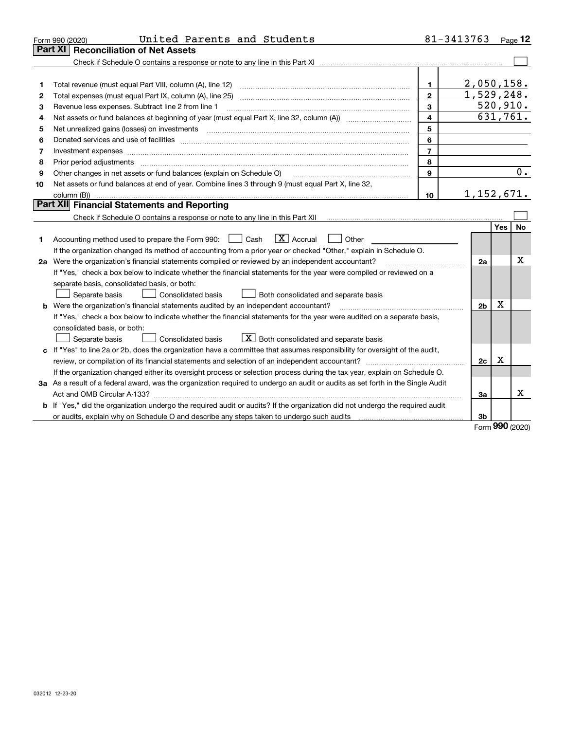Form 990 (2020) United Parents and Students 81-3413763

## Part XI Reconciliation of Net Assets

Check if Schedule O contains a response or note to any line in this Part XI ☐

| | | | |
|---|---|---|---|
| 1 | Total revenue (must equal Part VIII, column (A), line 12) | 1 | 2,050,158. |
| 2 | Total expenses (must equal Part IX, column (A), line 25) | 2 | 1,529,248. |
| 3 | Revenue less expenses. Subtract line 2 from line 1 | 3 | 520,910. |
| 4 | Net assets or fund balances at beginning of year (must equal Part X, line 32, column (A)) | 4 | 631,761. |
| 5 | Net unrealized gains (losses) on investments | 5 | |
| 6 | Donated services and use of facilities | 6 | |
| 7 | Investment expenses | 7 | |
| 8 | Prior period adjustments | 8 | |
| 9 | Other changes in net assets or fund balances (explain on Schedule O) | 9 | 0. |
| 10 | Net assets or fund balances at end of year. Combine lines 3 through 9 (must equal Part X, line 32, column (B)) | 10 | 1,152,671. |

## Part XII Financial Statements and Reporting

Check if Schedule O contains a response or note to any line in this Part XII ☐

| | | | Yes | No |
|---|---|---|---|---|
| 1 | Accounting method used to prepare the Form 990: ☐ Cash ☒ Accrual ☐ Other<br>If the organization changed its method of accounting from a prior year or checked "Other," explain in Schedule O. | | | |
| 2a | Were the organization's financial statements compiled or reviewed by an independent accountant? | 2a | | X |
| | If "Yes," check a box below to indicate whether the financial statements for the year were compiled or reviewed on a separate basis, consolidated basis, or both:<br>☐ Separate basis ☐ Consolidated basis ☐ Both consolidated and separate basis | | | |
| b | Were the organization's financial statements audited by an independent accountant? | 2b | X | |
| | If "Yes," check a box below to indicate whether the financial statements for the year were audited on a separate basis, consolidated basis, or both:<br>☐ Separate basis ☐ Consolidated basis ☒ Both consolidated and separate basis | | | |
| c | If "Yes" to line 2a or 2b, does the organization have a committee that assumes responsibility for oversight of the audit, review, or compilation of its financial statements and selection of an independent accountant? | 2c | X | |
| | If the organization changed either its oversight process or selection process during the tax year, explain on Schedule O. | | | |
| 3a | As a result of a federal award, was the organization required to undergo an audit or audits as set forth in the Single Audit Act and OMB Circular A-133? | 3a | | X |
| b | If "Yes," did the organization undergo the required audit or audits? If the organization did not undergo the required audit or audits, explain why on Schedule O and describe any steps taken to undergo such audits | 3b | | |

Form **990** (2020)

032012 12-23-20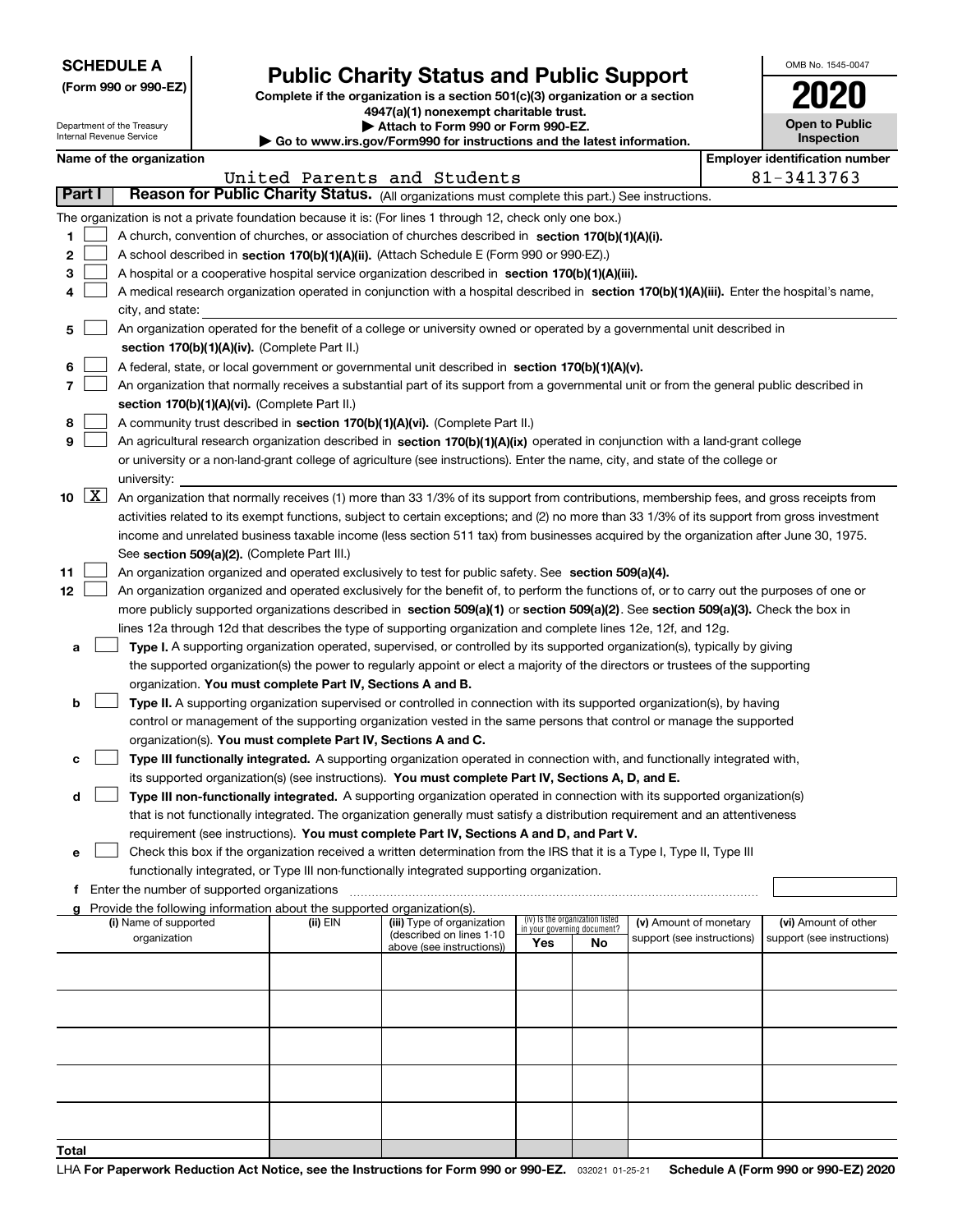**SCHEDULE A**
**(Form 990 or 990-EZ)**

Department of the Treasury
Internal Revenue Service

# Public Charity Status and Public Support

**Complete if the organization is a section 501(c)(3) organization or a section 4947(a)(1) nonexempt charitable trust.**
**▶ Attach to Form 990 or Form 990-EZ.**
**▶ Go to www.irs.gov/Form990 for instructions and the latest information.**

OMB No. 1545-0047

**2020**

**Open to Public Inspection**

**Name of the organization**: United Parents and Students

**Employer identification number**: 81-3413763

## Part I — Reason for Public Charity Status. (All organizations must complete this part.) See instructions.

The organization is not a private foundation because it is: (For lines 1 through 12, check only one box.)

1. ☐ A church, convention of churches, or association of churches described in **section 170(b)(1)(A)(i).**
2. ☐ A school described in **section 170(b)(1)(A)(ii).** (Attach Schedule E (Form 990 or 990-EZ).)
3. ☐ A hospital or a cooperative hospital service organization described in **section 170(b)(1)(A)(iii).**
4. ☐ A medical research organization operated in conjunction with a hospital described in **section 170(b)(1)(A)(iii).** Enter the hospital's name, city, and state:
5. ☐ An organization operated for the benefit of a college or university owned or operated by a governmental unit described in **section 170(b)(1)(A)(iv).** (Complete Part II.)
6. ☐ A federal, state, or local government or governmental unit described in **section 170(b)(1)(A)(v).**
7. ☐ An organization that normally receives a substantial part of its support from a governmental unit or from the general public described in **section 170(b)(1)(A)(vi).** (Complete Part II.)
8. ☐ A community trust described in **section 170(b)(1)(A)(vi).** (Complete Part II.)
9. ☐ An agricultural research organization described in **section 170(b)(1)(A)(ix)** operated in conjunction with a land-grant college or university or a non-land-grant college of agriculture (see instructions). Enter the name, city, and state of the college or university:
10. ☒ An organization that normally receives (1) more than 33 1/3% of its support from contributions, membership fees, and gross receipts from activities related to its exempt functions, subject to certain exceptions; and (2) no more than 33 1/3% of its support from gross investment income and unrelated business taxable income (less section 511 tax) from businesses acquired by the organization after June 30, 1975. See **section 509(a)(2).** (Complete Part III.)
11. ☐ An organization organized and operated exclusively to test for public safety. See **section 509(a)(4).**
12. ☐ An organization organized and operated exclusively for the benefit of, to perform the functions of, or to carry out the purposes of one or more publicly supported organizations described in **section 509(a)(1)** or **section 509(a)(2)**. See **section 509(a)(3).** Check the box in lines 12a through 12d that describes the type of supporting organization and complete lines 12e, 12f, and 12g.
   - **a** ☐ **Type I.** A supporting organization operated, supervised, or controlled by its supported organization(s), typically by giving the supported organization(s) the power to regularly appoint or elect a majority of the directors or trustees of the supporting organization. **You must complete Part IV, Sections A and B.**
   - **b** ☐ **Type II.** A supporting organization supervised or controlled in connection with its supported organization(s), by having control or management of the supporting organization vested in the same persons that control or manage the supported organization(s). **You must complete Part IV, Sections A and C.**
   - **c** ☐ **Type III functionally integrated.** A supporting organization operated in connection with, and functionally integrated with, its supported organization(s) (see instructions). **You must complete Part IV, Sections A, D, and E.**
   - **d** ☐ **Type III non-functionally integrated.** A supporting organization operated in connection with its supported organization(s) that is not functionally integrated. The organization generally must satisfy a distribution requirement and an attentiveness requirement (see instructions). **You must complete Part IV, Sections A and D, and Part V.**
   - **e** ☐ Check this box if the organization received a written determination from the IRS that it is a Type I, Type II, Type III functionally integrated, or Type III non-functionally integrated supporting organization.
   - **f** Enter the number of supported organizations
   - **g** Provide the following information about the supported organization(s).

| (i) Name of supported organization | (ii) EIN | (iii) Type of organization (described on lines 1-10 above (see instructions)) | (iv) Is the organization listed in your governing document? Yes | No | (v) Amount of monetary support (see instructions) | (vi) Amount of other support (see instructions) |
|---|---|---|---|---|---|---|
| | | | | | | |
| | | | | | | |
| | | | | | | |
| | | | | | | |
| | | | | | | |
| **Total** | | | | | | |

LHA **For Paperwork Reduction Act Notice, see the Instructions for Form 990 or 990-EZ.** 032021 01-25-21 **Schedule A (Form 990 or 990-EZ) 2020**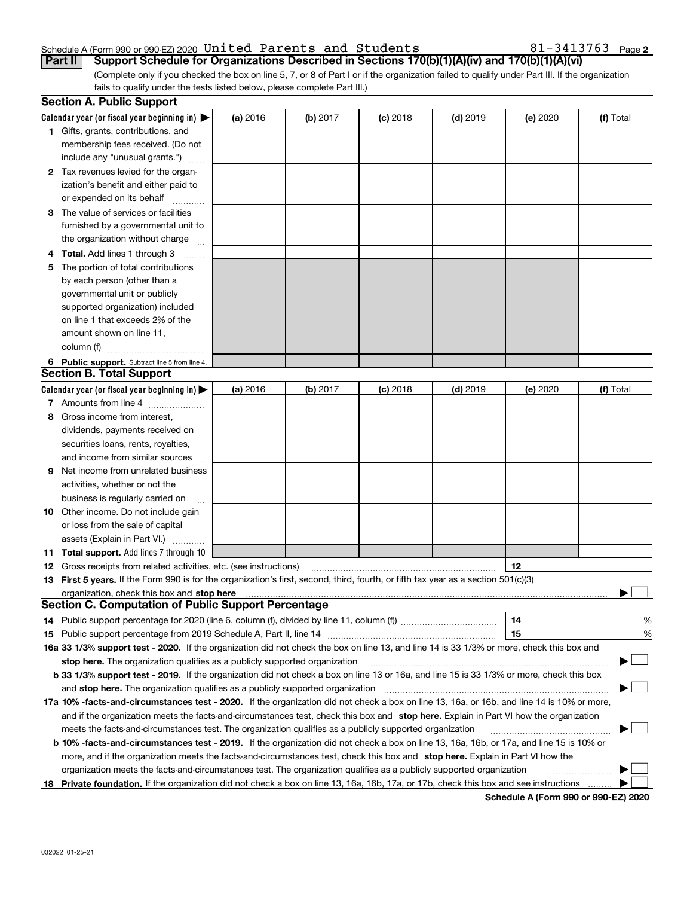Schedule A (Form 990 or 990-EZ) 2020 United Parents and Students 81-3413763 Page 2

## Part II Support Schedule for Organizations Described in Sections 170(b)(1)(A)(iv) and 170(b)(1)(A)(vi)

(Complete only if you checked the box on line 5, 7, or 8 of Part I or if the organization failed to qualify under Part III. If the organization fails to qualify under the tests listed below, please complete Part III.)

### Section A. Public Support

| Calendar year (or fiscal year beginning in) ▶ | (a) 2016 | (b) 2017 | (c) 2018 | (d) 2019 | (e) 2020 | (f) Total |
|---|---|---|---|---|---|---|
| 1 Gifts, grants, contributions, and membership fees received. (Do not include any "unusual grants.") | | | | | | |
| 2 Tax revenues levied for the organization's benefit and either paid to or expended on its behalf | | | | | | |
| 3 The value of services or facilities furnished by a governmental unit to the organization without charge | | | | | | |
| 4 Total. Add lines 1 through 3 | | | | | | |
| 5 The portion of total contributions by each person (other than a governmental unit or publicly supported organization) included on line 1 that exceeds 2% of the amount shown on line 11, column (f) | | | | | | |
| 6 Public support. Subtract line 5 from line 4. | | | | | | |

### Section B. Total Support

| Calendar year (or fiscal year beginning in) ▶ | (a) 2016 | (b) 2017 | (c) 2018 | (d) 2019 | (e) 2020 | (f) Total |
|---|---|---|---|---|---|---|
| 7 Amounts from line 4 | | | | | | |
| 8 Gross income from interest, dividends, payments received on securities loans, rents, royalties, and income from similar sources | | | | | | |
| 9 Net income from unrelated business activities, whether or not the business is regularly carried on | | | | | | |
| 10 Other income. Do not include gain or loss from the sale of capital assets (Explain in Part VI.) | | | | | | |
| 11 Total support. Add lines 7 through 10 | | | | | | |

12 Gross receipts from related activities, etc. (see instructions) | 12 |

13 **First 5 years.** If the Form 990 is for the organization's first, second, third, fourth, or fifth tax year as a section 501(c)(3) organization, check this box and **stop here** ▶ ☐

### Section C. Computation of Public Support Percentage

14 Public support percentage for 2020 (line 6, column (f), divided by line 11, column (f)) | 14 | %

15 Public support percentage from 2019 Schedule A, Part II, line 14 | 15 | %

**16a 33 1/3% support test - 2020.** If the organization did not check the box on line 13, and line 14 is 33 1/3% or more, check this box and **stop here.** The organization qualifies as a publicly supported organization ▶ ☐

**b 33 1/3% support test - 2019.** If the organization did not check a box on line 13 or 16a, and line 15 is 33 1/3% or more, check this box and **stop here.** The organization qualifies as a publicly supported organization ▶ ☐

**17a 10% -facts-and-circumstances test - 2020.** If the organization did not check a box on line 13, 16a, or 16b, and line 14 is 10% or more, and if the organization meets the facts-and-circumstances test, check this box and **stop here.** Explain in Part VI how the organization meets the facts-and-circumstances test. The organization qualifies as a publicly supported organization ▶ ☐

**b 10% -facts-and-circumstances test - 2019.** If the organization did not check a box on line 13, 16a, 16b, or 17a, and line 15 is 10% or more, and if the organization meets the facts-and-circumstances test, check this box and **stop here.** Explain in Part VI how the organization meets the facts-and-circumstances test. The organization qualifies as a publicly supported organization ▶ ☐

**18 Private foundation.** If the organization did not check a box on line 13, 16a, 16b, 17a, or 17b, check this box and see instructions ▶ ☐

**Schedule A (Form 990 or 990-EZ) 2020**

032022 01-25-21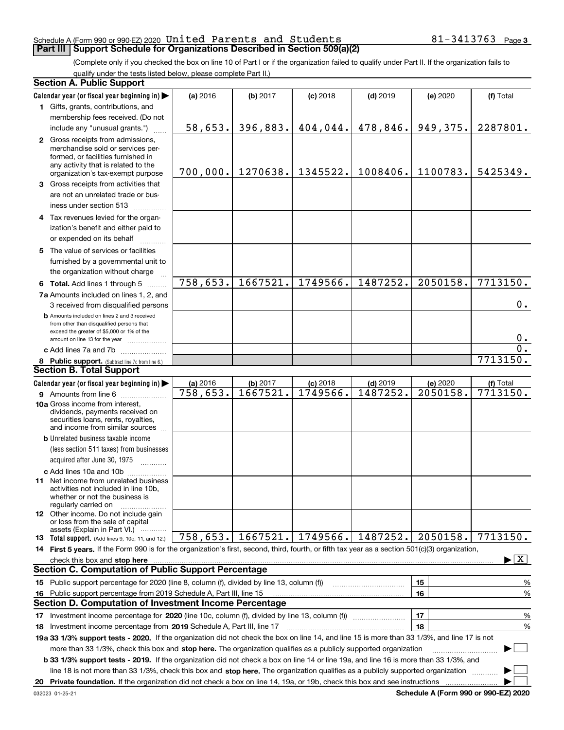Schedule A (Form 990 or 990-EZ) 2020 United Parents and Students 81-3413763 Page 3

## Part III Support Schedule for Organizations Described in Section 509(a)(2)

(Complete only if you checked the box on line 10 of Part I or if the organization failed to qualify under Part II. If the organization fails to qualify under the tests listed below, please complete Part II.)

### Section A. Public Support

| Calendar year (or fiscal year beginning in) ▶ | (a) 2016 | (b) 2017 | (c) 2018 | (d) 2019 | (e) 2020 | (f) Total |
|---|---|---|---|---|---|---|
| 1 Gifts, grants, contributions, and membership fees received. (Do not include any "unusual grants.") | 58,653. | 396,883. | 404,044. | 478,846. | 949,375. | 2287801. |
| 2 Gross receipts from admissions, merchandise sold or services performed, or facilities furnished in any activity that is related to the organization's tax-exempt purpose | 700,000. | 1270638. | 1345522. | 1008406. | 1100783. | 5425349. |
| 3 Gross receipts from activities that are not an unrelated trade or business under section 513 | | | | | | |
| 4 Tax revenues levied for the organization's benefit and either paid to or expended on its behalf | | | | | | |
| 5 The value of services or facilities furnished by a governmental unit to the organization without charge | | | | | | |
| 6 **Total.** Add lines 1 through 5 | 758,653. | 1667521. | 1749566. | 1487252. | 2050158. | 7713150. |
| 7a Amounts included on lines 1, 2, and 3 received from disqualified persons | | | | | | 0. |
| b Amounts included on lines 2 and 3 received from other than disqualified persons that exceed the greater of $5,000 or 1% of the amount on line 13 for the year | | | | | | 0. |
| c Add lines 7a and 7b | | | | | | 0. |
| 8 **Public support.** (Subtract line 7c from line 6.) | | | | | | 7713150. |

### Section B. Total Support

| Calendar year (or fiscal year beginning in) ▶ | (a) 2016 | (b) 2017 | (c) 2018 | (d) 2019 | (e) 2020 | (f) Total |
|---|---|---|---|---|---|---|
| 9 Amounts from line 6 | 758,653. | 1667521. | 1749566. | 1487252. | 2050158. | 7713150. |
| 10a Gross income from interest, dividends, payments received on securities loans, rents, royalties, and income from similar sources | | | | | | |
| b Unrelated business taxable income (less section 511 taxes) from businesses acquired after June 30, 1975 | | | | | | |
| c Add lines 10a and 10b | | | | | | |
| 11 Net income from unrelated business activities not included in line 10b, whether or not the business is regularly carried on | | | | | | |
| 12 Other income. Do not include gain or loss from the sale of capital assets (Explain in Part VI.) | | | | | | |
| 13 **Total support.** (Add lines 9, 10c, 11, and 12.) | 758,653. | 1667521. | 1749566. | 1487252. | 2050158. | 7713150. |

14 **First 5 years.** If the Form 990 is for the organization's first, second, third, fourth, or fifth tax year as a section 501(c)(3) organization, check this box and **stop here** ▶ [X]

### Section C. Computation of Public Support Percentage

| | | |
|---|---|---|
| 15 Public support percentage for 2020 (line 8, column (f), divided by line 13, column (f)) | 15 | % |
| 16 Public support percentage from 2019 Schedule A, Part III, line 15 | 16 | % |

### Section D. Computation of Investment Income Percentage

| | | |
|---|---|---|
| 17 Investment income percentage for **2020** (line 10c, column (f), divided by line 13, column (f)) | 17 | % |
| 18 Investment income percentage from **2019** Schedule A, Part III, line 17 | 18 | % |

**19a 33 1/3% support tests - 2020.** If the organization did not check the box on line 14, and line 15 is more than 33 1/3%, and line 17 is not more than 33 1/3%, check this box and **stop here.** The organization qualifies as a publicly supported organization ▶ [ ]

**b 33 1/3% support tests - 2019.** If the organization did not check a box on line 14 or line 19a, and line 16 is more than 33 1/3%, and line 18 is not more than 33 1/3%, check this box and **stop here.** The organization qualifies as a publicly supported organization ▶ [ ]

**20 Private foundation.** If the organization did not check a box on line 14, 19a, or 19b, check this box and see instructions ▶ [ ]

032023 01-25-21 **Schedule A (Form 990 or 990-EZ) 2020**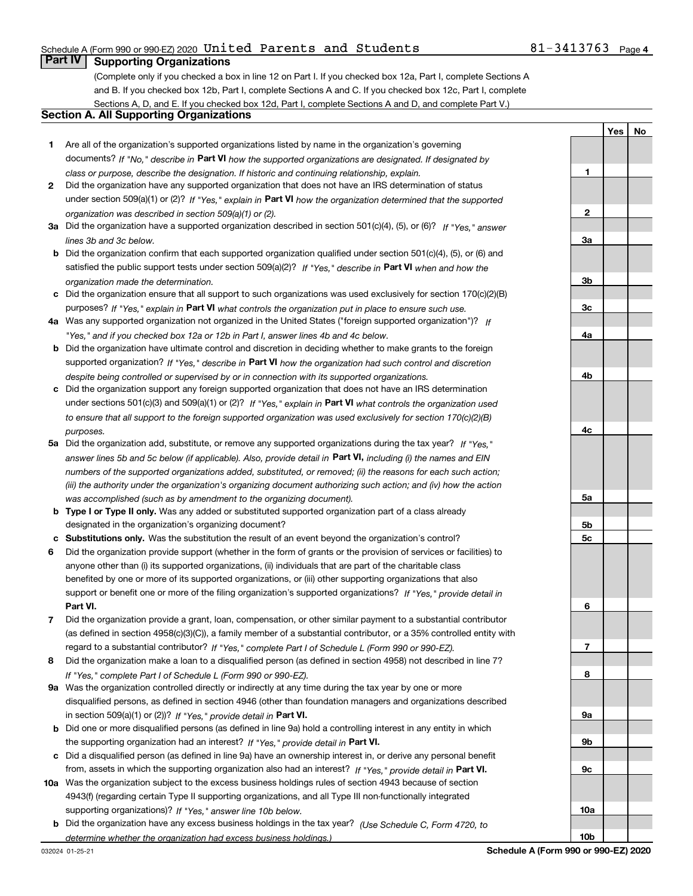Schedule A (Form 990 or 990-EZ) 2020 United Parents and Students 81-3413763 Page 4

## Part IV Supporting Organizations

(Complete only if you checked a box in line 12 on Part I. If you checked box 12a, Part I, complete Sections A and B. If you checked box 12b, Part I, complete Sections A and C. If you checked box 12c, Part I, complete Sections A, D, and E. If you checked box 12d, Part I, complete Sections A and D, and complete Part V.)

### Section A. All Supporting Organizations

| | | Line | Yes | No |
|---|---|---|---|---|
| **1** | Are all of the organization's supported organizations listed by name in the organization's governing documents? *If "No," describe in* **Part VI** *how the supported organizations are designated. If designated by class or purpose, describe the designation. If historic and continuing relationship, explain.* | **1** | | |
| **2** | Did the organization have any supported organization that does not have an IRS determination of status under section 509(a)(1) or (2)? *If "Yes," explain in* **Part VI** *how the organization determined that the supported organization was described in section 509(a)(1) or (2).* | **2** | | |
| **3a** | Did the organization have a supported organization described in section 501(c)(4), (5), or (6)? *If "Yes," answer lines 3b and 3c below.* | **3a** | | |
| **b** | Did the organization confirm that each supported organization qualified under section 501(c)(4), (5), or (6) and satisfied the public support tests under section 509(a)(2)? *If "Yes," describe in* **Part VI** *when and how the organization made the determination.* | **3b** | | |
| **c** | Did the organization ensure that all support to such organizations was used exclusively for section 170(c)(2)(B) purposes? *If "Yes," explain in* **Part VI** *what controls the organization put in place to ensure such use.* | **3c** | | |
| **4a** | Was any supported organization not organized in the United States ("foreign supported organization")? *If "Yes," and if you checked box 12a or 12b in Part I, answer lines 4b and 4c below.* | **4a** | | |
| **b** | Did the organization have ultimate control and discretion in deciding whether to make grants to the foreign supported organization? *If "Yes," describe in* **Part VI** *how the organization had such control and discretion despite being controlled or supervised by or in connection with its supported organizations.* | **4b** | | |
| **c** | Did the organization support any foreign supported organization that does not have an IRS determination under sections 501(c)(3) and 509(a)(1) or (2)? *If "Yes," explain in* **Part VI** *what controls the organization used to ensure that all support to the foreign supported organization was used exclusively for section 170(c)(2)(B) purposes.* | **4c** | | |
| **5a** | Did the organization add, substitute, or remove any supported organizations during the tax year? *If "Yes," answer lines 5b and 5c below (if applicable). Also, provide detail in* **Part VI,** *including (i) the names and EIN numbers of the supported organizations added, substituted, or removed; (ii) the reasons for each such action; (iii) the authority under the organization's organizing document authorizing such action; and (iv) how the action was accomplished (such as by amendment to the organizing document).* | **5a** | | |
| **b** | **Type I or Type II only.** Was any added or substituted supported organization part of a class already designated in the organization's organizing document? | **5b** | | |
| **c** | **Substitutions only.** Was the substitution the result of an event beyond the organization's control? | **5c** | | |
| **6** | Did the organization provide support (whether in the form of grants or the provision of services or facilities) to anyone other than (i) its supported organizations, (ii) individuals that are part of the charitable class benefited by one or more of its supported organizations, or (iii) other supporting organizations that also support or benefit one or more of the filing organization's supported organizations? *If "Yes," provide detail in* **Part VI.** | **6** | | |
| **7** | Did the organization provide a grant, loan, compensation, or other similar payment to a substantial contributor (as defined in section 4958(c)(3)(C)), a family member of a substantial contributor, or a 35% controlled entity with regard to a substantial contributor? *If "Yes," complete Part I of Schedule L (Form 990 or 990-EZ).* | **7** | | |
| **8** | Did the organization make a loan to a disqualified person (as defined in section 4958) not described in line 7? *If "Yes," complete Part I of Schedule L (Form 990 or 990-EZ).* | **8** | | |
| **9a** | Was the organization controlled directly or indirectly at any time during the tax year by one or more disqualified persons, as defined in section 4946 (other than foundation managers and organizations described in section 509(a)(1) or (2))? *If "Yes," provide detail in* **Part VI.** | **9a** | | |
| **b** | Did one or more disqualified persons (as defined in line 9a) hold a controlling interest in any entity in which the supporting organization had an interest? *If "Yes," provide detail in* **Part VI.** | **9b** | | |
| **c** | Did a disqualified person (as defined in line 9a) have an ownership interest in, or derive any personal benefit from, assets in which the supporting organization also had an interest? *If "Yes," provide detail in* **Part VI.** | **9c** | | |
| **10a** | Was the organization subject to the excess business holdings rules of section 4943 because of section 4943(f) (regarding certain Type II supporting organizations, and all Type III non-functionally integrated supporting organizations)? *If "Yes," answer line 10b below.* | **10a** | | |
| **b** | Did the organization have any excess business holdings in the tax year? *(Use Schedule C, Form 4720, to determine whether the organization had excess business holdings.)* | **10b** | | |

032024 01-25-21 **Schedule A (Form 990 or 990-EZ) 2020**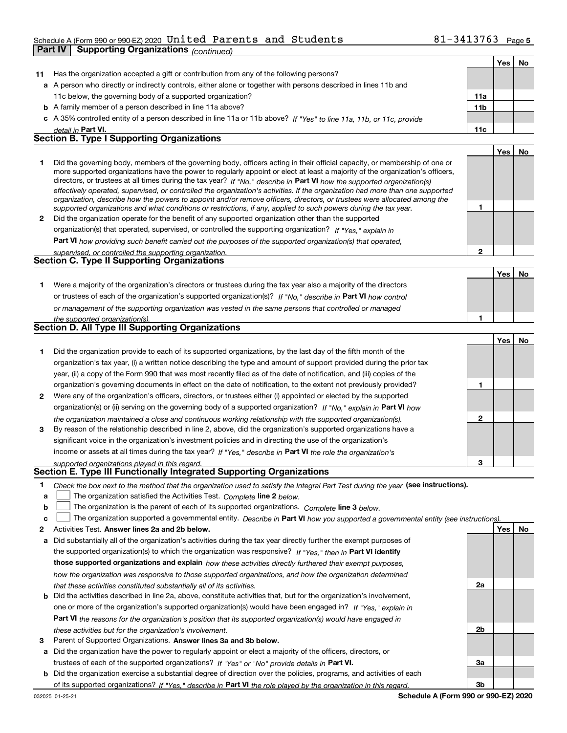Schedule A (Form 990 or 990-EZ) 2020 United Parents and Students 81-3413763

## Part IV Supporting Organizations *(continued)*

| | | | Yes | No |
|---|---|---|---|---|
| **11** | Has the organization accepted a gift or contribution from any of the following persons? | | | |
| **a** | A person who directly or indirectly controls, either alone or together with persons described in lines 11b and 11c below, the governing body of a supported organization? | **11a** | | |
| **b** | A family member of a person described in line 11a above? | **11b** | | |
| **c** | A 35% controlled entity of a person described in line 11a or 11b above? *If "Yes" to line 11a, 11b, or 11c, provide detail in* **Part VI.** | **11c** | | |

### Section B. Type I Supporting Organizations

| | | | Yes | No |
|---|---|---|---|---|
| **1** | Did the governing body, members of the governing body, officers acting in their official capacity, or membership of one or more supported organizations have the power to regularly appoint or elect at least a majority of the organization's officers, directors, or trustees at all times during the tax year? *If "No," describe in* **Part VI** *how the supported organization(s) effectively operated, supervised, or controlled the organization's activities. If the organization had more than one supported organization, describe how the powers to appoint and/or remove officers, directors, or trustees were allocated among the supported organizations and what conditions or restrictions, if any, applied to such powers during the tax year.* | **1** | | |
| **2** | Did the organization operate for the benefit of any supported organization other than the supported organization(s) that operated, supervised, or controlled the supporting organization? *If "Yes," explain in* **Part VI** *how providing such benefit carried out the purposes of the supported organization(s) that operated, supervised, or controlled the supporting organization.* | **2** | | |

### Section C. Type II Supporting Organizations

| | | | Yes | No |
|---|---|---|---|---|
| **1** | Were a majority of the organization's directors or trustees during the tax year also a majority of the directors or trustees of each of the organization's supported organization(s)? *If "No," describe in* **Part VI** *how control or management of the supporting organization was vested in the same persons that controlled or managed the supported organization(s).* | **1** | | |

### Section D. All Type III Supporting Organizations

| | | | Yes | No |
|---|---|---|---|---|
| **1** | Did the organization provide to each of its supported organizations, by the last day of the fifth month of the organization's tax year, (i) a written notice describing the type and amount of support provided during the prior tax year, (ii) a copy of the Form 990 that was most recently filed as of the date of notification, and (iii) copies of the organization's governing documents in effect on the date of notification, to the extent not previously provided? | **1** | | |
| **2** | Were any of the organization's officers, directors, or trustees either (i) appointed or elected by the supported organization(s) or (ii) serving on the governing body of a supported organization? *If "No," explain in* **Part VI** *how the organization maintained a close and continuous working relationship with the supported organization(s).* | **2** | | |
| **3** | By reason of the relationship described in line 2, above, did the organization's supported organizations have a significant voice in the organization's investment policies and in directing the use of the organization's income or assets at all times during the tax year? *If "Yes," describe in* **Part VI** *the role the organization's supported organizations played in this regard.* | **3** | | |

### Section E. Type III Functionally Integrated Supporting Organizations

**1** *Check the box next to the method that the organization used to satisfy the Integral Part Test during the year* **(see instructions).**

- **a** ☐ The organization satisfied the Activities Test. *Complete* **line 2** *below.*
- **b** ☐ The organization is the parent of each of its supported organizations. *Complete* **line 3** *below.*
- **c** ☐ The organization supported a governmental entity. *Describe in* **Part VI** *how you supported a governmental entity (see instructions).*

| | | | Yes | No |
|---|---|---|---|---|
| **2** | Activities Test. **Answer lines 2a and 2b below.** | | | |
| **a** | Did substantially all of the organization's activities during the tax year directly further the exempt purposes of the supported organization(s) to which the organization was responsive? *If "Yes," then in* **Part VI identify those supported organizations and explain** *how these activities directly furthered their exempt purposes, how the organization was responsive to those supported organizations, and how the organization determined that these activities constituted substantially all of its activities.* | **2a** | | |
| **b** | Did the activities described in line 2a, above, constitute activities that, but for the organization's involvement, one or more of the organization's supported organization(s) would have been engaged in? *If "Yes," explain in* **Part VI** *the reasons for the organization's position that its supported organization(s) would have engaged in these activities but for the organization's involvement.* | **2b** | | |
| **3** | Parent of Supported Organizations. **Answer lines 3a and 3b below.** | | | |
| **a** | Did the organization have the power to regularly appoint or elect a majority of the officers, directors, or trustees of each of the supported organizations? *If "Yes" or "No" provide details in* **Part VI.** | **3a** | | |
| **b** | Did the organization exercise a substantial degree of direction over the policies, programs, and activities of each of its supported organizations? *If "Yes," describe in* **Part VI** *the role played by the organization in this regard.* | **3b** | | |

032025 01-25-21 **Schedule A (Form 990 or 990-EZ) 2020**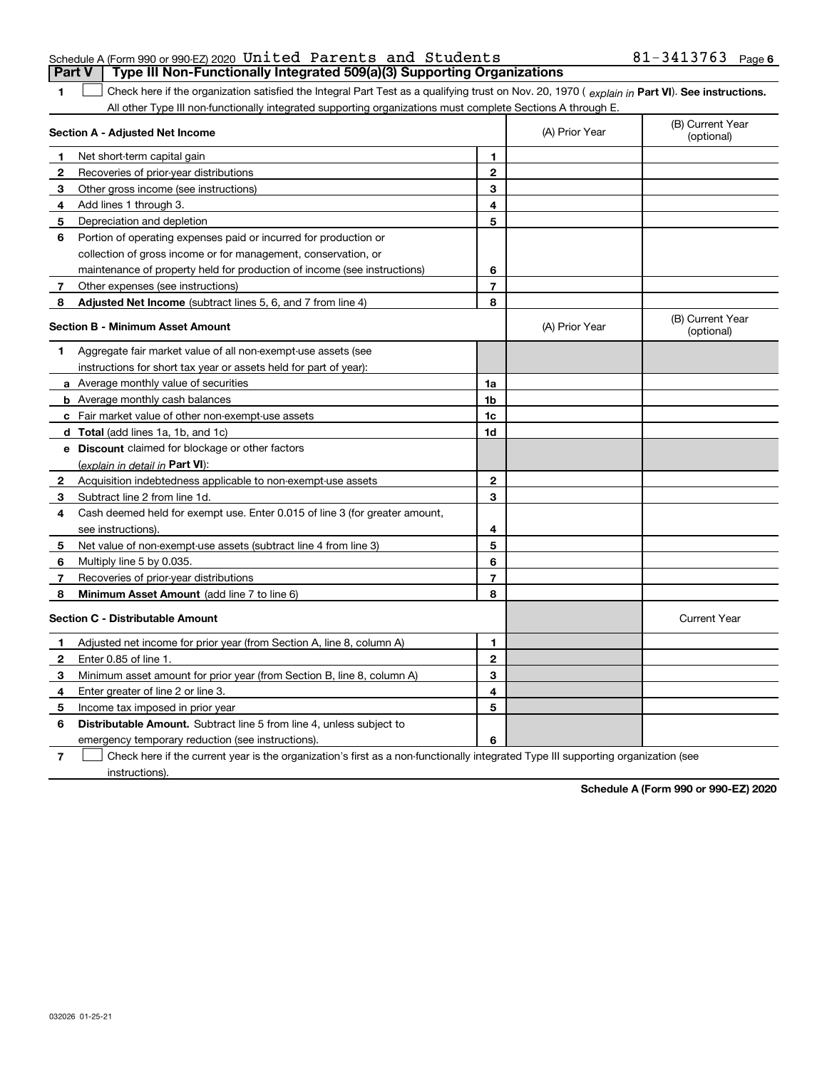Schedule A (Form 990 or 990-EZ) 2020 United Parents and Students 81-3413763

## Part V Type III Non-Functionally Integrated 509(a)(3) Supporting Organizations

**1** ☐ Check here if the organization satisfied the Integral Part Test as a qualifying trust on Nov. 20, 1970 ( *explain in* **Part VI**). **See instructions.** All other Type III non-functionally integrated supporting organizations must complete Sections A through E.

| **Section A - Adjusted Net Income** | | | (A) Prior Year | (B) Current Year (optional) |
|---|---|---|---|---|
| 1 | Net short-term capital gain | 1 | | |
| 2 | Recoveries of prior-year distributions | 2 | | |
| 3 | Other gross income (see instructions) | 3 | | |
| 4 | Add lines 1 through 3. | 4 | | |
| 5 | Depreciation and depletion | 5 | | |
| 6 | Portion of operating expenses paid or incurred for production or collection of gross income or for management, conservation, or maintenance of property held for production of income (see instructions) | 6 | | |
| 7 | Other expenses (see instructions) | 7 | | |
| 8 | **Adjusted Net Income** (subtract lines 5, 6, and 7 from line 4) | 8 | | |

| **Section B - Minimum Asset Amount** | | | (A) Prior Year | (B) Current Year (optional) |
|---|---|---|---|---|
| 1 | Aggregate fair market value of all non-exempt-use assets (see instructions for short tax year or assets held for part of year): | | | |
| a | Average monthly value of securities | 1a | | |
| b | Average monthly cash balances | 1b | | |
| c | Fair market value of other non-exempt-use assets | 1c | | |
| d | **Total** (add lines 1a, 1b, and 1c) | 1d | | |
| e | **Discount** claimed for blockage or other factors (*explain in detail in* **Part VI**): | | | |
| 2 | Acquisition indebtedness applicable to non-exempt-use assets | 2 | | |
| 3 | Subtract line 2 from line 1d. | 3 | | |
| 4 | Cash deemed held for exempt use. Enter 0.015 of line 3 (for greater amount, see instructions). | 4 | | |
| 5 | Net value of non-exempt-use assets (subtract line 4 from line 3) | 5 | | |
| 6 | Multiply line 5 by 0.035. | 6 | | |
| 7 | Recoveries of prior-year distributions | 7 | | |
| 8 | **Minimum Asset Amount** (add line 7 to line 6) | 8 | | |

| **Section C - Distributable Amount** | | | | Current Year |
|---|---|---|---|---|
| 1 | Adjusted net income for prior year (from Section A, line 8, column A) | 1 | | |
| 2 | Enter 0.85 of line 1. | 2 | | |
| 3 | Minimum asset amount for prior year (from Section B, line 8, column A) | 3 | | |
| 4 | Enter greater of line 2 or line 3. | 4 | | |
| 5 | Income tax imposed in prior year | 5 | | |
| 6 | **Distributable Amount.** Subtract line 5 from line 4, unless subject to emergency temporary reduction (see instructions). | 6 | | |

**7** ☐ Check here if the current year is the organization's first as a non-functionally integrated Type III supporting organization (see instructions).

**Schedule A (Form 990 or 990-EZ) 2020**

032026 01-25-21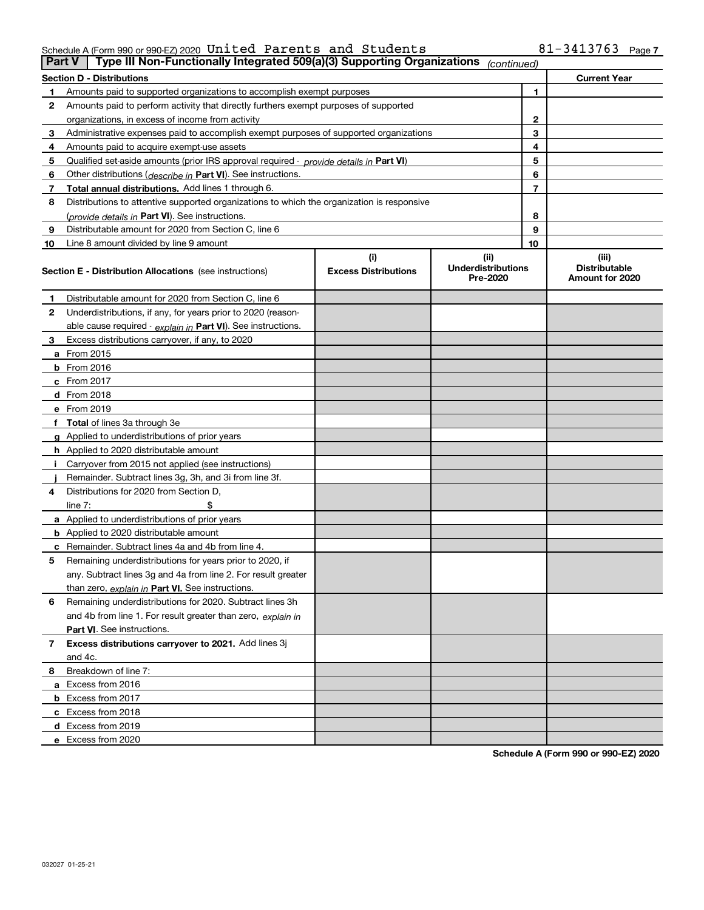Schedule A (Form 990 or 990-EZ) 2020 United Parents and Students 81-3413763 Page 7

## Part V | Type III Non-Functionally Integrated 509(a)(3) Supporting Organizations *(continued)*

| Section D - Distributions | | | Current Year |
|---|---|---|---|
| 1 | Amounts paid to supported organizations to accomplish exempt purposes | 1 | |
| 2 | Amounts paid to perform activity that directly furthers exempt purposes of supported organizations, in excess of income from activity | 2 | |
| 3 | Administrative expenses paid to accomplish exempt purposes of supported organizations | 3 | |
| 4 | Amounts paid to acquire exempt-use assets | 4 | |
| 5 | Qualified set-aside amounts (prior IRS approval required - *provide details in* **Part VI**) | 5 | |
| 6 | Other distributions (*describe in* **Part VI**). See instructions. | 6 | |
| 7 | **Total annual distributions.** Add lines 1 through 6. | 7 | |
| 8 | Distributions to attentive supported organizations to which the organization is responsive (*provide details in* **Part VI**). See instructions. | 8 | |
| 9 | Distributable amount for 2020 from Section C, line 6 | 9 | |
| 10 | Line 8 amount divided by line 9 amount | 10 | |

| **Section E - Distribution Allocations** (see instructions) | (i) Excess Distributions | (ii) Underdistributions Pre-2020 | (iii) Distributable Amount for 2020 |
|---|---|---|---|
| **1** Distributable amount for 2020 from Section C, line 6 | | | |
| **2** Underdistributions, if any, for years prior to 2020 (reasonable cause required - *explain in* **Part VI**). See instructions. | | | |
| **3** Excess distributions carryover, if any, to 2020 | | | |
| **a** From 2015 | | | |
| **b** From 2016 | | | |
| **c** From 2017 | | | |
| **d** From 2018 | | | |
| **e** From 2019 | | | |
| **f Total** of lines 3a through 3e | | | |
| **g** Applied to underdistributions of prior years | | | |
| **h** Applied to 2020 distributable amount | | | |
| **i** Carryover from 2015 not applied (see instructions) | | | |
| **j** Remainder. Subtract lines 3g, 3h, and 3i from line 3f. | | | |
| **4** Distributions for 2020 from Section D, line 7: $ | | | |
| **a** Applied to underdistributions of prior years | | | |
| **b** Applied to 2020 distributable amount | | | |
| **c** Remainder. Subtract lines 4a and 4b from line 4. | | | |
| **5** Remaining underdistributions for years prior to 2020, if any. Subtract lines 3g and 4a from line 2. For result greater than zero, *explain in* **Part VI.** See instructions. | | | |
| **6** Remaining underdistributions for 2020. Subtract lines 3h and 4b from line 1. For result greater than zero, *explain in* **Part VI**. See instructions. | | | |
| **7 Excess distributions carryover to 2021.** Add lines 3j and 4c. | | | |
| **8** Breakdown of line 7: | | | |
| **a** Excess from 2016 | | | |
| **b** Excess from 2017 | | | |
| **c** Excess from 2018 | | | |
| **d** Excess from 2019 | | | |
| **e** Excess from 2020 | | | |

**Schedule A (Form 990 or 990-EZ) 2020**

032027 01-25-21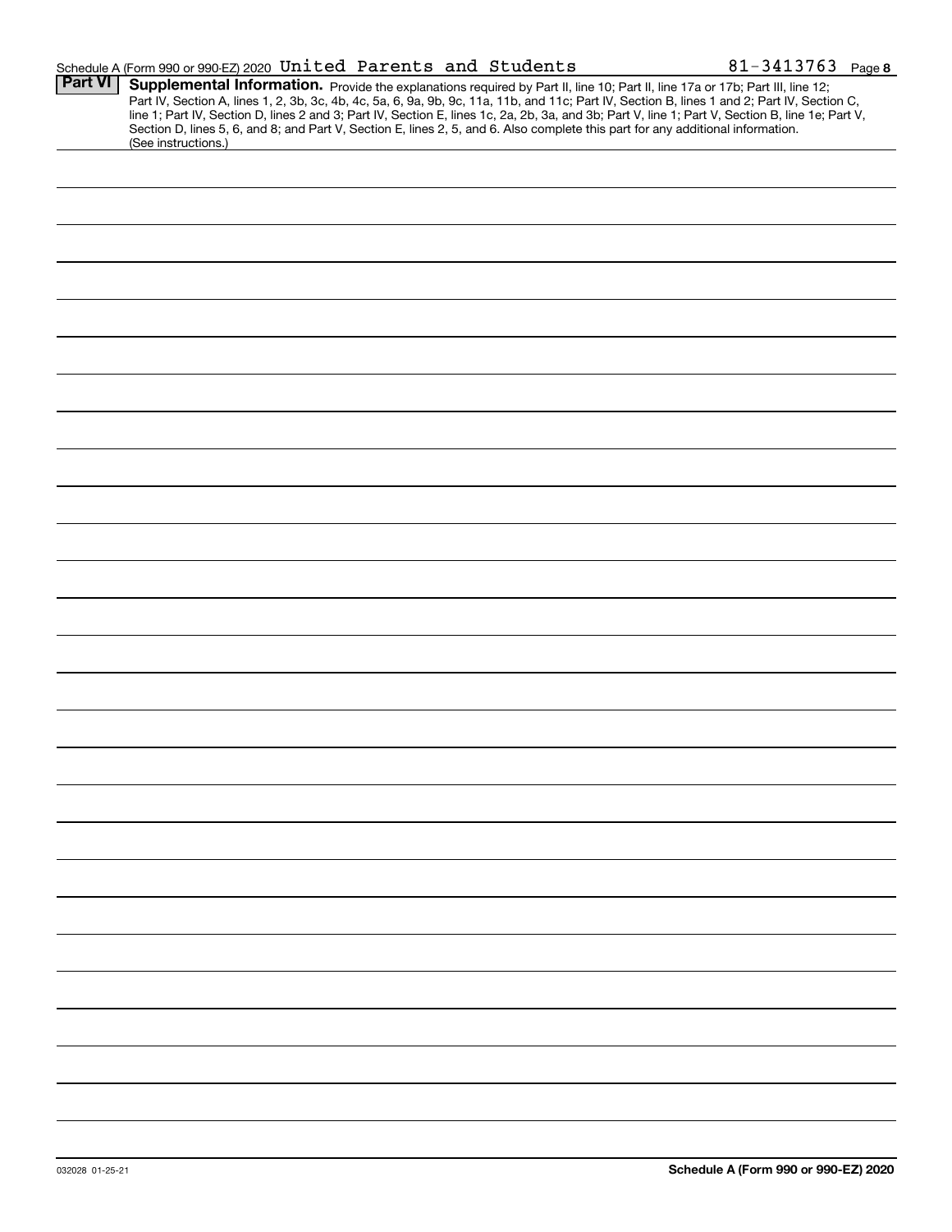Schedule A (Form 990 or 990-EZ) 2020 United Parents and Students 81-3413763 Page **8**

## Part VI Supplemental Information.

Provide the explanations required by Part II, line 10; Part II, line 17a or 17b; Part III, line 12; Part IV, Section A, lines 1, 2, 3b, 3c, 4b, 4c, 5a, 6, 9a, 9b, 9c, 11a, 11b, and 11c; Part IV, Section B, lines 1 and 2; Part IV, Section C, line 1; Part IV, Section D, lines 2 and 3; Part IV, Section E, lines 1c, 2a, 2b, 3a, and 3b; Part V, line 1; Part V, Section B, line 1e; Part V, Section D, lines 5, 6, and 8; and Part V, Section E, lines 2, 5, and 6. Also complete this part for any additional information. (See instructions.)

032028 01-25-21

**Schedule A (Form 990 or 990-EZ) 2020**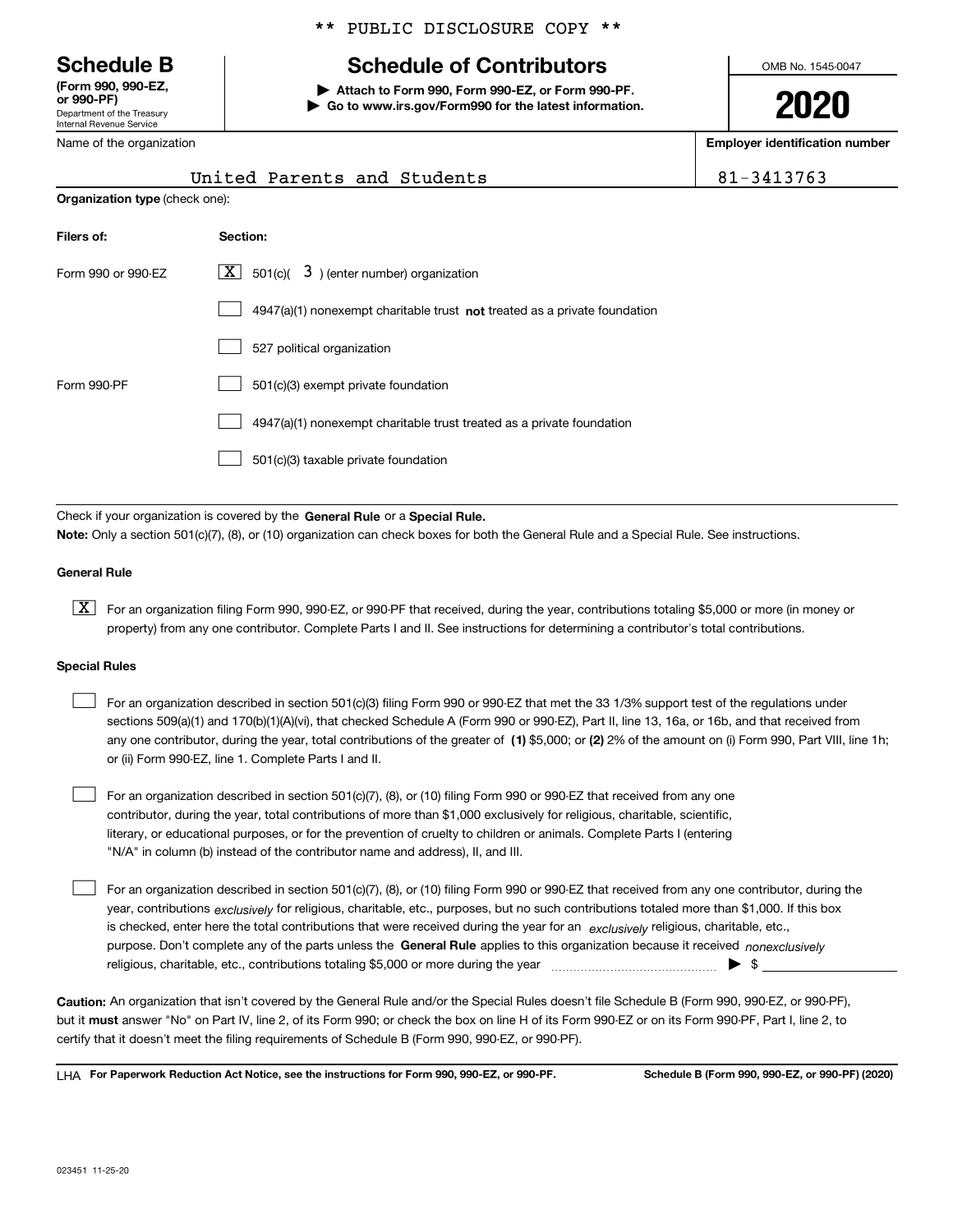** PUBLIC DISCLOSURE COPY **

# Schedule B

**(Form 990, 990-EZ, or 990-PF)**
Department of the Treasury
Internal Revenue Service

## Schedule of Contributors

▶ **Attach to Form 990, Form 990-EZ, or Form 990-PF.**
▶ **Go to www.irs.gov/Form990 for the latest information.**

OMB No. 1545-0047

**2020**

| Name of the organization | Employer identification number |
|---|---|
| United Parents and Students | 81-3413763 |

**Organization type** (check one):

| Filers of: | Section: |
|---|---|
| Form 990 or 990-EZ | [X] 501(c)( 3 ) (enter number) organization |
| | [ ] 4947(a)(1) nonexempt charitable trust **not** treated as a private foundation |
| | [ ] 527 political organization |
| Form 990-PF | [ ] 501(c)(3) exempt private foundation |
| | [ ] 4947(a)(1) nonexempt charitable trust treated as a private foundation |
| | [ ] 501(c)(3) taxable private foundation |

Check if your organization is covered by the **General Rule** or a **Special Rule.**
**Note:** Only a section 501(c)(7), (8), or (10) organization can check boxes for both the General Rule and a Special Rule. See instructions.

### General Rule

[X] For an organization filing Form 990, 990-EZ, or 990-PF that received, during the year, contributions totaling $5,000 or more (in money or property) from any one contributor. Complete Parts I and II. See instructions for determining a contributor's total contributions.

### Special Rules

[ ] For an organization described in section 501(c)(3) filing Form 990 or 990-EZ that met the 33 1/3% support test of the regulations under sections 509(a)(1) and 170(b)(1)(A)(vi), that checked Schedule A (Form 990 or 990-EZ), Part II, line 13, 16a, or 16b, and that received from any one contributor, during the year, total contributions of the greater of **(1)** $5,000; or **(2)** 2% of the amount on (i) Form 990, Part VIII, line 1h; or (ii) Form 990-EZ, line 1. Complete Parts I and II.

[ ] For an organization described in section 501(c)(7), (8), or (10) filing Form 990 or 990-EZ that received from any one contributor, during the year, total contributions of more than $1,000 exclusively for religious, charitable, scientific, literary, or educational purposes, or for the prevention of cruelty to children or animals. Complete Parts I (entering "N/A" in column (b) instead of the contributor name and address), II, and III.

[ ] For an organization described in section 501(c)(7), (8), or (10) filing Form 990 or 990-EZ that received from any one contributor, during the year, contributions *exclusively* for religious, charitable, etc., purposes, but no such contributions totaled more than $1,000. If this box is checked, enter here the total contributions that were received during the year for an *exclusively* religious, charitable, etc., purpose. Don't complete any of the parts unless the **General Rule** applies to this organization because it received *nonexclusively* religious, charitable, etc., contributions totaling $5,000 or more during the year ▶ $ ____________

**Caution:** An organization that isn't covered by the General Rule and/or the Special Rules doesn't file Schedule B (Form 990, 990-EZ, or 990-PF), but it **must** answer "No" on Part IV, line 2, of its Form 990; or check the box on line H of its Form 990-EZ or on its Form 990-PF, Part I, line 2, to certify that it doesn't meet the filing requirements of Schedule B (Form 990, 990-EZ, or 990-PF).

LHA **For Paperwork Reduction Act Notice, see the instructions for Form 990, 990-EZ, or 990-PF.** **Schedule B (Form 990, 990-EZ, or 990-PF) (2020)**

023451 11-25-20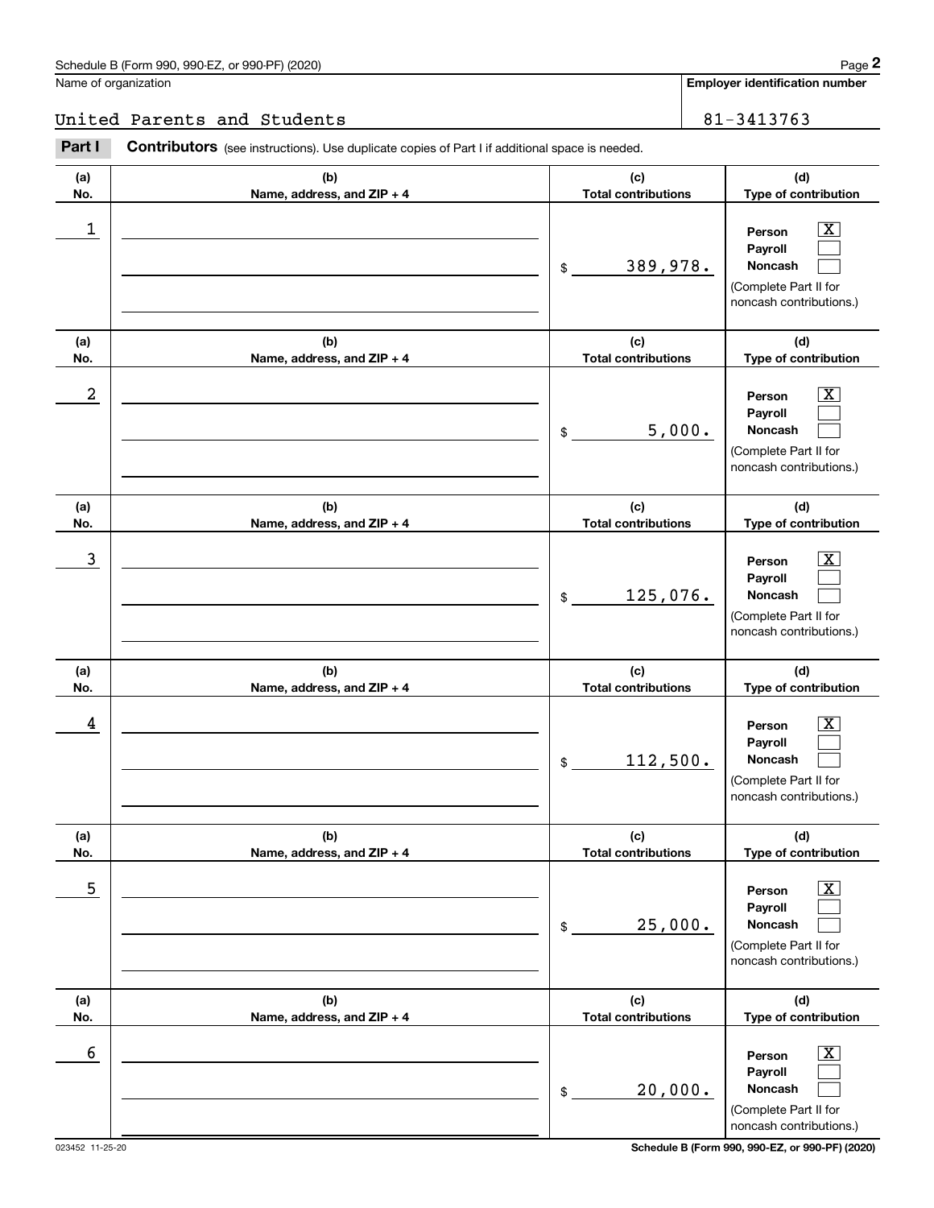Name of organization

United Parents and Students

**Employer identification number**

81-3413763

**Part I** **Contributors** (see instructions). Use duplicate copies of Part I if additional space is needed.

| (a) No. | (b) Name, address, and ZIP + 4 | (c) Total contributions | (d) Type of contribution |
|---|---|---|---|
| 1 | | $ 389,978. | Person [X] Payroll [ ] Noncash [ ] (Complete Part II for noncash contributions.) |
| 2 | | $ 5,000. | Person [X] Payroll [ ] Noncash [ ] (Complete Part II for noncash contributions.) |
| 3 | | $ 125,076. | Person [X] Payroll [ ] Noncash [ ] (Complete Part II for noncash contributions.) |
| 4 | | $ 112,500. | Person [X] Payroll [ ] Noncash [ ] (Complete Part II for noncash contributions.) |
| 5 | | $ 25,000. | Person [X] Payroll [ ] Noncash [ ] (Complete Part II for noncash contributions.) |
| 6 | | $ 20,000. | Person [X] Payroll [ ] Noncash [ ] (Complete Part II for noncash contributions.) |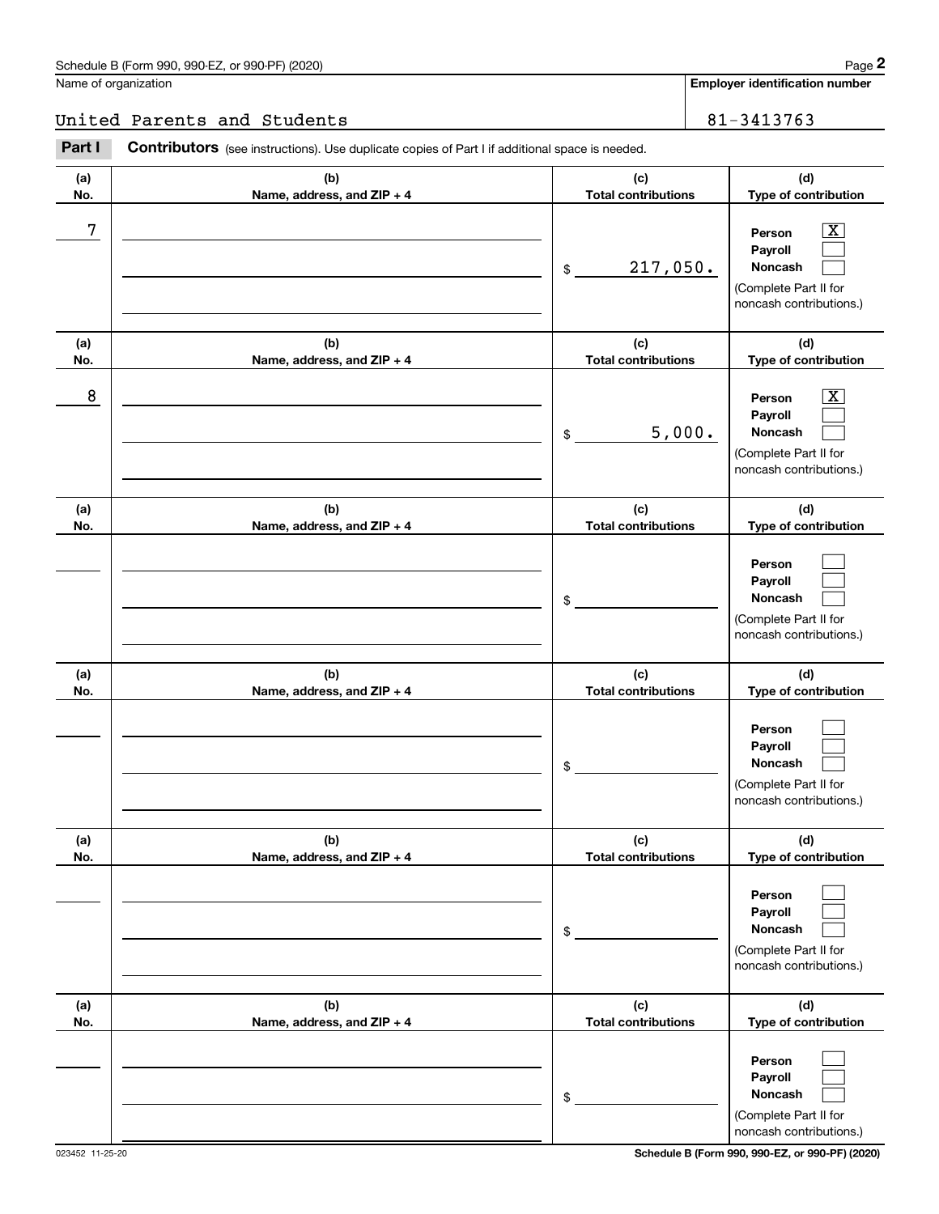Name of organization

United Parents and Students

**Employer identification number**

81-3413763

**Part I** **Contributors** (see instructions). Use duplicate copies of Part I if additional space is needed.

| (a) No. | (b) Name, address, and ZIP + 4 | (c) Total contributions | (d) Type of contribution |
|---|---|---|---|
| 7 | | $ 217,050. | Person [X] Payroll [ ] Noncash [ ] (Complete Part II for noncash contributions.) |
| 8 | | $ 5,000. | Person [X] Payroll [ ] Noncash [ ] (Complete Part II for noncash contributions.) |
| | | $ | Person [ ] Payroll [ ] Noncash [ ] (Complete Part II for noncash contributions.) |
| | | $ | Person [ ] Payroll [ ] Noncash [ ] (Complete Part II for noncash contributions.) |
| | | $ | Person [ ] Payroll [ ] Noncash [ ] (Complete Part II for noncash contributions.) |
| | | $ | Person [ ] Payroll [ ] Noncash [ ] (Complete Part II for noncash contributions.) |

023452 11-25-20

**Schedule B (Form 990, 990-EZ, or 990-PF) (2020)**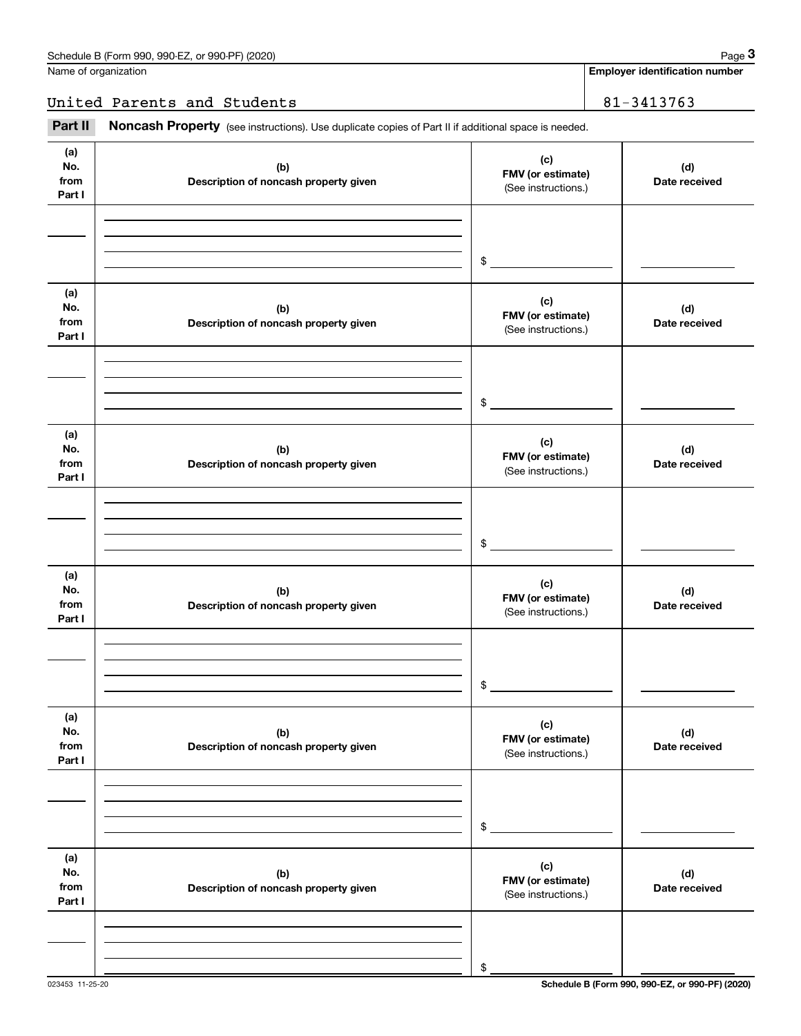Name of organization

United Parents and Students

**Employer identification number**

81-3413763

**Part II** **Noncash Property** (see instructions). Use duplicate copies of Part II if additional space is needed.

| (a) No. from Part I | (b) Description of noncash property given | (c) FMV (or estimate) (See instructions.) | (d) Date received |
|---|---|---|---|
| | | $ | |

| (a) No. from Part I | (b) Description of noncash property given | (c) FMV (or estimate) (See instructions.) | (d) Date received |
|---|---|---|---|
| | | $ | |

| (a) No. from Part I | (b) Description of noncash property given | (c) FMV (or estimate) (See instructions.) | (d) Date received |
|---|---|---|---|
| | | $ | |

| (a) No. from Part I | (b) Description of noncash property given | (c) FMV (or estimate) (See instructions.) | (d) Date received |
|---|---|---|---|
| | | $ | |

| (a) No. from Part I | (b) Description of noncash property given | (c) FMV (or estimate) (See instructions.) | (d) Date received |
|---|---|---|---|
| | | $ | |

| (a) No. from Part I | (b) Description of noncash property given | (c) FMV (or estimate) (See instructions.) | (d) Date received |
|---|---|---|---|
| | | $ | |

023453 11-25-20

**Schedule B (Form 990, 990-EZ, or 990-PF) (2020)**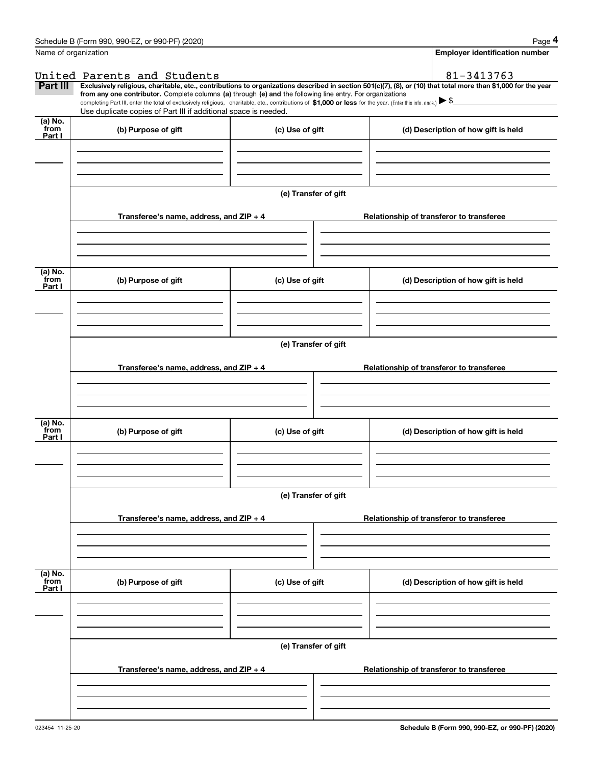Name of organization

United Parents and Students

**Employer identification number**

81-3413763

**Part III** **Exclusively religious, charitable, etc., contributions to organizations described in section 501(c)(7), (8), or (10) that total more than $1,000 for the year from any one contributor.** Complete columns **(a)** through **(e) and** the following line entry. For organizations completing Part III, enter the total of exclusively religious, charitable, etc., contributions of **$1,000 or less** for the year. (Enter this info. once.) ▶ $

Use duplicate copies of Part III if additional space is needed.

| (a) No. from Part I | (b) Purpose of gift | (c) Use of gift | (d) Description of how gift is held |
|---|---|---|---|
| | | | |

**(e) Transfer of gift**

| Transferee's name, address, and ZIP + 4 | Relationship of transferor to transferee |
|---|---|
| | |

| (a) No. from Part I | (b) Purpose of gift | (c) Use of gift | (d) Description of how gift is held |
|---|---|---|---|
| | | | |

**(e) Transfer of gift**

| Transferee's name, address, and ZIP + 4 | Relationship of transferor to transferee |
|---|---|
| | |

| (a) No. from Part I | (b) Purpose of gift | (c) Use of gift | (d) Description of how gift is held |
|---|---|---|---|
| | | | |

**(e) Transfer of gift**

| Transferee's name, address, and ZIP + 4 | Relationship of transferor to transferee |
|---|---|
| | |

| (a) No. from Part I | (b) Purpose of gift | (c) Use of gift | (d) Description of how gift is held |
|---|---|---|---|
| | | | |

**(e) Transfer of gift**

| Transferee's name, address, and ZIP + 4 | Relationship of transferor to transferee |
|---|---|
| | |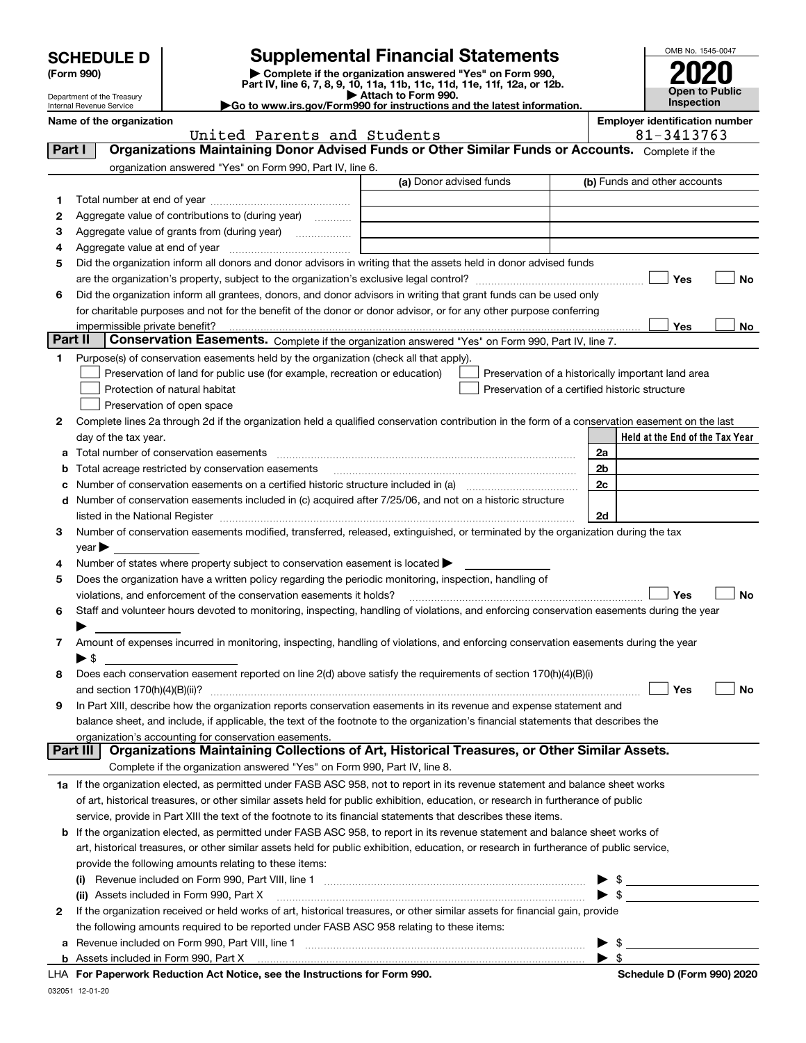# SCHEDULE D (Form 990)

Department of the Treasury
Internal Revenue Service

## Supplemental Financial Statements

▶ Complete if the organization answered "Yes" on Form 990, Part IV, line 6, 7, 8, 9, 10, 11a, 11b, 11c, 11d, 11e, 11f, 12a, or 12b.
▶ Attach to Form 990.
▶Go to www.irs.gov/Form990 for instructions and the latest information.

OMB No. 1545-0047

**2020**

**Open to Public Inspection**

**Name of the organization**
United Parents and Students

**Employer identification number**
81-3413763

## Part I Organizations Maintaining Donor Advised Funds or Other Similar Funds or Accounts. Complete if the organization answered "Yes" on Form 990, Part IV, line 6.

| | | (a) Donor advised funds | (b) Funds and other accounts |
|---|---|---|---|
| 1 | Total number at end of year | | |
| 2 | Aggregate value of contributions to (during year) | | |
| 3 | Aggregate value of grants from (during year) | | |
| 4 | Aggregate value at end of year | | |

5 Did the organization inform all donors and donor advisors in writing that the assets held in donor advised funds are the organization's property, subject to the organization's exclusive legal control? ☐ Yes ☐ No

6 Did the organization inform all grantees, donors, and donor advisors in writing that grant funds can be used only for charitable purposes and not for the benefit of the donor or donor advisor, or for any other purpose conferring impermissible private benefit? ☐ Yes ☐ No

## Part II Conservation Easements. Complete if the organization answered "Yes" on Form 990, Part IV, line 7.

1 Purpose(s) of conservation easements held by the organization (check all that apply).

- ☐ Preservation of land for public use (for example, recreation or education)
- ☐ Protection of natural habitat
- ☐ Preservation of open space
- ☐ Preservation of a historically important land area
- ☐ Preservation of a certified historic structure

2 Complete lines 2a through 2d if the organization held a qualified conservation contribution in the form of a conservation easement on the last day of the tax year.

| | | | Held at the End of the Tax Year |
|---|---|---|---|
| a | Total number of conservation easements | 2a | |
| b | Total acreage restricted by conservation easements | 2b | |
| c | Number of conservation easements on a certified historic structure included in (a) | 2c | |
| d | Number of conservation easements included in (c) acquired after 7/25/06, and not on a historic structure listed in the National Register | 2d | |

3 Number of conservation easements modified, transferred, released, extinguished, or terminated by the organization during the tax year ▶

4 Number of states where property subject to conservation easement is located ▶

5 Does the organization have a written policy regarding the periodic monitoring, inspection, handling of violations, and enforcement of the conservation easements it holds? ☐ Yes ☐ No

6 Staff and volunteer hours devoted to monitoring, inspecting, handling of violations, and enforcing conservation easements during the year ▶

7 Amount of expenses incurred in monitoring, inspecting, handling of violations, and enforcing conservation easements during the year ▶ $

8 Does each conservation easement reported on line 2(d) above satisfy the requirements of section 170(h)(4)(B)(i) and section 170(h)(4)(B)(ii)? ☐ Yes ☐ No

9 In Part XIII, describe how the organization reports conservation easements in its revenue and expense statement and balance sheet, and include, if applicable, the text of the footnote to the organization's financial statements that describes the organization's accounting for conservation easements.

## Part III Organizations Maintaining Collections of Art, Historical Treasures, or Other Similar Assets. Complete if the organization answered "Yes" on Form 990, Part IV, line 8.

1a If the organization elected, as permitted under FASB ASC 958, not to report in its revenue statement and balance sheet works of art, historical treasures, or other similar assets held for public exhibition, education, or research in furtherance of public service, provide in Part XIII the text of the footnote to its financial statements that describes these items.

b If the organization elected, as permitted under FASB ASC 958, to report in its revenue statement and balance sheet works of art, historical treasures, or other similar assets held for public exhibition, education, or research in furtherance of public service, provide the following amounts relating to these items:

(i) Revenue included on Form 990, Part VIII, line 1 ▶ $

(ii) Assets included in Form 990, Part X ▶ $

2 If the organization received or held works of art, historical treasures, or other similar assets for financial gain, provide the following amounts required to be reported under FASB ASC 958 relating to these items:

a Revenue included on Form 990, Part VIII, line 1 ▶ $

b Assets included in Form 990, Part X ▶ $

LHA For Paperwork Reduction Act Notice, see the Instructions for Form 990. Schedule D (Form 990) 2020

032051 12-01-20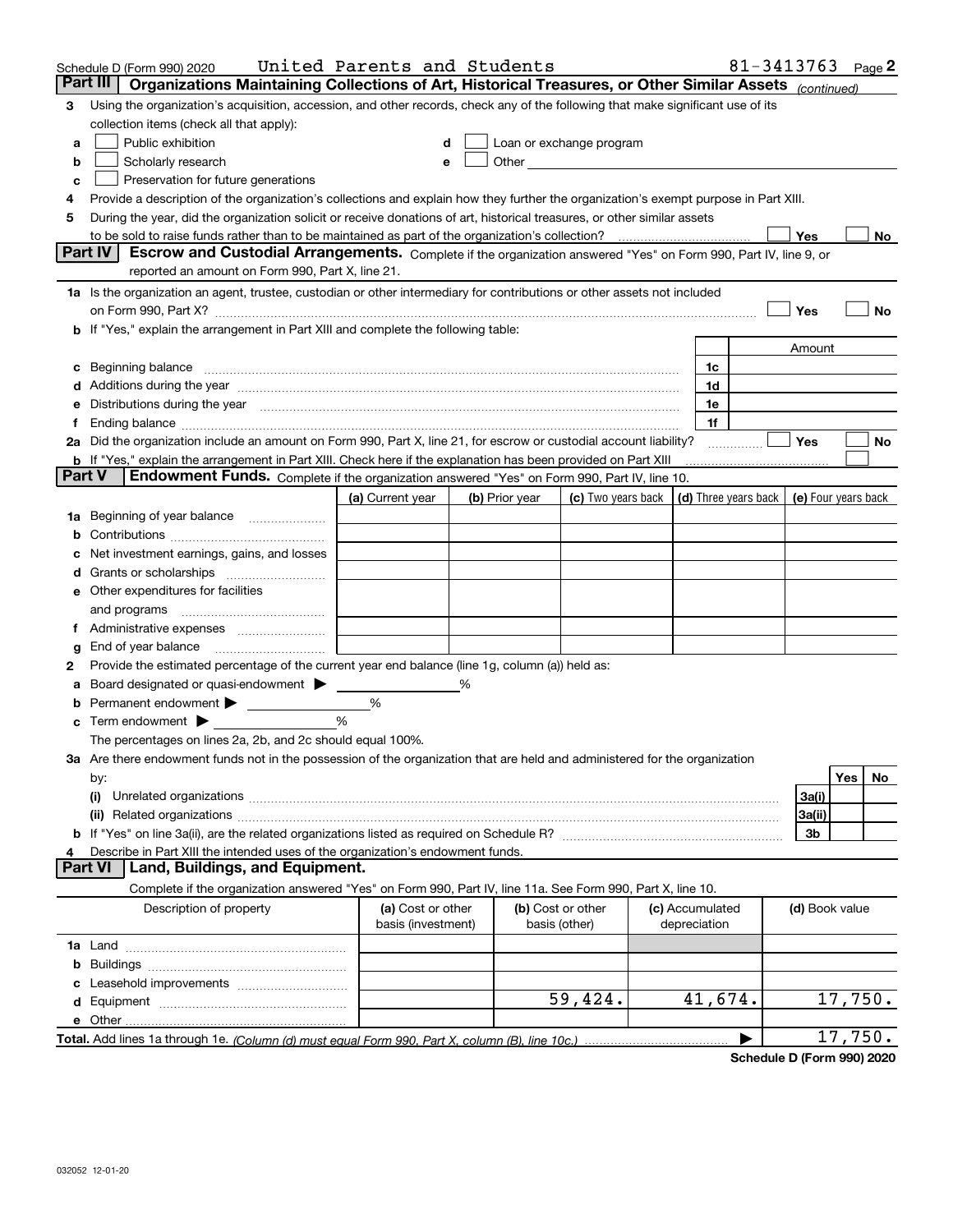Schedule D (Form 990) 2020 United Parents and Students 81-3413763 Page 2

**Part III** **Organizations Maintaining Collections of Art, Historical Treasures, or Other Similar Assets** *(continued)*

**3** Using the organization's acquisition, accession, and other records, check any of the following that make significant use of its collection items (check all that apply):

- **a** ☐ Public exhibition
- **b** ☐ Scholarly research
- **c** ☐ Preservation for future generations
- **d** ☐ Loan or exchange program
- **e** ☐ Other

**4** Provide a description of the organization's collections and explain how they further the organization's exempt purpose in Part XIII.

**5** During the year, did the organization solicit or receive donations of art, historical treasures, or other similar assets to be sold to raise funds rather than to be maintained as part of the organization's collection? ☐ Yes ☐ No

**Part IV** **Escrow and Custodial Arrangements.** Complete if the organization answered "Yes" on Form 990, Part IV, line 9, or reported an amount on Form 990, Part X, line 21.

**1a** Is the organization an agent, trustee, custodian or other intermediary for contributions or other assets not included on Form 990, Part X? ☐ Yes ☐ No

**b** If "Yes," explain the arrangement in Part XIII and complete the following table:

| | | Amount |
|---|---|---|
| **c** Beginning balance | 1c | |
| **d** Additions during the year | 1d | |
| **e** Distributions during the year | 1e | |
| **f** Ending balance | 1f | |

**2a** Did the organization include an amount on Form 990, Part X, line 21, for escrow or custodial account liability? ☐ Yes ☐ No

**b** If "Yes," explain the arrangement in Part XIII. Check here if the explanation has been provided on Part XIII ☐

**Part V** **Endowment Funds.** Complete if the organization answered "Yes" on Form 990, Part IV, line 10.

| | (a) Current year | (b) Prior year | (c) Two years back | (d) Three years back | (e) Four years back |
|---|---|---|---|---|---|
| **1a** Beginning of year balance | | | | | |
| **b** Contributions | | | | | |
| **c** Net investment earnings, gains, and losses | | | | | |
| **d** Grants or scholarships | | | | | |
| **e** Other expenditures for facilities and programs | | | | | |
| **f** Administrative expenses | | | | | |
| **g** End of year balance | | | | | |

**2** Provide the estimated percentage of the current year end balance (line 1g, column (a)) held as:

- **a** Board designated or quasi-endowment ▶ _____ %
- **b** Permanent endowment ▶ _____ %
- **c** Term endowment ▶ _____ %

The percentages on lines 2a, 2b, and 2c should equal 100%.

**3a** Are there endowment funds not in the possession of the organization that are held and administered for the organization by:

| | | Yes | No |
|---|---|---|---|
| **(i)** Unrelated organizations | 3a(i) | | |
| **(ii)** Related organizations | 3a(ii) | | |
| **b** If "Yes" on line 3a(ii), are the related organizations listed as required on Schedule R? | 3b | | |

**4** Describe in Part XIII the intended uses of the organization's endowment funds.

**Part VI** **Land, Buildings, and Equipment.**

Complete if the organization answered "Yes" on Form 990, Part IV, line 11a. See Form 990, Part X, line 10.

| Description of property | (a) Cost or other basis (investment) | (b) Cost or other basis (other) | (c) Accumulated depreciation | (d) Book value |
|---|---|---|---|---|
| **1a** Land | | | | |
| **b** Buildings | | | | |
| **c** Leasehold improvements | | | | |
| **d** Equipment | | 59,424. | 41,674. | 17,750. |
| **e** Other | | | | |
| **Total.** Add lines 1a through 1e. *(Column (d) must equal Form 990, Part X, column (B), line 10c.)* ▶ | | | | 17,750. |

**Schedule D (Form 990) 2020**

032052 12-01-20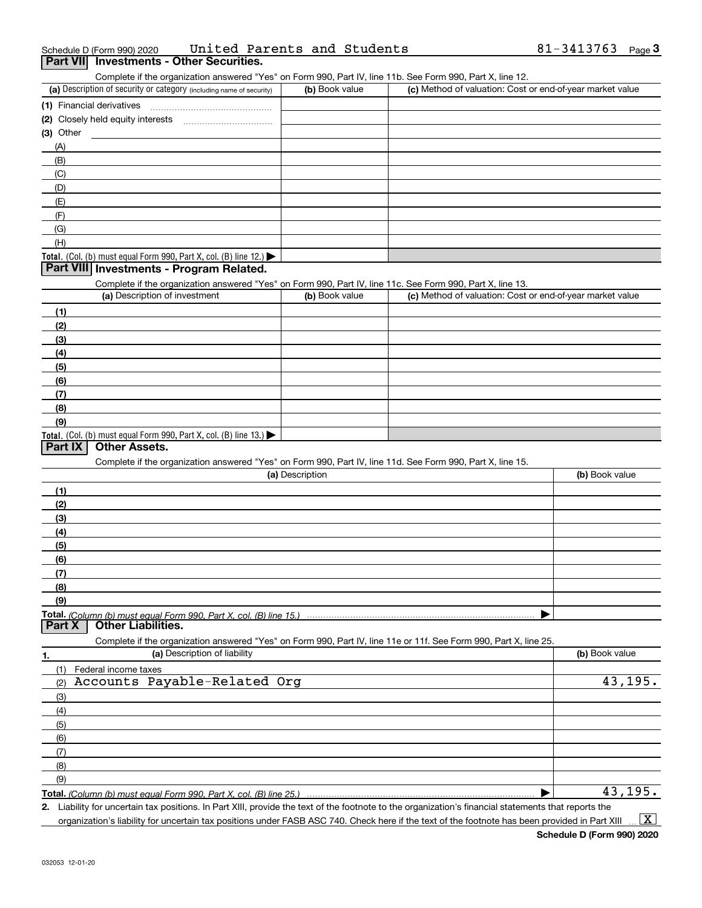Schedule D (Form 990) 2020 United Parents and Students 81-3413763 Page 3

## Part VII Investments - Other Securities.

Complete if the organization answered "Yes" on Form 990, Part IV, line 11b. See Form 990, Part X, line 12.

| (a) Description of security or category (including name of security) | (b) Book value | (c) Method of valuation: Cost or end-of-year market value |
|---|---|---|
| (1) Financial derivatives | | |
| (2) Closely held equity interests | | |
| (3) Other | | |
| (A) | | |
| (B) | | |
| (C) | | |
| (D) | | |
| (E) | | |
| (F) | | |
| (G) | | |
| (H) | | |
| **Total.** (Col. (b) must equal Form 990, Part X, col. (B) line 12.) ▶ | | |

## Part VIII Investments - Program Related.

Complete if the organization answered "Yes" on Form 990, Part IV, line 11c. See Form 990, Part X, line 13.

| (a) Description of investment | (b) Book value | (c) Method of valuation: Cost or end-of-year market value |
|---|---|---|
| (1) | | |
| (2) | | |
| (3) | | |
| (4) | | |
| (5) | | |
| (6) | | |
| (7) | | |
| (8) | | |
| (9) | | |
| **Total.** (Col. (b) must equal Form 990, Part X, col. (B) line 13.) ▶ | | |

## Part IX Other Assets.

Complete if the organization answered "Yes" on Form 990, Part IV, line 11d. See Form 990, Part X, line 15.

| (a) Description | (b) Book value |
|---|---|
| (1) | |
| (2) | |
| (3) | |
| (4) | |
| (5) | |
| (6) | |
| (7) | |
| (8) | |
| (9) | |
| **Total.** *(Column (b) must equal Form 990, Part X, col. (B) line 15.)* ▶ | |

## Part X Other Liabilities.

Complete if the organization answered "Yes" on Form 990, Part IV, line 11e or 11f. See Form 990, Part X, line 25.

| 1. (a) Description of liability | (b) Book value |
|---|---|
| (1) Federal income taxes | |
| (2) Accounts Payable-Related Org | 43,195. |
| (3) | |
| (4) | |
| (5) | |
| (6) | |
| (7) | |
| (8) | |
| (9) | |
| **Total.** *(Column (b) must equal Form 990, Part X, col. (B) line 25.)* ▶ | 43,195. |

2. Liability for uncertain tax positions. In Part XIII, provide the text of the footnote to the organization's financial statements that reports the organization's liability for uncertain tax positions under FASB ASC 740. Check here if the text of the footnote has been provided in Part XIII ... [X]

Schedule D (Form 990) 2020

032053 12-01-20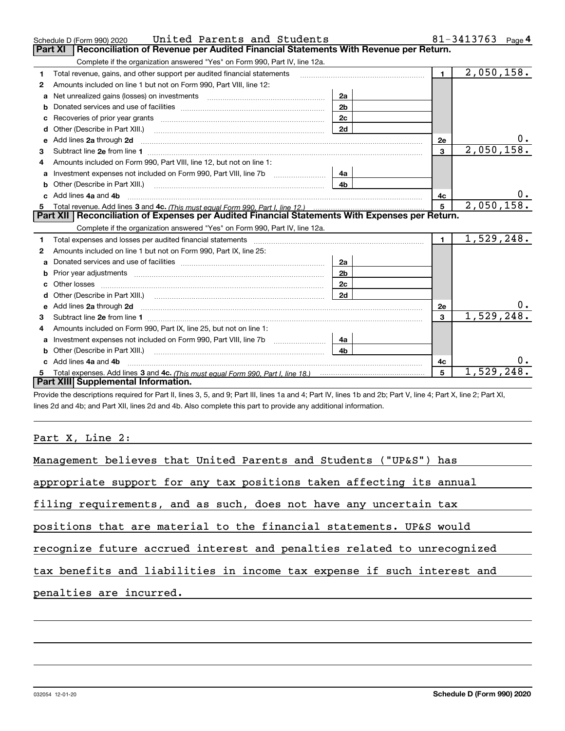Schedule D (Form 990) 2020 United Parents and Students 81-3413763 Page **4**

## Part XI Reconciliation of Revenue per Audited Financial Statements With Revenue per Return.

Complete if the organization answered "Yes" on Form 990, Part IV, line 12a.

| | | | | | |
|---|---|---|---|---|---|
| **1** | Total revenue, gains, and other support per audited financial statements | | | **1** | 2,050,158. |
| **2** | Amounts included on line 1 but not on Form 990, Part VIII, line 12: | | | | |
| **a** | Net unrealized gains (losses) on investments | **2a** | | | |
| **b** | Donated services and use of facilities | **2b** | | | |
| **c** | Recoveries of prior year grants | **2c** | | | |
| **d** | Other (Describe in Part XIII.) | **2d** | | | |
| **e** | Add lines **2a** through **2d** | | | **2e** | 0. |
| **3** | Subtract line **2e** from line **1** | | | **3** | 2,050,158. |
| **4** | Amounts included on Form 990, Part VIII, line 12, but not on line 1: | | | | |
| **a** | Investment expenses not included on Form 990, Part VIII, line 7b | **4a** | | | |
| **b** | Other (Describe in Part XIII.) | **4b** | | | |
| **c** | Add lines **4a** and **4b** | | | **4c** | 0. |
| **5** | Total revenue. Add lines **3** and **4c.** *(This must equal Form 990, Part I, line 12.)* | | | **5** | 2,050,158. |

## Part XII Reconciliation of Expenses per Audited Financial Statements With Expenses per Return.

Complete if the organization answered "Yes" on Form 990, Part IV, line 12a.

| | | | | | |
|---|---|---|---|---|---|
| **1** | Total expenses and losses per audited financial statements | | | **1** | 1,529,248. |
| **2** | Amounts included on line 1 but not on Form 990, Part IX, line 25: | | | | |
| **a** | Donated services and use of facilities | **2a** | | | |
| **b** | Prior year adjustments | **2b** | | | |
| **c** | Other losses | **2c** | | | |
| **d** | Other (Describe in Part XIII.) | **2d** | | | |
| **e** | Add lines **2a** through **2d** | | | **2e** | 0. |
| **3** | Subtract line **2e** from line **1** | | | **3** | 1,529,248. |
| **4** | Amounts included on Form 990, Part IX, line 25, but not on line 1: | | | | |
| **a** | Investment expenses not included on Form 990, Part VIII, line 7b | **4a** | | | |
| **b** | Other (Describe in Part XIII.) | **4b** | | | |
| **c** | Add lines **4a** and **4b** | | | **4c** | 0. |
| **5** | Total expenses. Add lines **3** and **4c.** *(This must equal Form 990, Part I, line 18.)* | | | **5** | 1,529,248. |

## Part XIII Supplemental Information.

Provide the descriptions required for Part II, lines 3, 5, and 9; Part III, lines 1a and 4; Part IV, lines 1b and 2b; Part V, line 4; Part X, line 2; Part XI, lines 2d and 4b; and Part XII, lines 2d and 4b. Also complete this part to provide any additional information.

Part X, Line 2:

Management believes that United Parents and Students ("UP&S") has appropriate support for any tax positions taken affecting its annual filing requirements, and as such, does not have any uncertain tax positions that are material to the financial statements. UP&S would recognize future accrued interest and penalties related to unrecognized tax benefits and liabilities in income tax expense if such interest and penalties are incurred.

032054 12-01-20 **Schedule D (Form 990) 2020**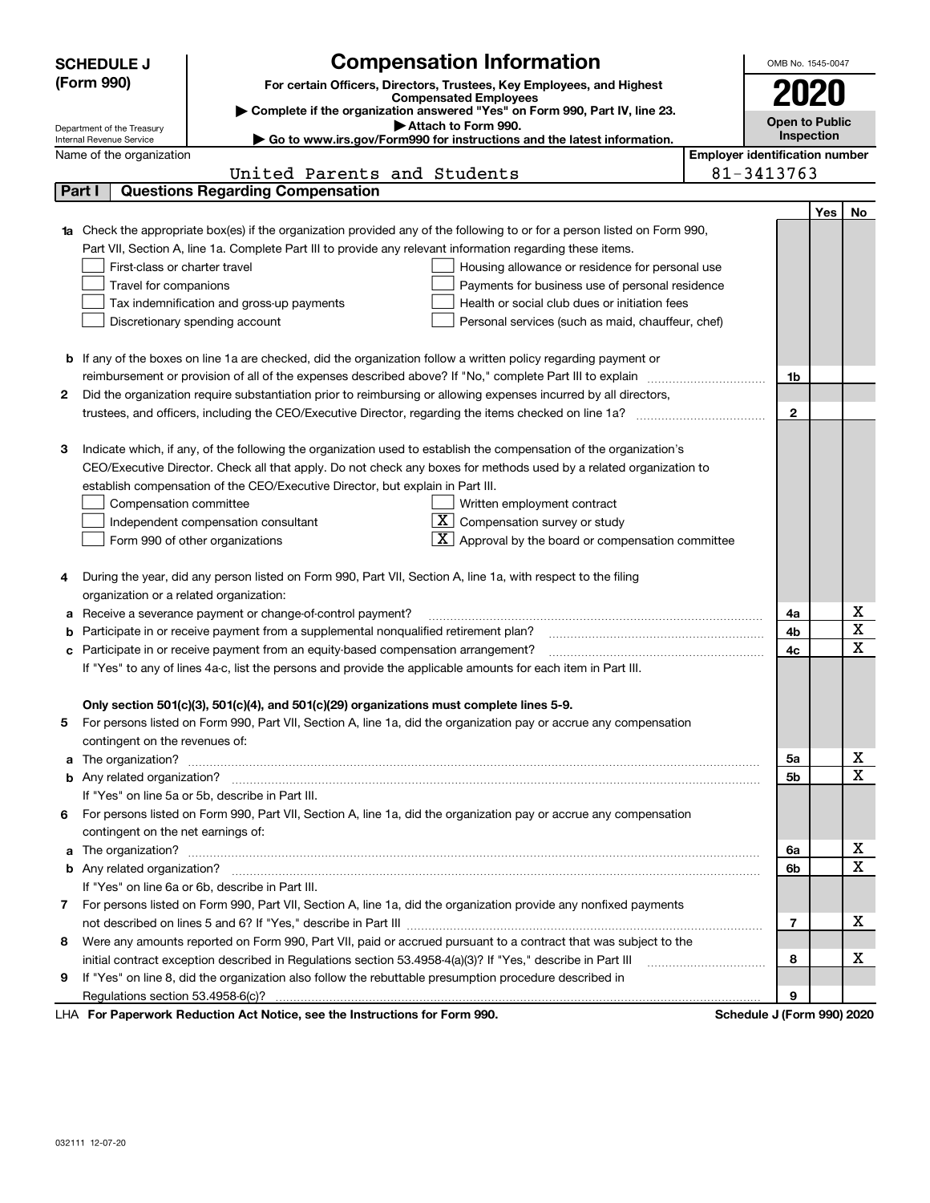**SCHEDULE J (Form 990)**

Department of the Treasury
Internal Revenue Service

# Compensation Information

**For certain Officers, Directors, Trustees, Key Employees, and Highest Compensated Employees**

▶ Complete if the organization answered "Yes" on Form 990, Part IV, line 23.

▶ Attach to Form 990.

▶ Go to www.irs.gov/Form990 for instructions and the latest information.

OMB No. 1545-0047

**2020**

**Open to Public Inspection**

Name of the organization: United Parents and Students

Employer identification number: 81-3413763

## Part I — Questions Regarding Compensation

| | | | Yes | No |
|---|---|---|---|---|
| **1a** | Check the appropriate box(es) if the organization provided any of the following to or for a person listed on Form 990, Part VII, Section A, line 1a. Complete Part III to provide any relevant information regarding these items.<br>☐ First-class or charter travel ☐ Housing allowance or residence for personal use<br>☐ Travel for companions ☐ Payments for business use of personal residence<br>☐ Tax indemnification and gross-up payments ☐ Health or social club dues or initiation fees<br>☐ Discretionary spending account ☐ Personal services (such as maid, chauffeur, chef) | | | |
| **b** | If any of the boxes on line 1a are checked, did the organization follow a written policy regarding payment or reimbursement or provision of all of the expenses described above? If "No," complete Part III to explain | 1b | | |
| **2** | Did the organization require substantiation prior to reimbursing or allowing expenses incurred by all directors, trustees, and officers, including the CEO/Executive Director, regarding the items checked on line 1a? | 2 | | |
| **3** | Indicate which, if any, of the following the organization used to establish the compensation of the organization's CEO/Executive Director. Check all that apply. Do not check any boxes for methods used by a related organization to establish compensation of the CEO/Executive Director, but explain in Part III.<br>☐ Compensation committee ☐ Written employment contract<br>☐ Independent compensation consultant ☒ Compensation survey or study<br>☐ Form 990 of other organizations ☒ Approval by the board or compensation committee | | | |
| **4** | During the year, did any person listed on Form 990, Part VII, Section A, line 1a, with respect to the filing organization or a related organization: | | | |
| **a** | Receive a severance payment or change-of-control payment? | 4a | | X |
| **b** | Participate in or receive payment from a supplemental nonqualified retirement plan? | 4b | | X |
| **c** | Participate in or receive payment from an equity-based compensation arrangement? | 4c | | X |
| | If "Yes" to any of lines 4a-c, list the persons and provide the applicable amounts for each item in Part III. | | | |
| | **Only section 501(c)(3), 501(c)(4), and 501(c)(29) organizations must complete lines 5-9.** | | | |
| **5** | For persons listed on Form 990, Part VII, Section A, line 1a, did the organization pay or accrue any compensation contingent on the revenues of: | | | |
| **a** | The organization? | 5a | | X |
| **b** | Any related organization? | 5b | | X |
| | If "Yes" on line 5a or 5b, describe in Part III. | | | |
| **6** | For persons listed on Form 990, Part VII, Section A, line 1a, did the organization pay or accrue any compensation contingent on the net earnings of: | | | |
| **a** | The organization? | 6a | | X |
| **b** | Any related organization? | 6b | | X |
| | If "Yes" on line 6a or 6b, describe in Part III. | | | |
| **7** | For persons listed on Form 990, Part VII, Section A, line 1a, did the organization provide any nonfixed payments not described on lines 5 and 6? If "Yes," describe in Part III | 7 | | X |
| **8** | Were any amounts reported on Form 990, Part VII, paid or accrued pursuant to a contract that was subject to the initial contract exception described in Regulations section 53.4958-4(a)(3)? If "Yes," describe in Part III | 8 | | X |
| **9** | If "Yes" on line 8, did the organization also follow the rebuttable presumption procedure described in Regulations section 53.4958-6(c)? | 9 | | |

LHA **For Paperwork Reduction Act Notice, see the Instructions for Form 990.** **Schedule J (Form 990) 2020**

032111 12-07-20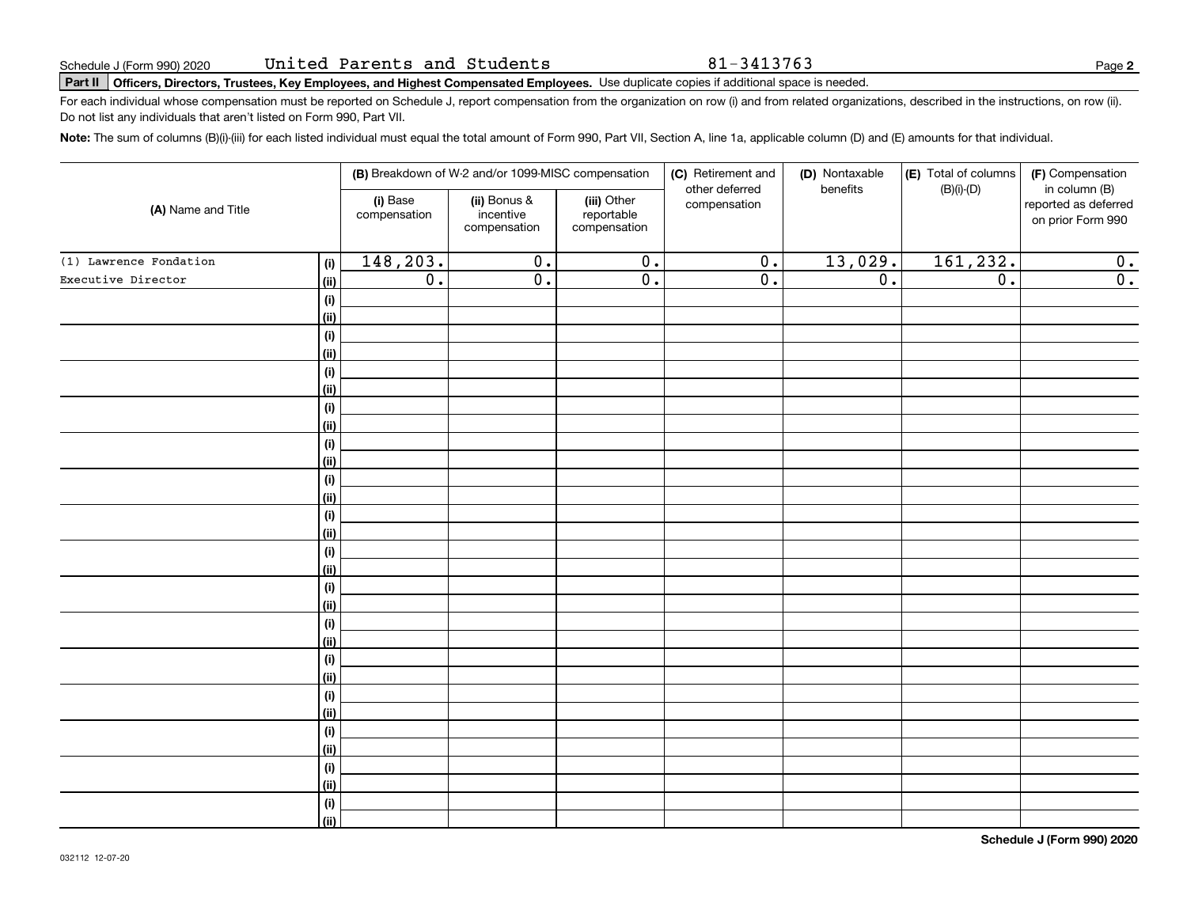Schedule J (Form 990) 2020 United Parents and Students 81-3413763

**Part II Officers, Directors, Trustees, Key Employees, and Highest Compensated Employees.** Use duplicate copies if additional space is needed.

For each individual whose compensation must be reported on Schedule J, report compensation from the organization on row (i) and from related organizations, described in the instructions, on row (ii). Do not list any individuals that aren't listed on Form 990, Part VII.

**Note:** The sum of columns (B)(i)-(iii) for each listed individual must equal the total amount of Form 990, Part VII, Section A, line 1a, applicable column (D) and (E) amounts for that individual.

| (A) Name and Title | | (B) Breakdown of W-2 and/or 1099-MISC compensation | | | (C) Retirement and other deferred compensation | (D) Nontaxable benefits | (E) Total of columns (B)(i)-(D) | (F) Compensation in column (B) reported as deferred on prior Form 990 |
|---|---|---|---|---|---|---|---|---|
| | | (i) Base compensation | (ii) Bonus & incentive compensation | (iii) Other reportable compensation | | | | |
| (1) Lawrence Fondation | (i) | 148,203. | 0. | 0. | 0. | 13,029. | 161,232. | 0. |
| Executive Director | (ii) | 0. | 0. | 0. | 0. | 0. | 0. | 0. |
| | (i) | | | | | | | |
| | (ii) | | | | | | | |
| | (i) | | | | | | | |
| | (ii) | | | | | | | |
| | (i) | | | | | | | |
| | (ii) | | | | | | | |
| | (i) | | | | | | | |
| | (ii) | | | | | | | |
| | (i) | | | | | | | |
| | (ii) | | | | | | | |
| | (i) | | | | | | | |
| | (ii) | | | | | | | |
| | (i) | | | | | | | |
| | (ii) | | | | | | | |
| | (i) | | | | | | | |
| | (ii) | | | | | | | |
| | (i) | | | | | | | |
| | (ii) | | | | | | | |
| | (i) | | | | | | | |
| | (ii) | | | | | | | |
| | (i) | | | | | | | |
| | (ii) | | | | | | | |
| | (i) | | | | | | | |
| | (ii) | | | | | | | |
| | (i) | | | | | | | |
| | (ii) | | | | | | | |
| | (i) | | | | | | | |
| | (ii) | | | | | | | |
| | (i) | | | | | | | |
| | (ii) | | | | | | | |

032112 12-07-20

**Schedule J (Form 990) 2020**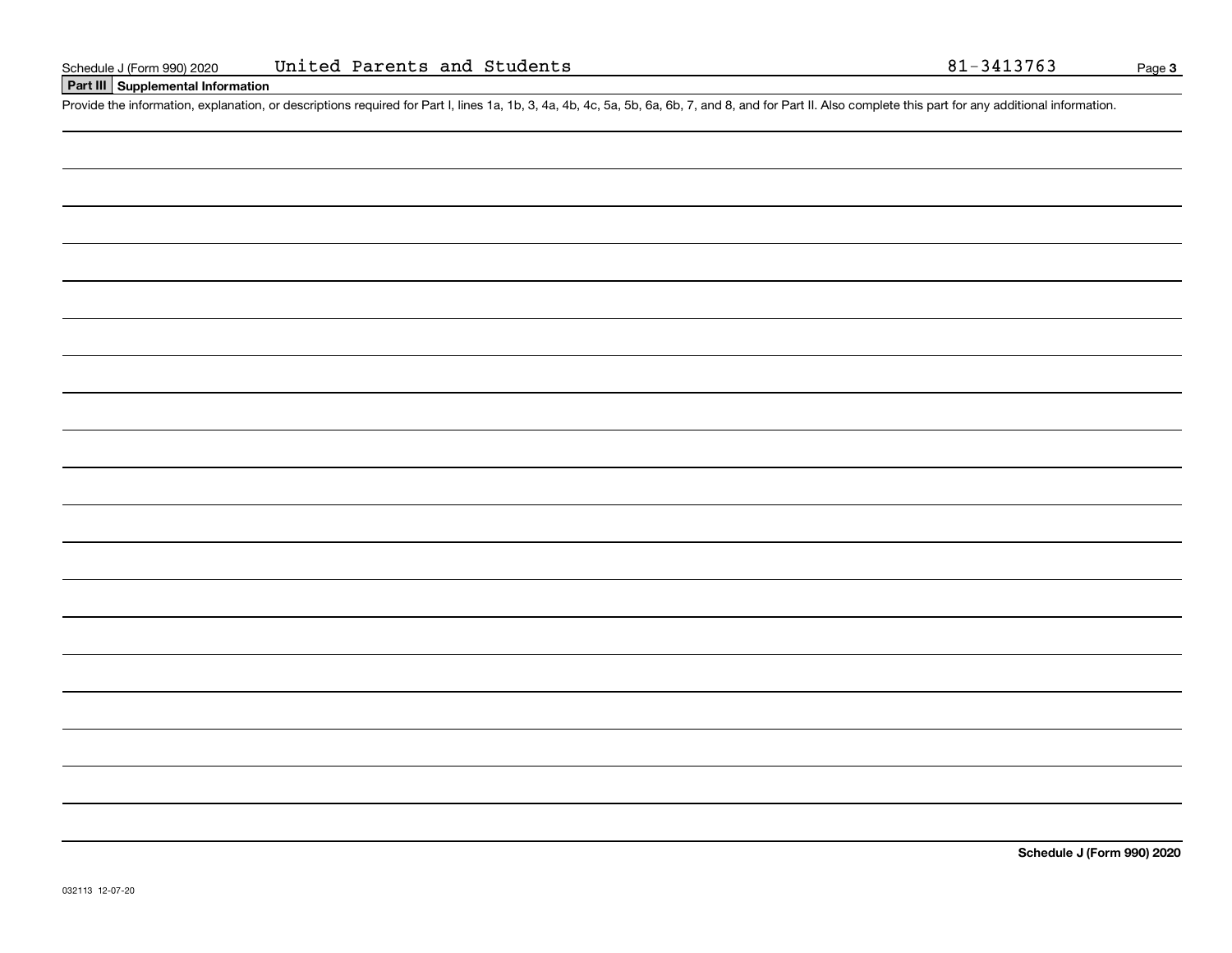Schedule J (Form 990) 2020 United Parents and Students 81-3413763

## Part III Supplemental Information

Provide the information, explanation, or descriptions required for Part I, lines 1a, 1b, 3, 4a, 4b, 4c, 5a, 5b, 6a, 6b, 7, and 8, and for Part II. Also complete this part for any additional information.

**Schedule J (Form 990) 2020**

032113 12-07-20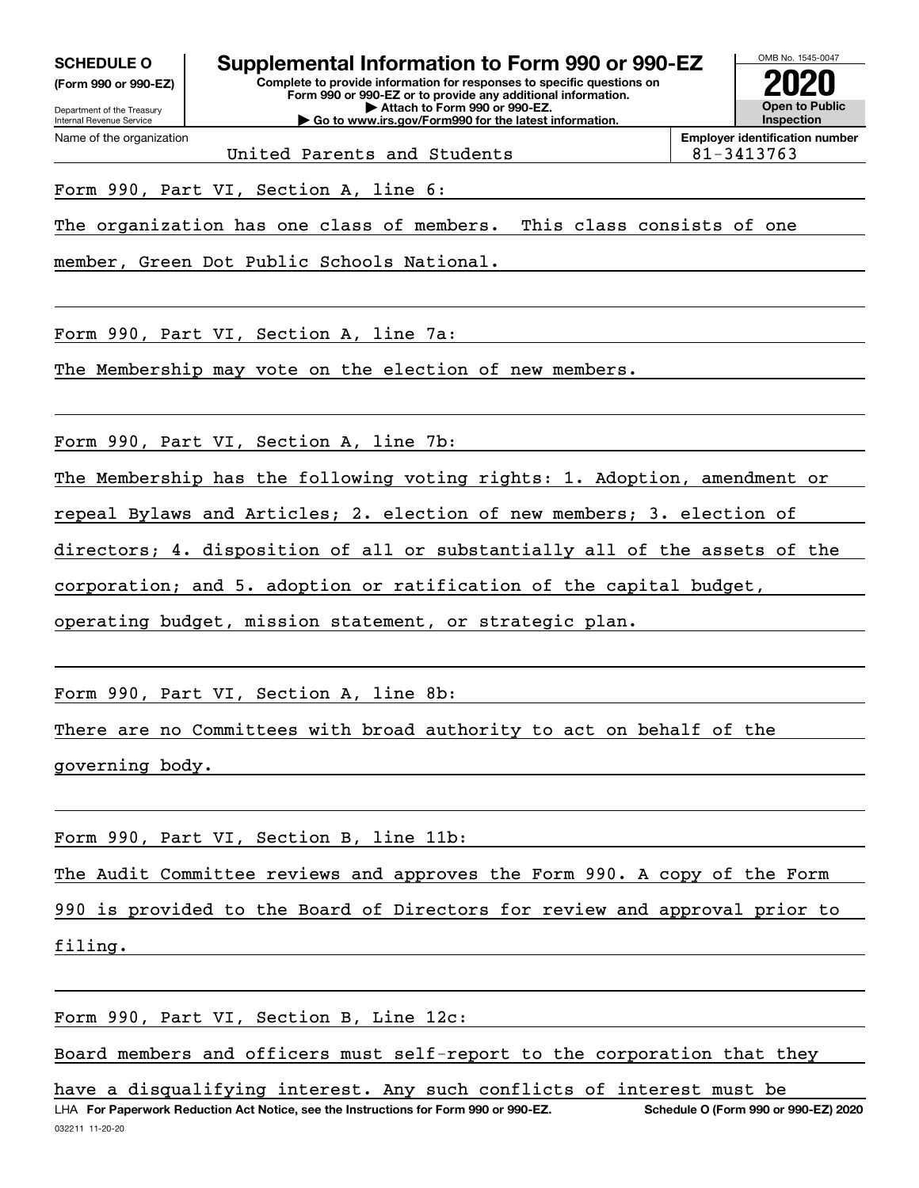**SCHEDULE O** (Form 990 or 990-EZ)

Department of the Treasury
Internal Revenue Service

# Supplemental Information to Form 990 or 990-EZ

**Complete to provide information for responses to specific questions on Form 990 or 990-EZ or to provide any additional information.**
**▶ Attach to Form 990 or 990-EZ.**
**▶ Go to www.irs.gov/Form990 for the latest information.**

OMB No. 1545-0047

**2020**

**Open to Public Inspection**

Name of the organization: United Parents and Students

**Employer identification number:** 81-3413763

Form 990, Part VI, Section A, line 6:

The organization has one class of members. This class consists of one member, Green Dot Public Schools National.

Form 990, Part VI, Section A, line 7a:

The Membership may vote on the election of new members.

Form 990, Part VI, Section A, line 7b:

The Membership has the following voting rights: 1. Adoption, amendment or repeal Bylaws and Articles; 2. election of new members; 3. election of directors; 4. disposition of all or substantially all of the assets of the corporation; and 5. adoption or ratification of the capital budget, operating budget, mission statement, or strategic plan.

Form 990, Part VI, Section A, line 8b:

There are no Committees with broad authority to act on behalf of the governing body.

Form 990, Part VI, Section B, line 11b:

The Audit Committee reviews and approves the Form 990. A copy of the Form 990 is provided to the Board of Directors for review and approval prior to filing.

Form 990, Part VI, Section B, Line 12c:

Board members and officers must self-report to the corporation that they have a disqualifying interest. Any such conflicts of interest must be

LHA **For Paperwork Reduction Act Notice, see the Instructions for Form 990 or 990-EZ.** **Schedule O (Form 990 or 990-EZ) 2020**

032211 11-20-20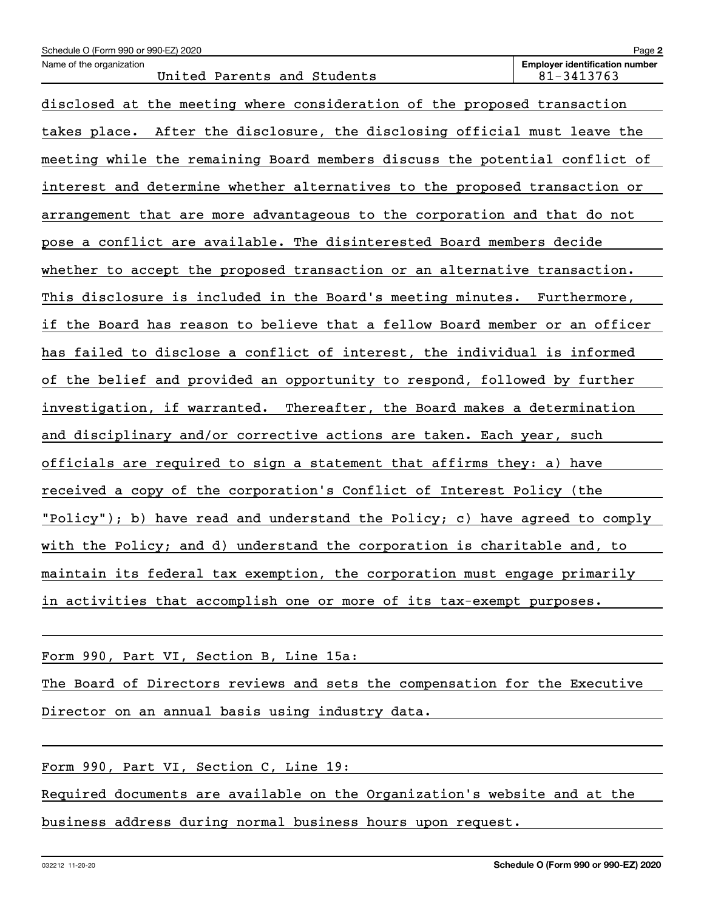Name of the organization: United Parents and Students

Employer identification number: 81-3413763

disclosed at the meeting where consideration of the proposed transaction takes place. After the disclosure, the disclosing official must leave the meeting while the remaining Board members discuss the potential conflict of interest and determine whether alternatives to the proposed transaction or arrangement that are more advantageous to the corporation and that do not pose a conflict are available. The disinterested Board members decide whether to accept the proposed transaction or an alternative transaction. This disclosure is included in the Board's meeting minutes. Furthermore, if the Board has reason to believe that a fellow Board member or an officer has failed to disclose a conflict of interest, the individual is informed of the belief and provided an opportunity to respond, followed by further investigation, if warranted. Thereafter, the Board makes a determination and disciplinary and/or corrective actions are taken. Each year, such officials are required to sign a statement that affirms they: a) have received a copy of the corporation's Conflict of Interest Policy (the "Policy"); b) have read and understand the Policy; c) have agreed to comply with the Policy; and d) understand the corporation is charitable and, to maintain its federal tax exemption, the corporation must engage primarily in activities that accomplish one or more of its tax-exempt purposes.

Form 990, Part VI, Section B, Line 15a:

The Board of Directors reviews and sets the compensation for the Executive Director on an annual basis using industry data.

Form 990, Part VI, Section C, Line 19:

Required documents are available on the Organization's website and at the business address during normal business hours upon request.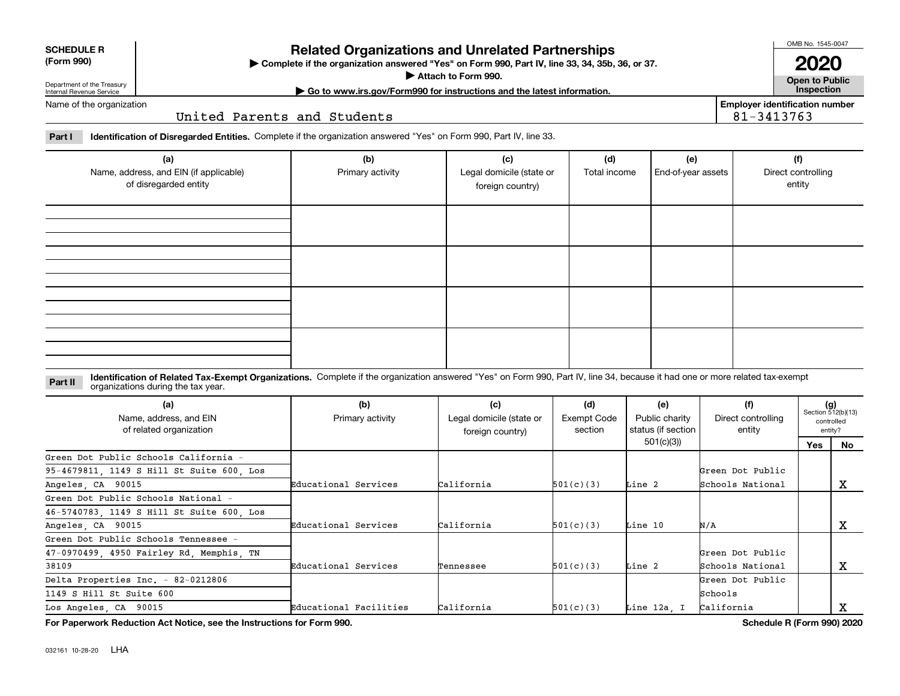**SCHEDULE R (Form 990)**

Department of the Treasury Internal Revenue Service

# Related Organizations and Unrelated Partnerships

▶ Complete if the organization answered "Yes" on Form 990, Part IV, line 33, 34, 35b, 36, or 37.

▶ Attach to Form 990.

▶ Go to www.irs.gov/Form990 for instructions and the latest information.

OMB No. 1545-0047

**2020**

**Open to Public Inspection**

Name of the organization: United Parents and Students

Employer identification number: 81-3413763

**Part I Identification of Disregarded Entities.** Complete if the organization answered "Yes" on Form 990, Part IV, line 33.

| (a) Name, address, and EIN (if applicable) of disregarded entity | (b) Primary activity | (c) Legal domicile (state or foreign country) | (d) Total income | (e) End-of-year assets | (f) Direct controlling entity |
|---|---|---|---|---|---|
| | | | | | |
| | | | | | |
| | | | | | |
| | | | | | |

**Part II Identification of Related Tax-Exempt Organizations.** Complete if the organization answered "Yes" on Form 990, Part IV, line 34, because it had one or more related tax-exempt organizations during the tax year.

| (a) Name, address, and EIN of related organization | (b) Primary activity | (c) Legal domicile (state or foreign country) | (d) Exempt Code section | (e) Public charity status (if section 501(c)(3)) | (f) Direct controlling entity | (g) Section 512(b)(13) controlled entity? Yes | No |
|---|---|---|---|---|---|---|---|
| Green Dot Public Schools California - 95-4679811, 1149 S Hill St Suite 600, Los Angeles, CA 90015 | Educational Services | California | 501(c)(3) | Line 2 | Green Dot Public Schools National | | X |
| Green Dot Public Schools National - 46-5740783, 1149 S Hill St Suite 600, Los Angeles, CA 90015 | Educational Services | California | 501(c)(3) | Line 10 | N/A | | X |
| Green Dot Public Schools Tennessee - 47-0970499, 4950 Fairley Rd, Memphis, TN 38109 | Educational Services | Tennessee | 501(c)(3) | Line 2 | Green Dot Public Schools National | | X |
| Delta Properties Inc. - 82-0212806 1149 S Hill St Suite 600 Los Angeles, CA 90015 | Educational Facilities | California | 501(c)(3) | Line 12a, I | Green Dot Public Schools California | | X |

**For Paperwork Reduction Act Notice, see the Instructions for Form 990.**

**Schedule R (Form 990) 2020**

032161 10-28-20 LHA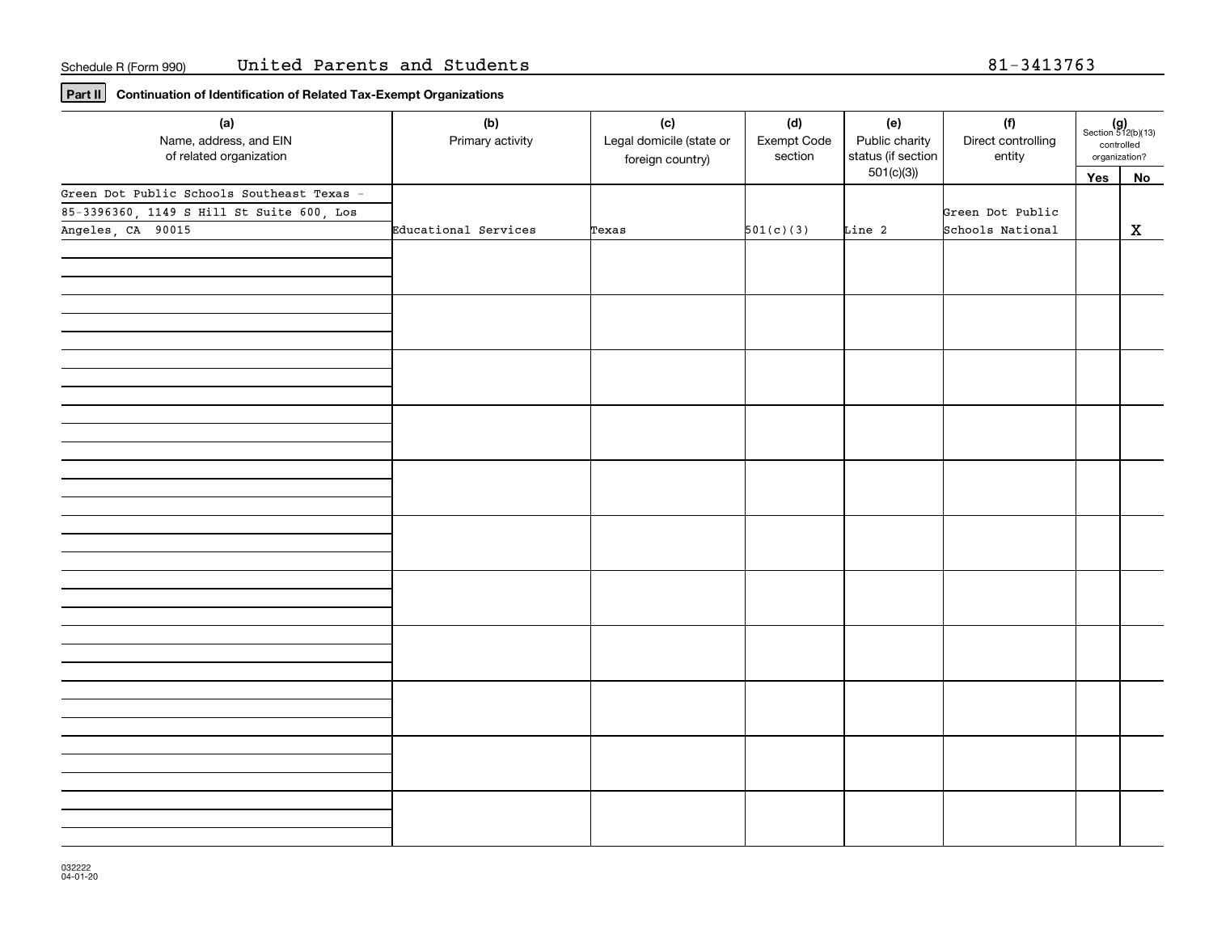Schedule R (Form 990) United Parents and Students 81-3413763

**Part II** **Continuation of Identification of Related Tax-Exempt Organizations**

| (a) Name, address, and EIN of related organization | (b) Primary activity | (c) Legal domicile (state or foreign country) | (d) Exempt Code section | (e) Public charity status (if section 501(c)(3)) | (f) Direct controlling entity | (g) Section 512(b)(13) controlled organization? Yes | No |
|---|---|---|---|---|---|---|---|
| Green Dot Public Schools Southeast Texas - 85-3396360, 1149 S Hill St Suite 600, Los Angeles, CA 90015 | Educational Services | Texas | 501(c)(3) | Line 2 | Green Dot Public Schools National | | X |
| | | | | | | | |
| | | | | | | | |
| | | | | | | | |
| | | | | | | | |
| | | | | | | | |
| | | | | | | | |
| | | | | | | | |
| | | | | | | | |
| | | | | | | | |
| | | | | | | | |
| | | | | | | | |

032222 04-01-20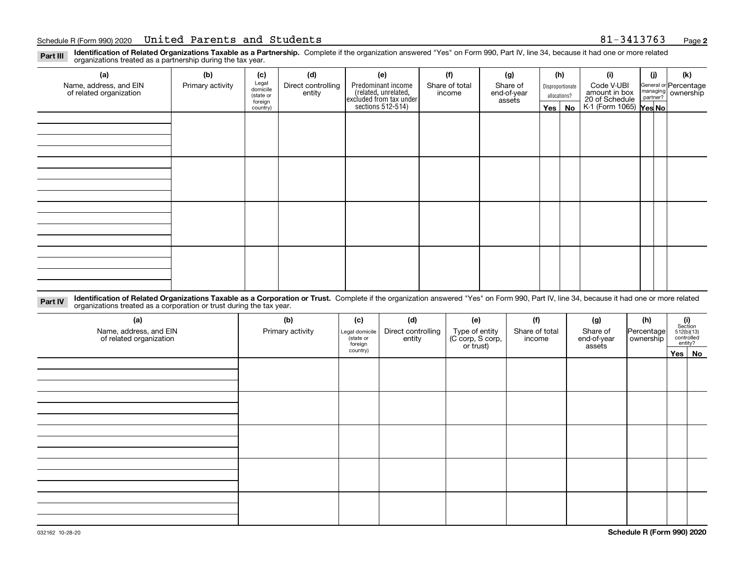Schedule R (Form 990) 2020 United Parents and Students 81-3413763

**Part III** **Identification of Related Organizations Taxable as a Partnership.** Complete if the organization answered "Yes" on Form 990, Part IV, line 34, because it had one or more related organizations treated as a partnership during the tax year.

| (a) Name, address, and EIN of related organization | (b) Primary activity | (c) Legal domicile (state or foreign country) | (d) Direct controlling entity | (e) Predominant income (related, unrelated, excluded from tax under sections 512-514) | (f) Share of total income | (g) Share of end-of-year assets | (h) Disproportionate allocations? | | (i) Code V-UBI amount in box 20 of Schedule K-1 (Form 1065) | (j) General or managing partner? | | (k) Percentage ownership |
|---|---|---|---|---|---|---|---|---|---|---|---|---|
| | | | | | | | Yes | No | | Yes | No | |
| | | | | | | | | | | | | |
| | | | | | | | | | | | | |
| | | | | | | | | | | | | |
| | | | | | | | | | | | | |

**Part IV** **Identification of Related Organizations Taxable as a Corporation or Trust.** Complete if the organization answered "Yes" on Form 990, Part IV, line 34, because it had one or more related organizations treated as a corporation or trust during the tax year.

| (a) Name, address, and EIN of related organization | (b) Primary activity | (c) Legal domicile (state or foreign country) | (d) Direct controlling entity | (e) Type of entity (C corp, S corp, or trust) | (f) Share of total income | (g) Share of end-of-year assets | (h) Percentage ownership | (i) Section 512(b)(13) controlled entity? | |
|---|---|---|---|---|---|---|---|---|---|
| | | | | | | | | Yes | No |
| | | | | | | | | | |
| | | | | | | | | | |
| | | | | | | | | | |
| | | | | | | | | | |
| | | | | | | | | | |

032162 10-28-20

**Schedule R (Form 990) 2020**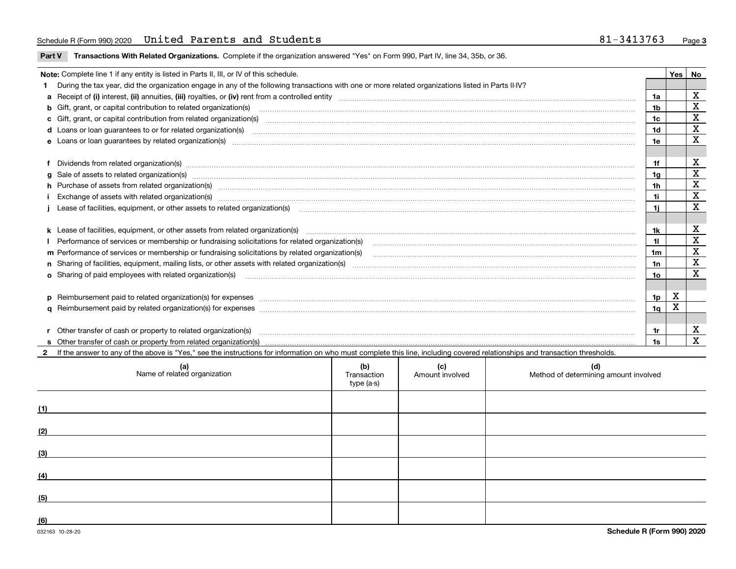Schedule R (Form 990) 2020 United Parents and Students 81-3413763

## Part V Transactions With Related Organizations.

Complete if the organization answered "Yes" on Form 990, Part IV, line 34, 35b, or 36.

| Note: Complete line 1 if any entity is listed in Parts II, III, or IV of this schedule. | | Yes | No |
|---|---|---|---|
| **1** During the tax year, did the organization engage in any of the following transactions with one or more related organizations listed in Parts II-IV? | | | |
| **a** Receipt of **(i)** interest, **(ii)** annuities, **(iii)** royalties, or **(iv)** rent from a controlled entity | 1a | | X |
| **b** Gift, grant, or capital contribution to related organization(s) | 1b | | X |
| **c** Gift, grant, or capital contribution from related organization(s) | 1c | | X |
| **d** Loans or loan guarantees to or for related organization(s) | 1d | | X |
| **e** Loans or loan guarantees by related organization(s) | 1e | | X |
| **f** Dividends from related organization(s) | 1f | | X |
| **g** Sale of assets to related organization(s) | 1g | | X |
| **h** Purchase of assets from related organization(s) | 1h | | X |
| **i** Exchange of assets with related organization(s) | 1i | | X |
| **j** Lease of facilities, equipment, or other assets to related organization(s) | 1j | | X |
| **k** Lease of facilities, equipment, or other assets from related organization(s) | 1k | | X |
| **l** Performance of services or membership or fundraising solicitations for related organization(s) | 1l | | X |
| **m** Performance of services or membership or fundraising solicitations by related organization(s) | 1m | | X |
| **n** Sharing of facilities, equipment, mailing lists, or other assets with related organization(s) | 1n | | X |
| **o** Sharing of paid employees with related organization(s) | 1o | | X |
| **p** Reimbursement paid to related organization(s) for expenses | 1p | X | |
| **q** Reimbursement paid by related organization(s) for expenses | 1q | X | |
| **r** Other transfer of cash or property to related organization(s) | 1r | | X |
| **s** Other transfer of cash or property from related organization(s) | 1s | | X |

**2** If the answer to any of the above is "Yes," see the instructions for information on who must complete this line, including covered relationships and transaction thresholds.

| | (a) Name of related organization | (b) Transaction type (a-s) | (c) Amount involved | (d) Method of determining amount involved |
|---|---|---|---|---|
| (1) | | | | |
| (2) | | | | |
| (3) | | | | |
| (4) | | | | |
| (5) | | | | |
| (6) | | | | |

032163 10-28-20

Schedule R (Form 990) 2020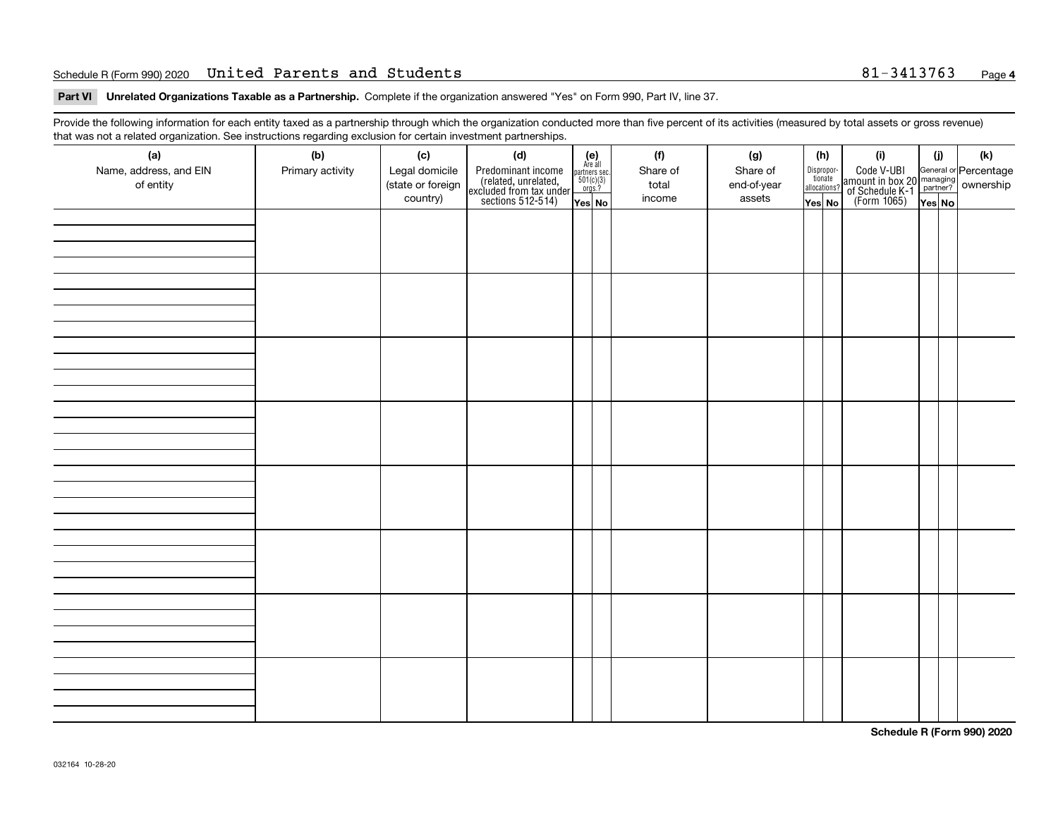Schedule R (Form 990) 2020 United Parents and Students 81-3413763

**Part VI Unrelated Organizations Taxable as a Partnership.** Complete if the organization answered "Yes" on Form 990, Part IV, line 37.

Provide the following information for each entity taxed as a partnership through which the organization conducted more than five percent of its activities (measured by total assets or gross revenue) that was not a related organization. See instructions regarding exclusion for certain investment partnerships.

| (a) Name, address, and EIN of entity | (b) Primary activity | (c) Legal domicile (state or foreign country) | (d) Predominant income (related, unrelated, excluded from tax under sections 512-514) | (e) Are all partners sec. 501(c)(3) orgs.? | | (f) Share of total income | (g) Share of end-of-year assets | (h) Disproportionate allocations? | | (i) Code V-UBI amount in box 20 of Schedule K-1 (Form 1065) | (j) General or managing partner? | | (k) Percentage ownership |
|---|---|---|---|---|---|---|---|---|---|---|---|---|---|
| | | | | Yes | No | | | Yes | No | | Yes | No | |
| | | | | | | | | | | | | | |
| | | | | | | | | | | | | | |
| | | | | | | | | | | | | | |
| | | | | | | | | | | | | | |
| | | | | | | | | | | | | | |
| | | | | | | | | | | | | | |
| | | | | | | | | | | | | | |
| | | | | | | | | | | | | | |

**Schedule R (Form 990) 2020**

032164 10-28-20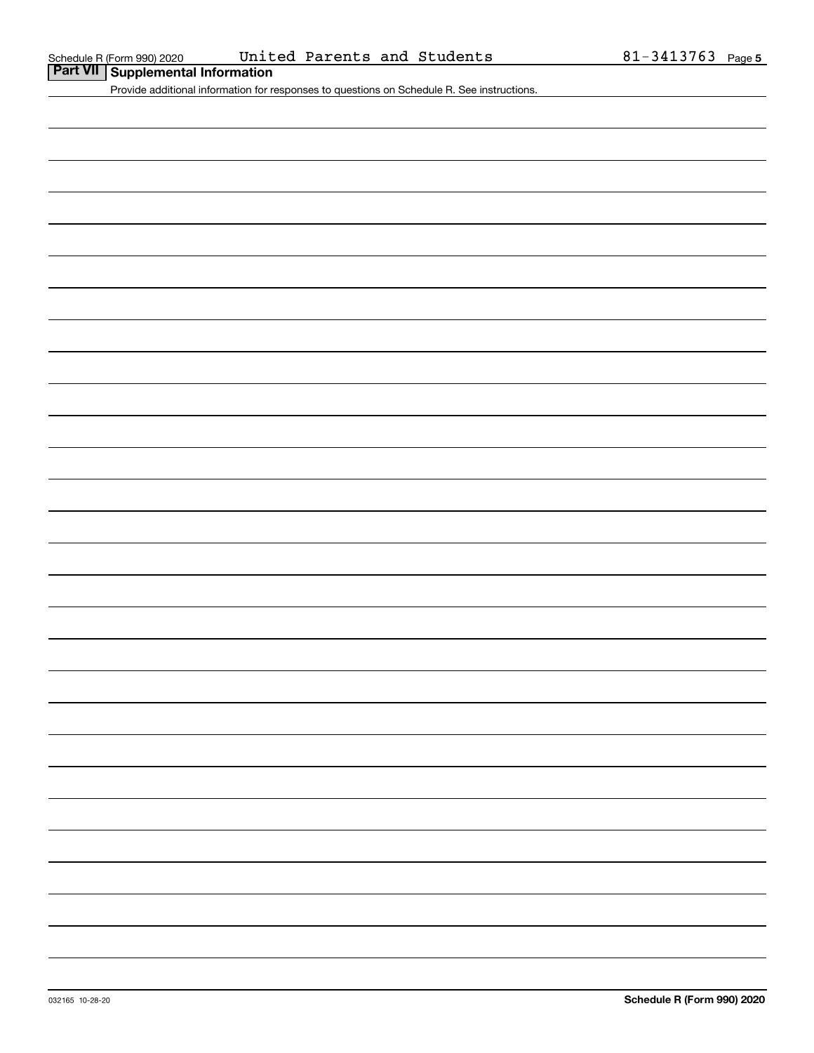Schedule R (Form 990) 2020 United Parents and Students 81-3413763 Page **5**

## Part VII Supplemental Information

Provide additional information for responses to questions on Schedule R. See instructions.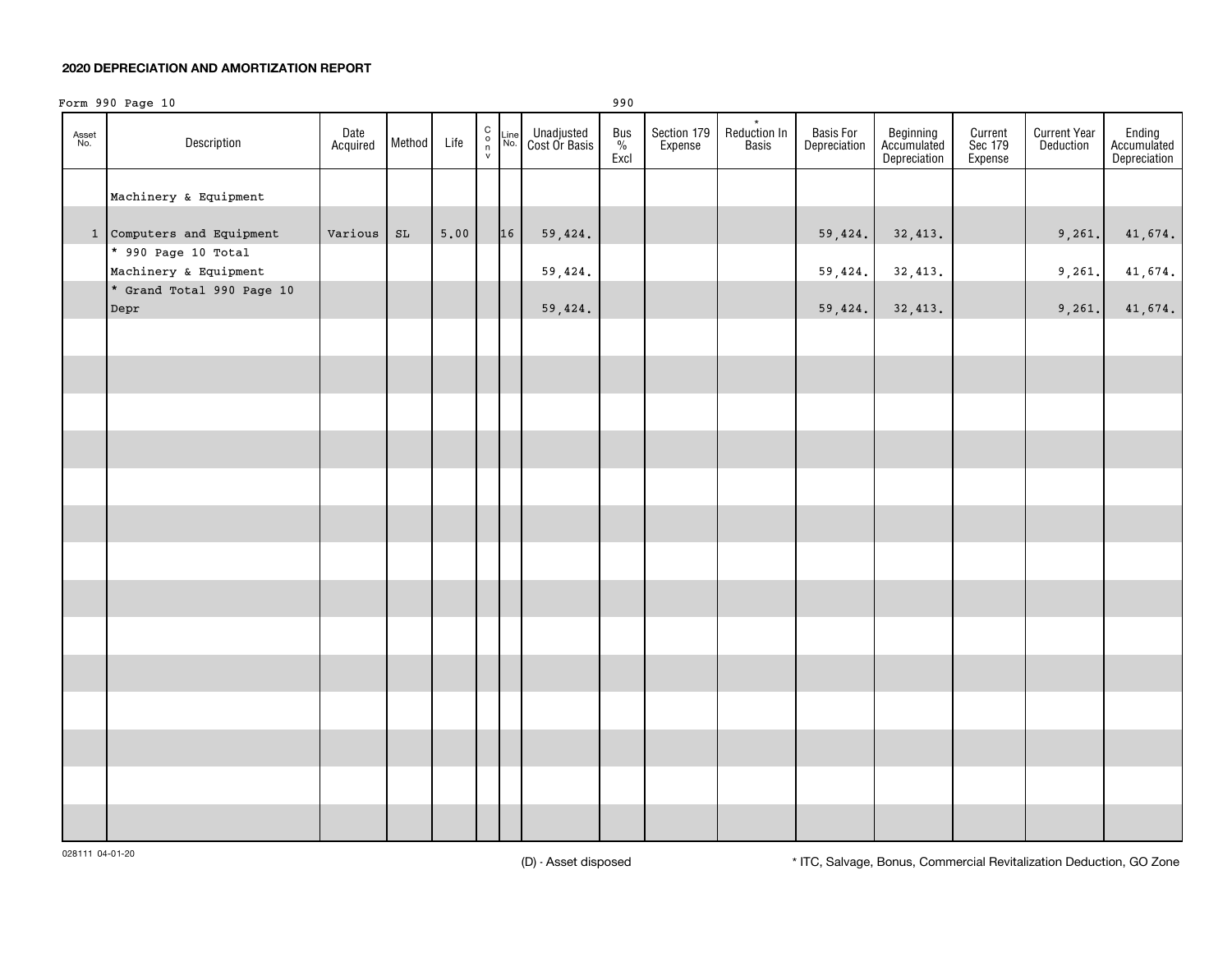## 2020 DEPRECIATION AND AMORTIZATION REPORT

Form 990 Page 10 990

| Asset No. | Description | Date Acquired | Method | Life | Conv | Line No. | Unadjusted Cost Or Basis | Bus % Excl | Section 179 Expense | * Reduction In Basis | Basis For Depreciation | Beginning Accumulated Depreciation | Current Sec 179 Expense | Current Year Deduction | Ending Accumulated Depreciation |
|---|---|---|---|---|---|---|---|---|---|---|---|---|---|---|---|
| | Machinery & Equipment | | | | | | | | | | | | | | |
| 1 | Computers and Equipment | Various | SL | 5.00 | | 16 | 59,424. | | | | 59,424. | 32,413. | | 9,261. | 41,674. |
| | * 990 Page 10 Total Machinery & Equipment | | | | | | 59,424. | | | | 59,424. | 32,413. | | 9,261. | 41,674. |
| | * Grand Total 990 Page 10 Depr | | | | | | 59,424. | | | | 59,424. | 32,413. | | 9,261. | 41,674. |

028111 04-01-20

(D) - Asset disposed

* ITC, Salvage, Bonus, Commercial Revitalization Deduction, GO Zone